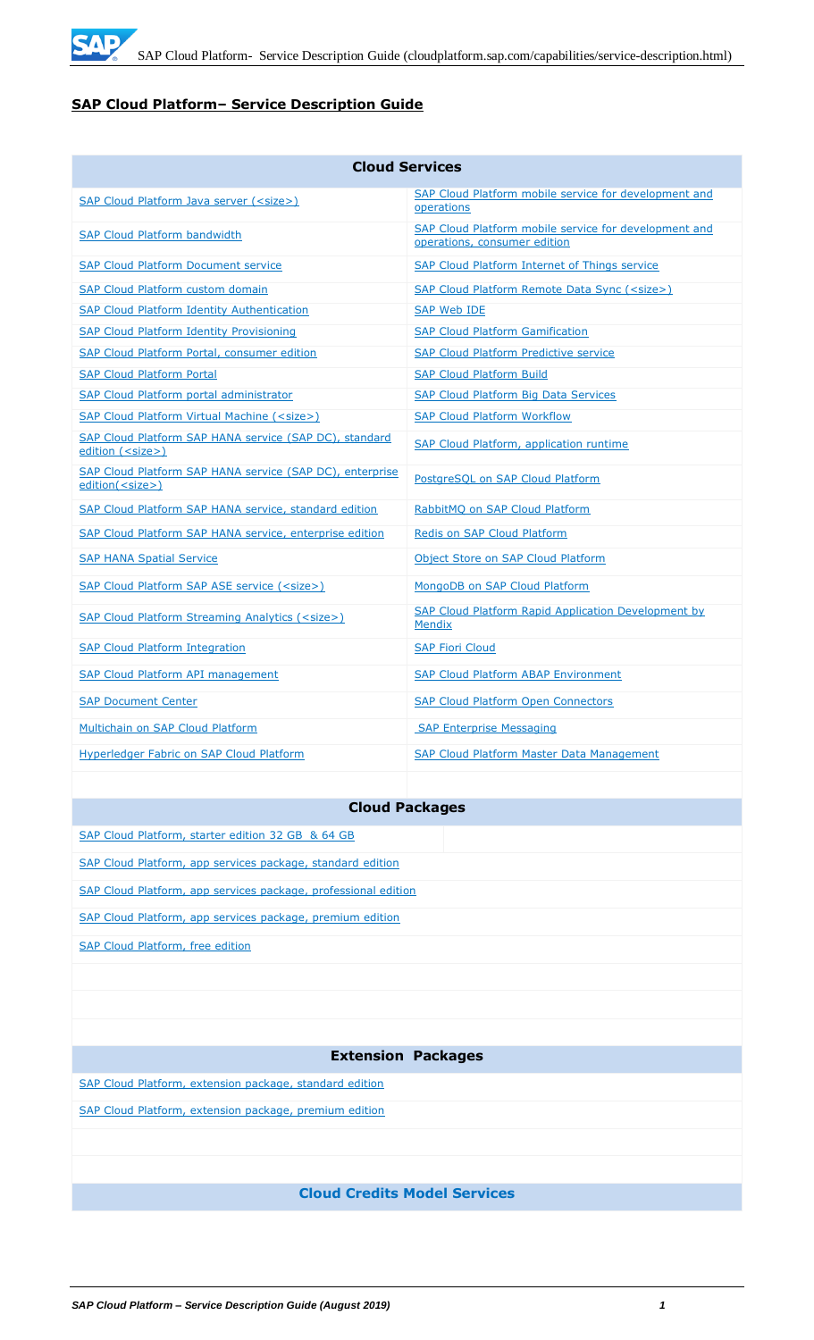# SAP Cloud Platform– Service Description Guide

| Cloud Services | |
|---|---|
| SAP Cloud Platform Java server (<size>) | SAP Cloud Platform mobile service for development and operations |
| SAP Cloud Platform bandwidth | SAP Cloud Platform mobile service for development and operations, consumer edition |
| SAP Cloud Platform Document service | SAP Cloud Platform Internet of Things service |
| SAP Cloud Platform custom domain | SAP Cloud Platform Remote Data Sync (<size>) |
| SAP Cloud Platform Identity Authentication | SAP Web IDE |
| SAP Cloud Platform Identity Provisioning | SAP Cloud Platform Gamification |
| SAP Cloud Platform Portal, consumer edition | SAP Cloud Platform Predictive service |
| SAP Cloud Platform Portal | SAP Cloud Platform Build |
| SAP Cloud Platform portal administrator | SAP Cloud Platform Big Data Services |
| SAP Cloud Platform Virtual Machine (<size>) | SAP Cloud Platform Workflow |
| SAP Cloud Platform SAP HANA service (SAP DC), standard edition (<size>) | SAP Cloud Platform, application runtime |
| SAP Cloud Platform SAP HANA service (SAP DC), enterprise edition(<size>) | PostgreSQL on SAP Cloud Platform |
| SAP Cloud Platform SAP HANA service, standard edition | RabbitMQ on SAP Cloud Platform |
| SAP Cloud Platform SAP HANA service, enterprise edition | Redis on SAP Cloud Platform |
| SAP HANA Spatial Service | Object Store on SAP Cloud Platform |
| SAP Cloud Platform SAP ASE service (<size>) | MongoDB on SAP Cloud Platform |
| SAP Cloud Platform Streaming Analytics (<size>) | SAP Cloud Platform Rapid Application Development by Mendix |
| SAP Cloud Platform Integration | SAP Fiori Cloud |
| SAP Cloud Platform API management | SAP Cloud Platform ABAP Environment |
| SAP Document Center | SAP Cloud Platform Open Connectors |
| Multichain on SAP Cloud Platform | SAP Enterprise Messaging |
| Hyperledger Fabric on SAP Cloud Platform | SAP Cloud Platform Master Data Management |

| Cloud Packages |
|---|
| SAP Cloud Platform, starter edition 32 GB & 64 GB |
| SAP Cloud Platform, app services package, standard edition |
| SAP Cloud Platform, app services package, professional edition |
| SAP Cloud Platform, app services package, premium edition |
| SAP Cloud Platform, free edition |

| Extension Packages |
|---|
| SAP Cloud Platform, extension package, standard edition |
| SAP Cloud Platform, extension package, premium edition |

| Cloud Credits Model Services |
|---|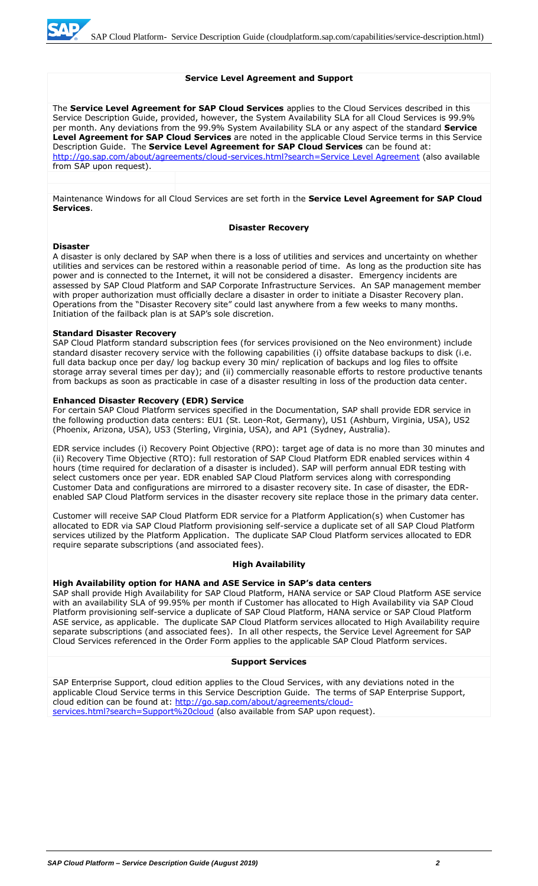## Service Level Agreement and Support

The **Service Level Agreement for SAP Cloud Services** applies to the Cloud Services described in this Service Description Guide, provided, however, the System Availability SLA for all Cloud Services is 99.9% per month. Any deviations from the 99.9% System Availability SLA or any aspect of the standard **Service Level Agreement for SAP Cloud Services** are noted in the applicable Cloud Service terms in this Service Description Guide. The **Service Level Agreement for SAP Cloud Services** can be found at: http://go.sap.com/about/agreements/cloud-services.html?search=Service Level Agreement (also available from SAP upon request).

Maintenance Windows for all Cloud Services are set forth in the **Service Level Agreement for SAP Cloud Services**.

## Disaster Recovery

### Disaster

A disaster is only declared by SAP when there is a loss of utilities and services and uncertainty on whether utilities and services can be restored within a reasonable period of time. As long as the production site has power and is connected to the Internet, it will not be considered a disaster. Emergency incidents are assessed by SAP Cloud Platform and SAP Corporate Infrastructure Services. An SAP management member with proper authorization must officially declare a disaster in order to initiate a Disaster Recovery plan. Operations from the "Disaster Recovery site" could last anywhere from a few weeks to many months. Initiation of the failback plan is at SAP's sole discretion.

### Standard Disaster Recovery

SAP Cloud Platform standard subscription fees (for services provisioned on the Neo environment) include standard disaster recovery service with the following capabilities (i) offsite database backups to disk (i.e. full data backup once per day/ log backup every 30 min/ replication of backups and log files to offsite storage array several times per day); and (ii) commercially reasonable efforts to restore productive tenants from backups as soon as practicable in case of a disaster resulting in loss of the production data center.

### Enhanced Disaster Recovery (EDR) Service

For certain SAP Cloud Platform services specified in the Documentation, SAP shall provide EDR service in the following production data centers: EU1 (St. Leon-Rot, Germany), US1 (Ashburn, Virginia, USA), US2 (Phoenix, Arizona, USA), US3 (Sterling, Virginia, USA), and AP1 (Sydney, Australia).

EDR service includes (i) Recovery Point Objective (RPO): target age of data is no more than 30 minutes and (ii) Recovery Time Objective (RTO): full restoration of SAP Cloud Platform EDR enabled services within 4 hours (time required for declaration of a disaster is included). SAP will perform annual EDR testing with select customers once per year. EDR enabled SAP Cloud Platform services along with corresponding Customer Data and configurations are mirrored to a disaster recovery site. In case of disaster, the EDR-enabled SAP Cloud Platform services in the disaster recovery site replace those in the primary data center.

Customer will receive SAP Cloud Platform EDR service for a Platform Application(s) when Customer has allocated to EDR via SAP Cloud Platform provisioning self-service a duplicate set of all SAP Cloud Platform services utilized by the Platform Application. The duplicate SAP Cloud Platform services allocated to EDR require separate subscriptions (and associated fees).

## High Availability

### High Availability option for HANA and ASE Service in SAP's data centers

SAP shall provide High Availability for SAP Cloud Platform, HANA service or SAP Cloud Platform ASE service with an availability SLA of 99.95% per month if Customer has allocated to High Availability via SAP Cloud Platform provisioning self-service a duplicate of SAP Cloud Platform, HANA service or SAP Cloud Platform ASE service, as applicable. The duplicate SAP Cloud Platform services allocated to High Availability require separate subscriptions (and associated fees). In all other respects, the Service Level Agreement for SAP Cloud Services referenced in the Order Form applies to the applicable SAP Cloud Platform services.

## Support Services

SAP Enterprise Support, cloud edition applies to the Cloud Services, with any deviations noted in the applicable Cloud Service terms in this Service Description Guide. The terms of SAP Enterprise Support, cloud edition can be found at: http://go.sap.com/about/agreements/cloud-services.html?search=Support%20cloud (also available from SAP upon request).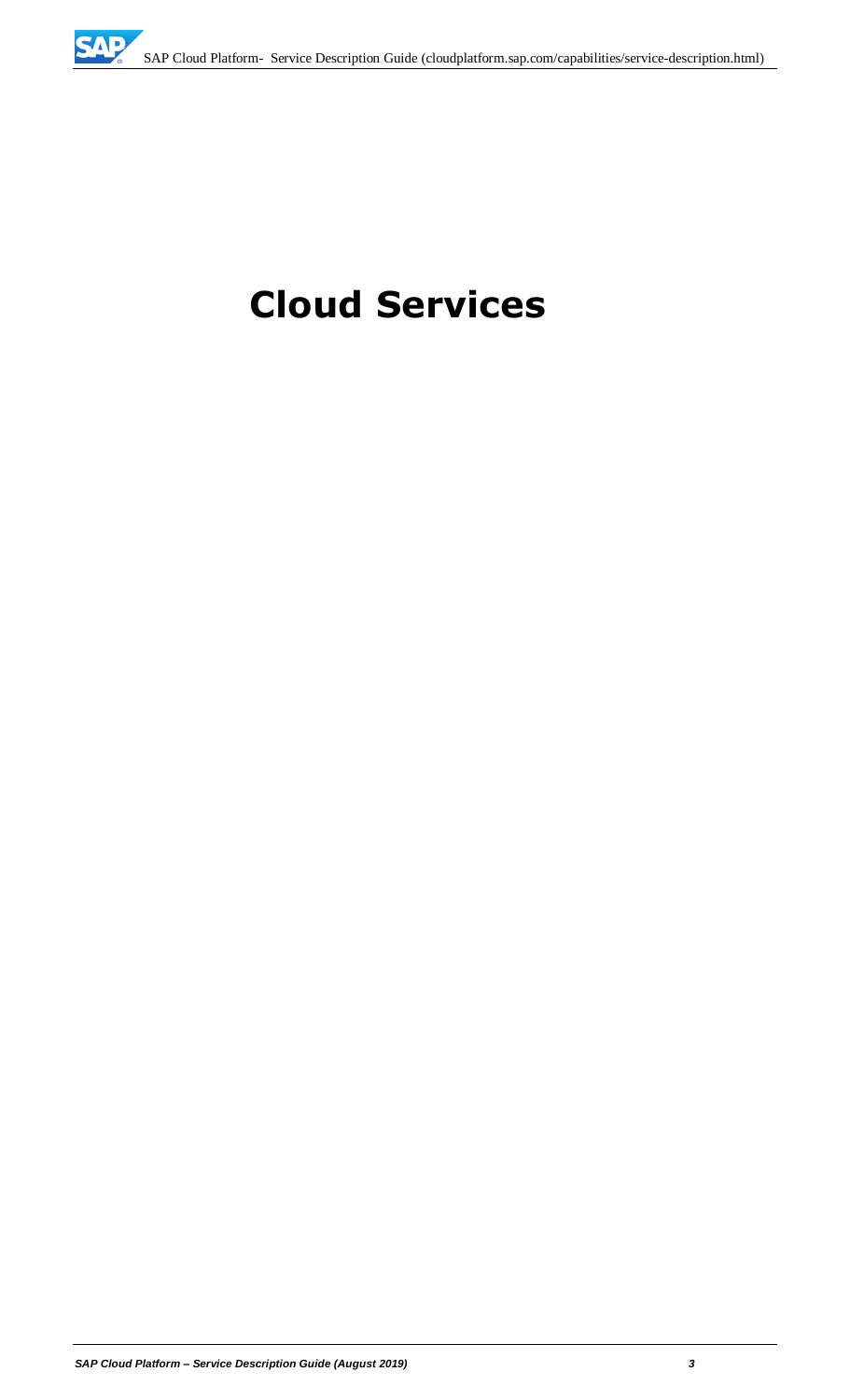# Cloud Services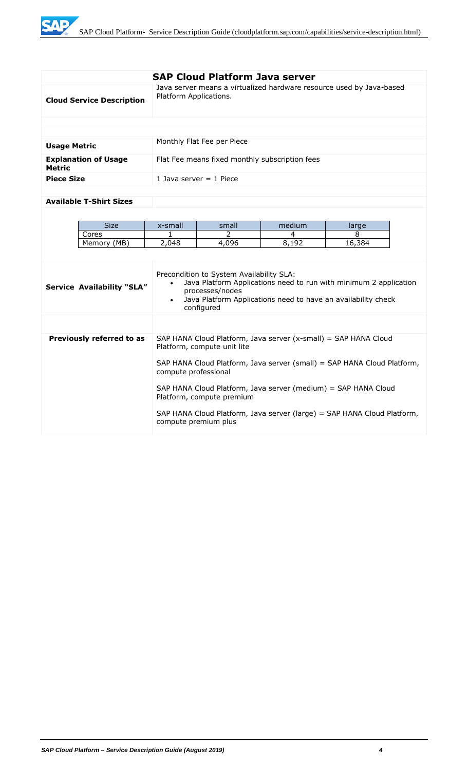## SAP Cloud Platform Java server

| | |
|---|---|
| **Cloud Service Description** | Java server means a virtualized hardware resource used by Java-based Platform Applications. |
| **Usage Metric** | Monthly Flat Fee per Piece |
| **Explanation of Usage Metric** | Flat Fee means fixed monthly subscription fees |
| **Piece Size** | 1 Java server = 1 Piece |

**Available T-Shirt Sizes**

| Size | x-small | small | medium | large |
|---|---|---|---|---|
| Cores | 1 | 2 | 4 | 8 |
| Memory (MB) | 2,048 | 4,096 | 8,192 | 16,384 |

**Service Availability "SLA"**

Precondition to System Availability SLA:

- Java Platform Applications need to run with minimum 2 application processes/nodes
- Java Platform Applications need to have an availability check configured

**Previously referred to as**

SAP HANA Cloud Platform, Java server (x-small) = SAP HANA Cloud Platform, compute unit lite

SAP HANA Cloud Platform, Java server (small) = SAP HANA Cloud Platform, compute professional

SAP HANA Cloud Platform, Java server (medium) = SAP HANA Cloud Platform, compute premium

SAP HANA Cloud Platform, Java server (large) = SAP HANA Cloud Platform, compute premium plus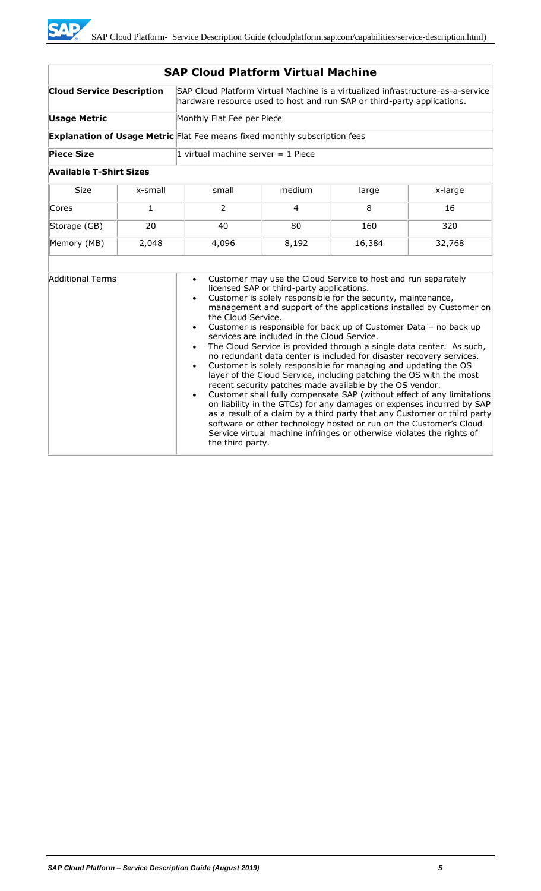## SAP Cloud Platform Virtual Machine

| | |
|---|---|
| **Cloud Service Description** | SAP Cloud Platform Virtual Machine is a virtualized infrastructure-as-a-service hardware resource used to host and run SAP or third-party applications. |
| **Usage Metric** | Monthly Flat Fee per Piece |
| **Explanation of Usage Metric** | Flat Fee means fixed monthly subscription fees |
| **Piece Size** | 1 virtual machine server = 1 Piece |

**Available T-Shirt Sizes**

| Size | x-small | small | medium | large | x-large |
|---|---|---|---|---|---|
| Cores | 1 | 2 | 4 | 8 | 16 |
| Storage (GB) | 20 | 40 | 80 | 160 | 320 |
| Memory (MB) | 2,048 | 4,096 | 8,192 | 16,384 | 32,768 |

**Additional Terms**

- Customer may use the Cloud Service to host and run separately licensed SAP or third-party applications.
- Customer is solely responsible for the security, maintenance, management and support of the applications installed by Customer on the Cloud Service.
- Customer is responsible for back up of Customer Data – no back up services are included in the Cloud Service.
- The Cloud Service is provided through a single data center. As such, no redundant data center is included for disaster recovery services.
- Customer is solely responsible for managing and updating the OS layer of the Cloud Service, including patching the OS with the most recent security patches made available by the OS vendor.
- Customer shall fully compensate SAP (without effect of any limitations on liability in the GTCs) for any damages or expenses incurred by SAP as a result of a claim by a third party that any Customer or third party software or other technology hosted or run on the Customer's Cloud Service virtual machine infringes or otherwise violates the rights of the third party.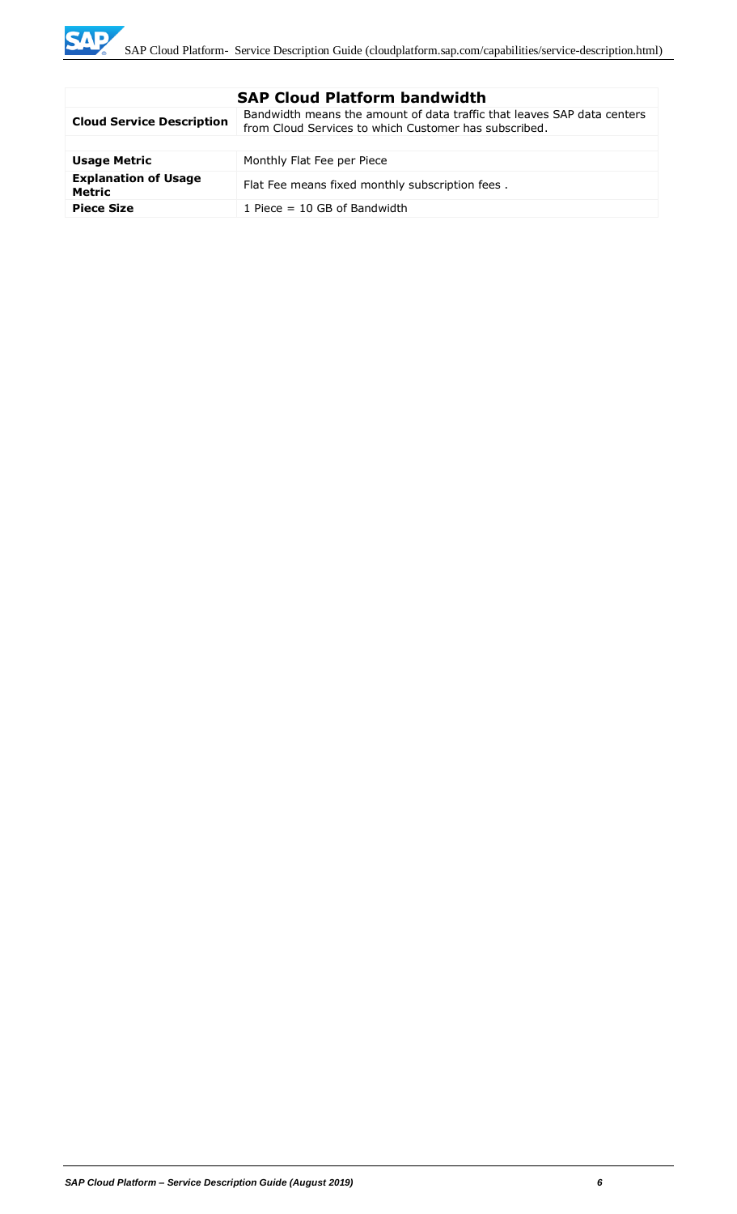| SAP Cloud Platform bandwidth | |
|---|---|
| **Cloud Service Description** | Bandwidth means the amount of data traffic that leaves SAP data centers from Cloud Services to which Customer has subscribed. |
| | |
| **Usage Metric** | Monthly Flat Fee per Piece |
| **Explanation of Usage Metric** | Flat Fee means fixed monthly subscription fees . |
| **Piece Size** | 1 Piece = 10 GB of Bandwidth |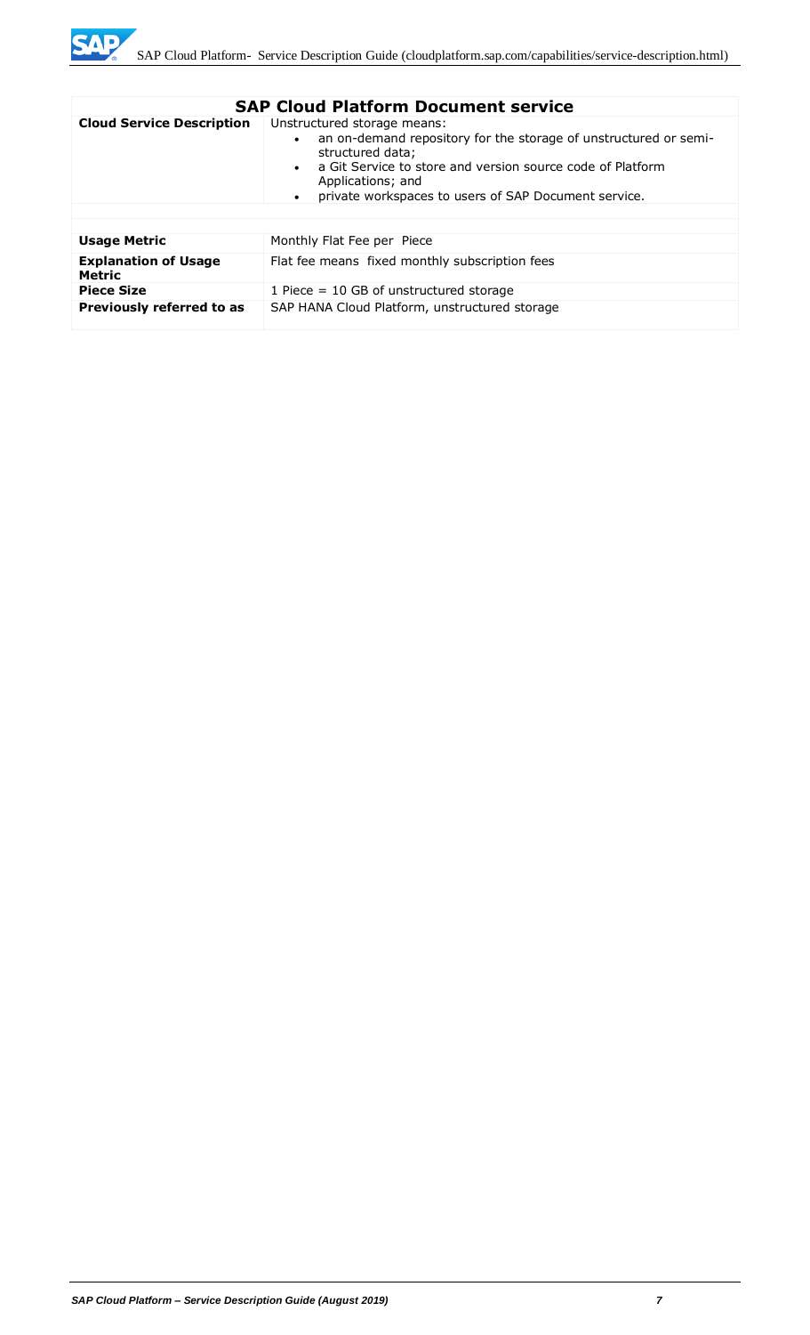| SAP Cloud Platform Document service | |
|---|---|
| **Cloud Service Description** | Unstructured storage means:<br>• an on-demand repository for the storage of unstructured or semi-structured data;<br>• a Git Service to store and version source code of Platform Applications; and<br>• private workspaces to users of SAP Document service. |
| | |
| **Usage Metric** | Monthly Flat Fee per Piece |
| **Explanation of Usage Metric** | Flat fee means fixed monthly subscription fees |
| **Piece Size** | 1 Piece = 10 GB of unstructured storage |
| **Previously referred to as** | SAP HANA Cloud Platform, unstructured storage |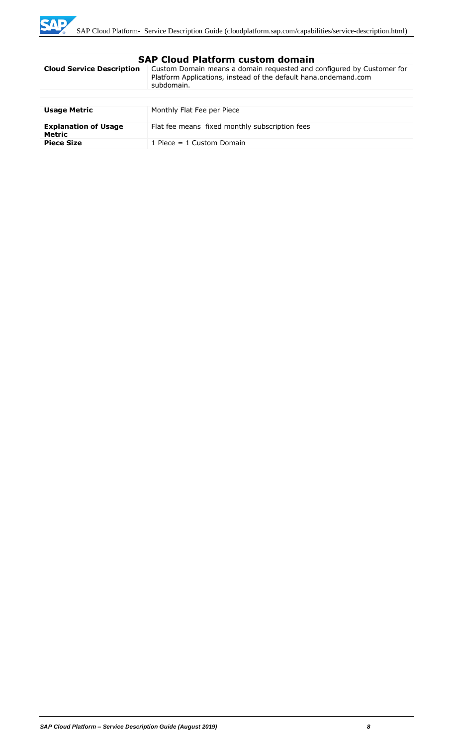| SAP Cloud Platform custom domain | |
|---|---|
| **Cloud Service Description** | Custom Domain means a domain requested and configured by Customer for Platform Applications, instead of the default hana.ondemand.com subdomain. |
| | |
| **Usage Metric** | Monthly Flat Fee per Piece |
| **Explanation of Usage Metric** | Flat fee means fixed monthly subscription fees |
| **Piece Size** | 1 Piece = 1 Custom Domain |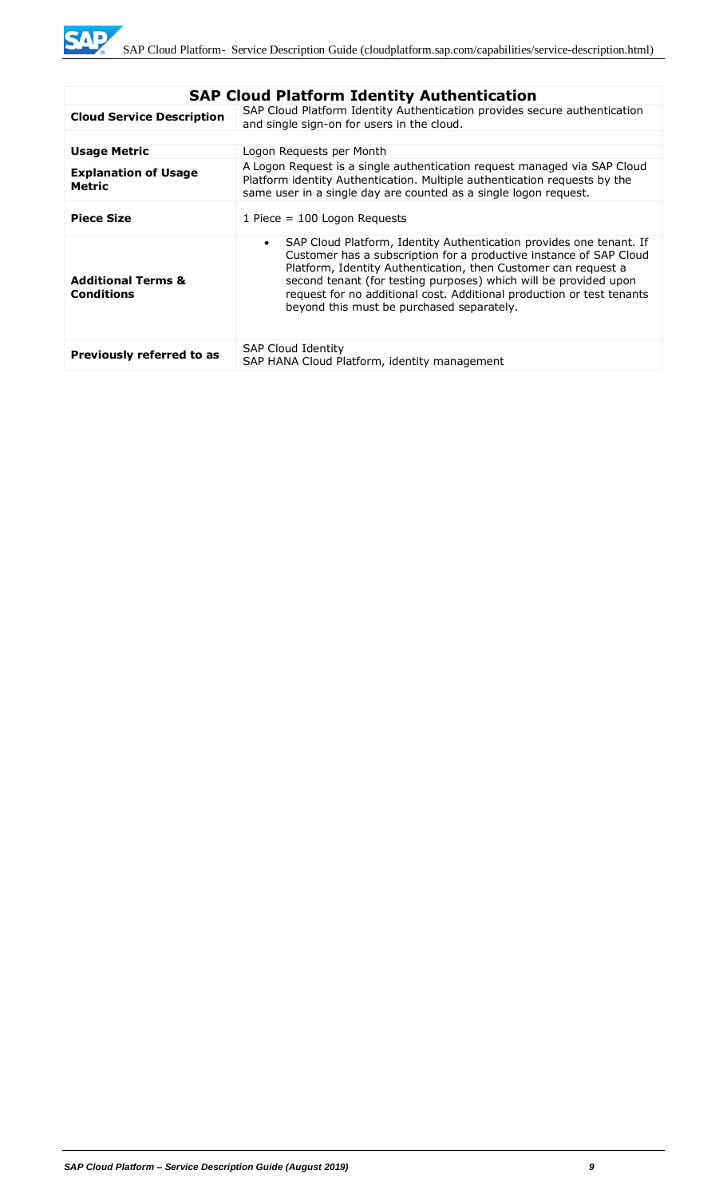| SAP Cloud Platform Identity Authentication | |
|---|---|
| **Cloud Service Description** | SAP Cloud Platform Identity Authentication provides secure authentication and single sign-on for users in the cloud. |
| **Usage Metric** | Logon Requests per Month |
| **Explanation of Usage Metric** | A Logon Request is a single authentication request managed via SAP Cloud Platform identity Authentication. Multiple authentication requests by the same user in a single day are counted as a single logon request. |
| **Piece Size** | 1 Piece = 100 Logon Requests |
| **Additional Terms & Conditions** | • SAP Cloud Platform, Identity Authentication provides one tenant. If Customer has a subscription for a productive instance of SAP Cloud Platform, Identity Authentication, then Customer can request a second tenant (for testing purposes) which will be provided upon request for no additional cost. Additional production or test tenants beyond this must be purchased separately. |
| **Previously referred to as** | SAP Cloud Identity<br>SAP HANA Cloud Platform, identity management |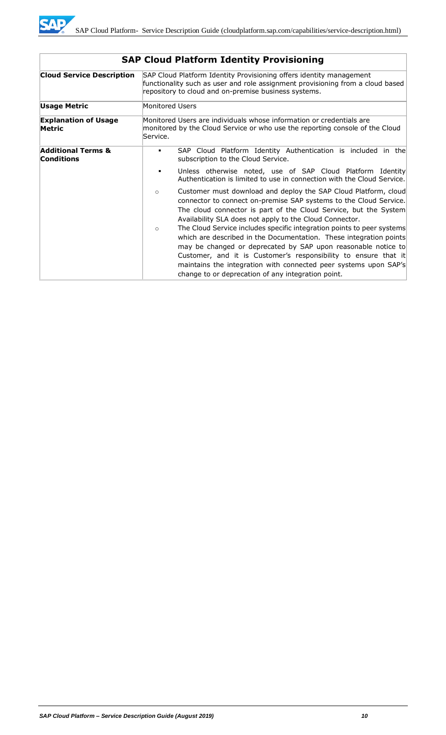| SAP Cloud Platform Identity Provisioning | |
|---|---|
| **Cloud Service Description** | SAP Cloud Platform Identity Provisioning offers identity management functionality such as user and role assignment provisioning from a cloud based repository to cloud and on-premise business systems. |
| **Usage Metric** | Monitored Users |
| **Explanation of Usage Metric** | Monitored Users are individuals whose information or credentials are monitored by the Cloud Service or who use the reporting console of the Cloud Service. |
| **Additional Terms & Conditions** | ▪ SAP Cloud Platform Identity Authentication is included in the subscription to the Cloud Service.<br>▪ Unless otherwise noted, use of SAP Cloud Platform Identity Authentication is limited to use in connection with the Cloud Service.<br>○ Customer must download and deploy the SAP Cloud Platform, cloud connector to connect on-premise SAP systems to the Cloud Service. The cloud connector is part of the Cloud Service, but the System Availability SLA does not apply to the Cloud Connector.<br>○ The Cloud Service includes specific integration points to peer systems which are described in the Documentation. These integration points may be changed or deprecated by SAP upon reasonable notice to Customer, and it is Customer's responsibility to ensure that it maintains the integration with connected peer systems upon SAP's change to or deprecation of any integration point. |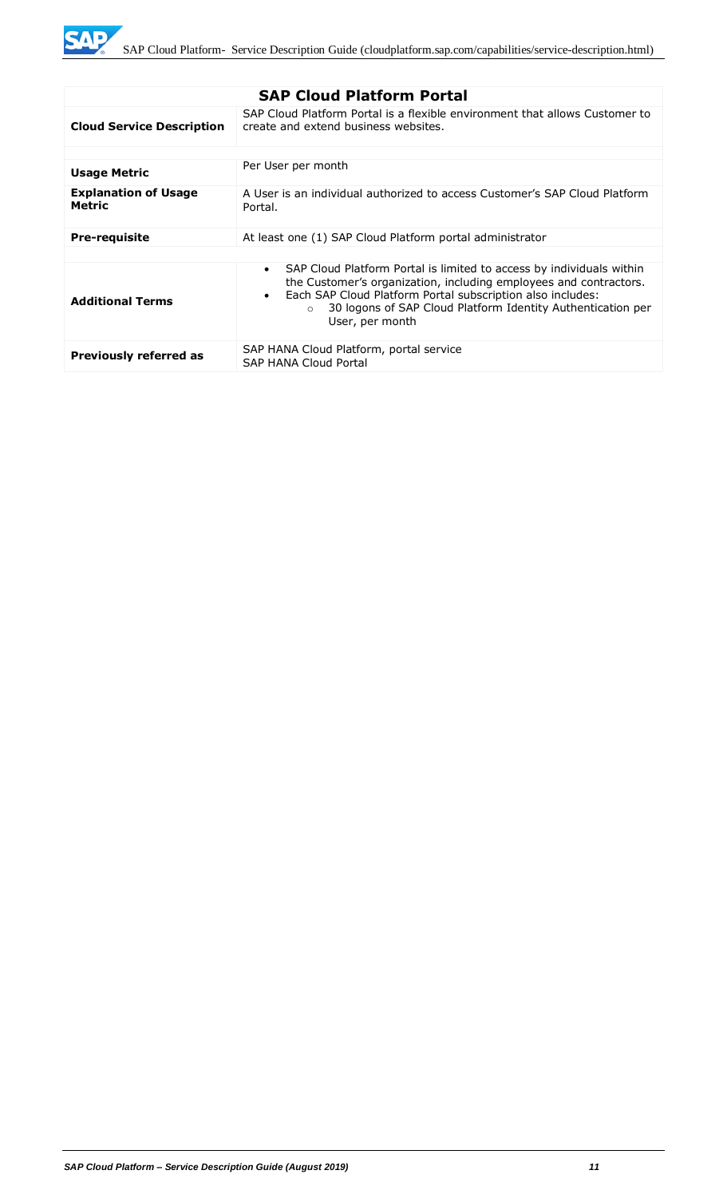| SAP Cloud Platform Portal | |
|---|---|
| **Cloud Service Description** | SAP Cloud Platform Portal is a flexible environment that allows Customer to create and extend business websites. |
| **Usage Metric** | Per User per month |
| **Explanation of Usage Metric** | A User is an individual authorized to access Customer's SAP Cloud Platform Portal. |
| **Pre-requisite** | At least one (1) SAP Cloud Platform portal administrator |
| **Additional Terms** | • SAP Cloud Platform Portal is limited to access by individuals within the Customer's organization, including employees and contractors. <br> • Each SAP Cloud Platform Portal subscription also includes: <br> ○ 30 logons of SAP Cloud Platform Identity Authentication per User, per month |
| **Previously referred as** | SAP HANA Cloud Platform, portal service <br> SAP HANA Cloud Portal |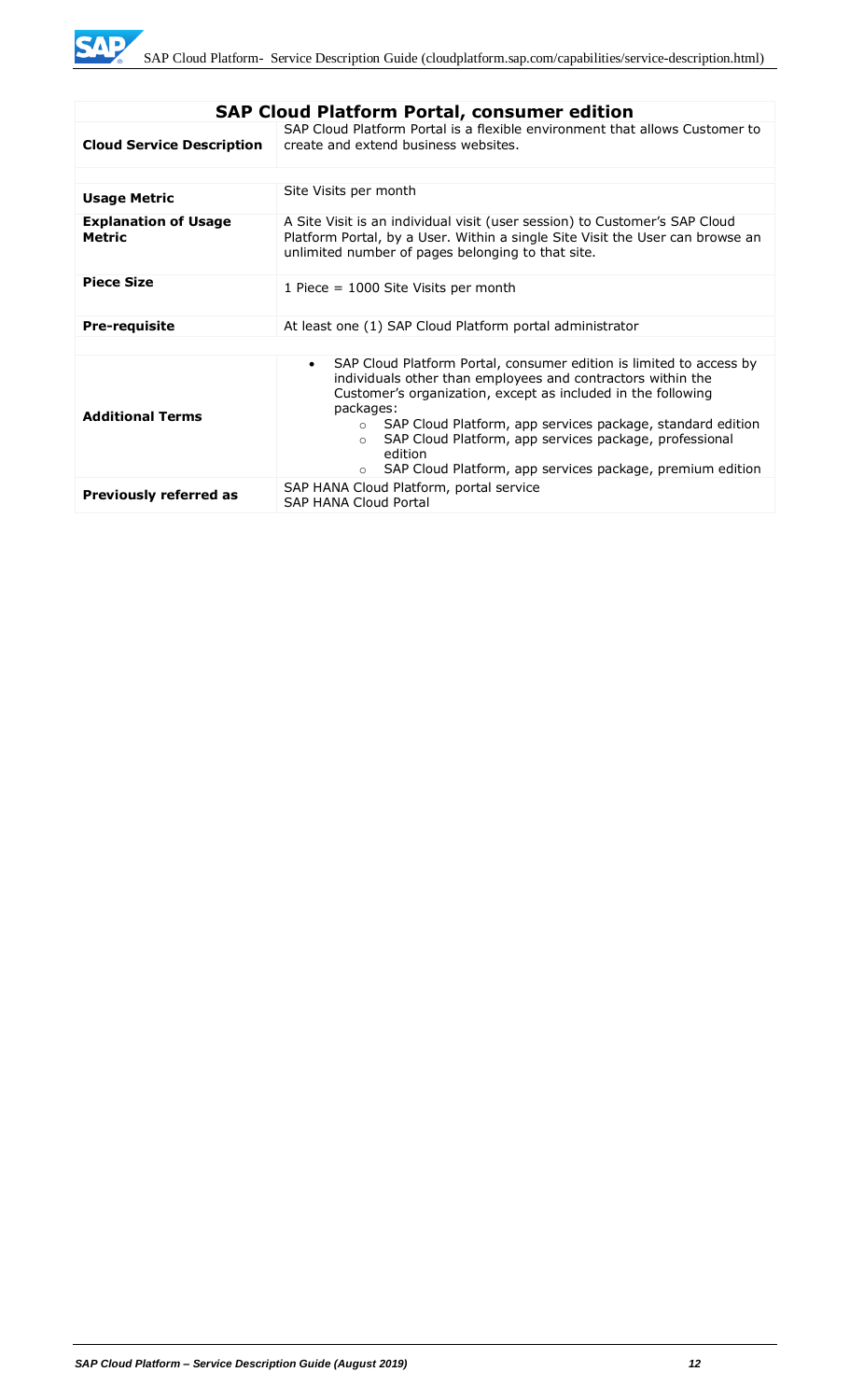| SAP Cloud Platform Portal, consumer edition | |
|---|---|
| **Cloud Service Description** | SAP Cloud Platform Portal is a flexible environment that allows Customer to create and extend business websites. |
| **Usage Metric** | Site Visits per month |
| **Explanation of Usage Metric** | A Site Visit is an individual visit (user session) to Customer's SAP Cloud Platform Portal, by a User. Within a single Site Visit the User can browse an unlimited number of pages belonging to that site. |
| **Piece Size** | 1 Piece = 1000 Site Visits per month |
| **Pre-requisite** | At least one (1) SAP Cloud Platform portal administrator |
| **Additional Terms** | • SAP Cloud Platform Portal, consumer edition is limited to access by individuals other than employees and contractors within the Customer's organization, except as included in the following packages:<br>○ SAP Cloud Platform, app services package, standard edition<br>○ SAP Cloud Platform, app services package, professional edition<br>○ SAP Cloud Platform, app services package, premium edition |
| **Previously referred as** | SAP HANA Cloud Platform, portal service<br>SAP HANA Cloud Portal |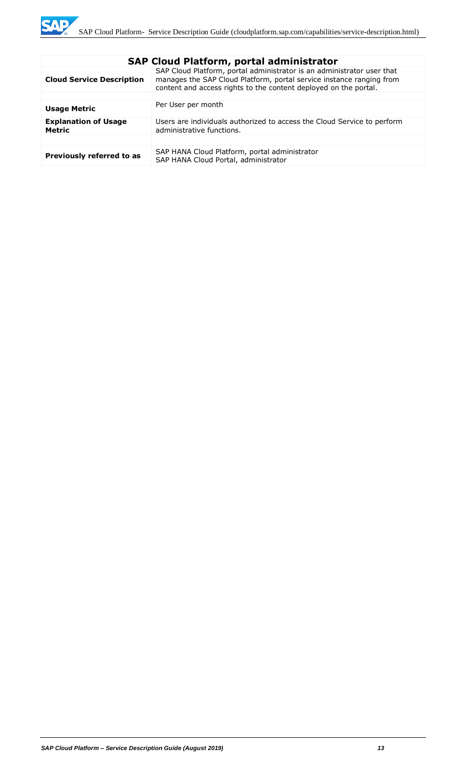| SAP Cloud Platform, portal administrator | |
|---|---|
| **Cloud Service Description** | SAP Cloud Platform, portal administrator is an administrator user that manages the SAP Cloud Platform, portal service instance ranging from content and access rights to the content deployed on the portal. |
| **Usage Metric** | Per User per month |
| **Explanation of Usage Metric** | Users are individuals authorized to access the Cloud Service to perform administrative functions. |
| **Previously referred to as** | SAP HANA Cloud Platform, portal administrator<br>SAP HANA Cloud Portal, administrator |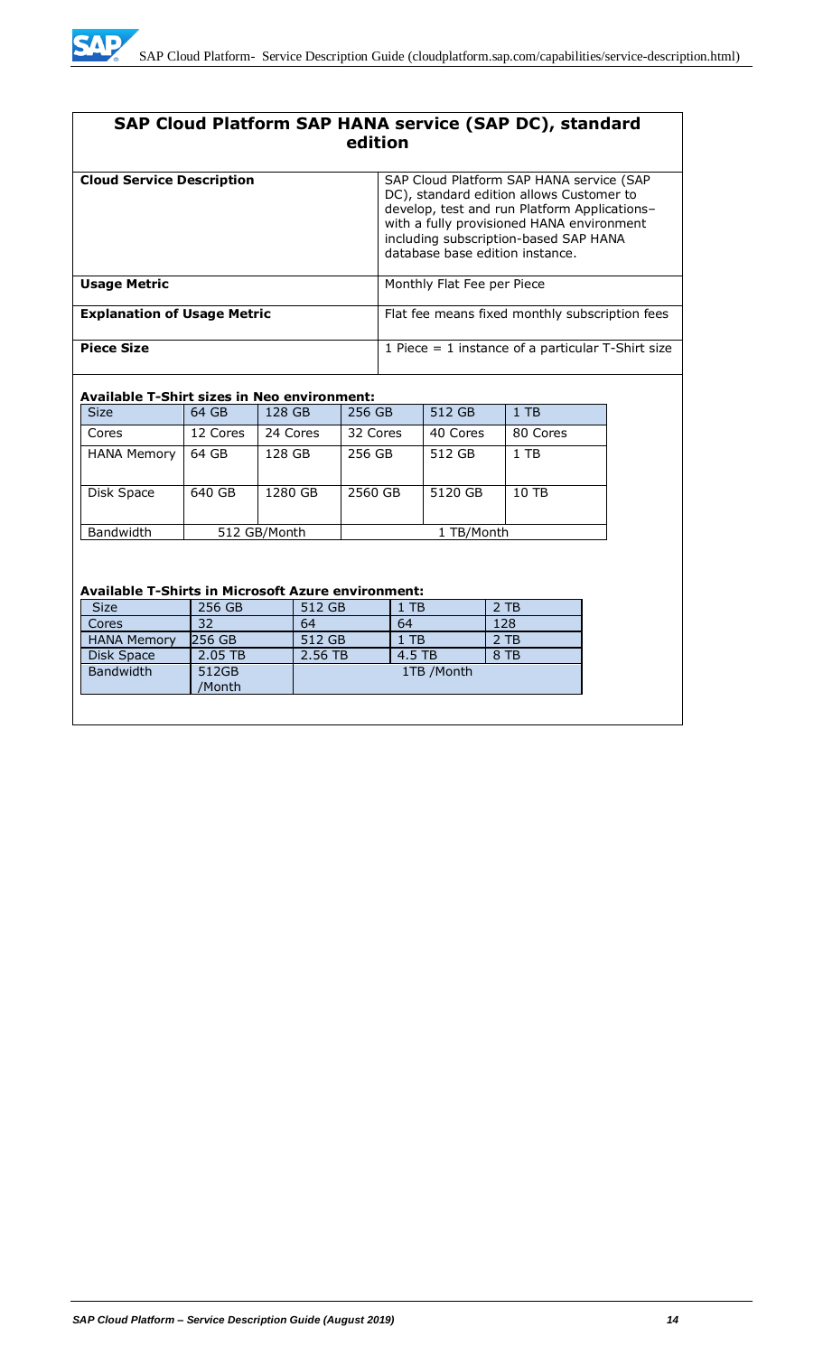## SAP Cloud Platform SAP HANA service (SAP DC), standard edition

| | |
|---|---|
| **Cloud Service Description** | SAP Cloud Platform SAP HANA service (SAP DC), standard edition allows Customer to develop, test and run Platform Applications– with a fully provisioned HANA environment including subscription-based SAP HANA database base edition instance. |
| **Usage Metric** | Monthly Flat Fee per Piece |
| **Explanation of Usage Metric** | Flat fee means fixed monthly subscription fees |
| **Piece Size** | 1 Piece = 1 instance of a particular T-Shirt size |

**Available T-Shirt sizes in Neo environment:**

| Size | 64 GB | 128 GB | 256 GB | 512 GB | 1 TB |
|---|---|---|---|---|---|
| Cores | 12 Cores | 24 Cores | 32 Cores | 40 Cores | 80 Cores |
| HANA Memory | 64 GB | 128 GB | 256 GB | 512 GB | 1 TB |
| Disk Space | 640 GB | 1280 GB | 2560 GB | 5120 GB | 10 TB |
| Bandwidth | 512 GB/Month | | 1 TB/Month | | |

**Available T-Shirts in Microsoft Azure environment:**

| Size | 256 GB | 512 GB | 1 TB | 2 TB |
|---|---|---|---|---|
| Cores | 32 | 64 | 64 | 128 |
| HANA Memory | 256 GB | 512 GB | 1 TB | 2 TB |
| Disk Space | 2.05 TB | 2.56 TB | 4.5 TB | 8 TB |
| Bandwidth | 512GB /Month | 1TB /Month | | |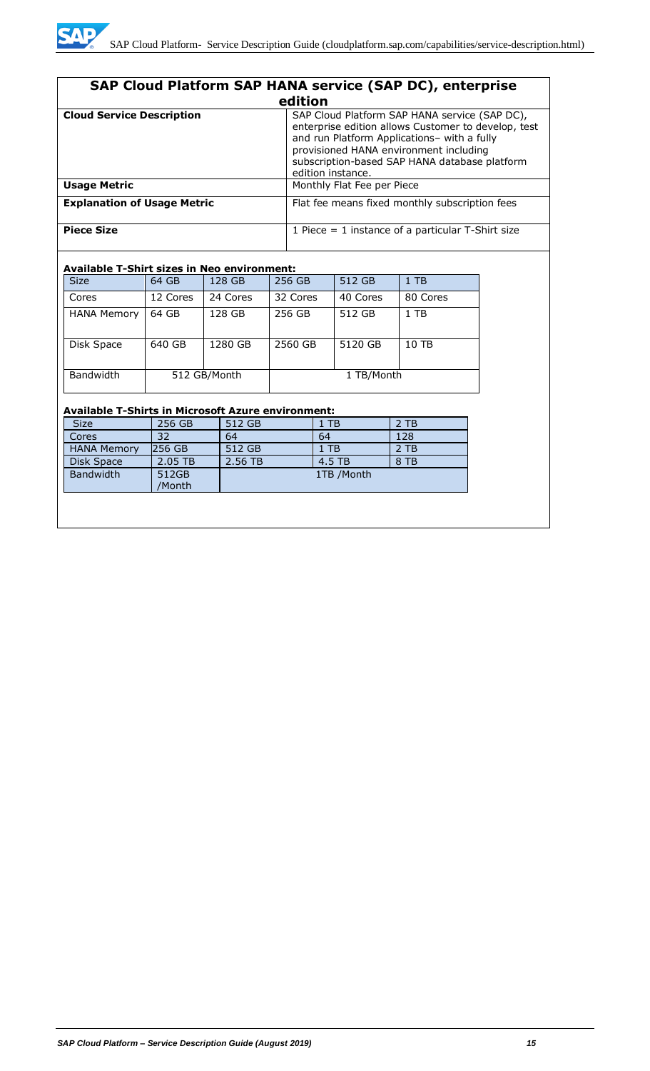## SAP Cloud Platform SAP HANA service (SAP DC), enterprise edition

| | |
|---|---|
| **Cloud Service Description** | SAP Cloud Platform SAP HANA service (SAP DC), enterprise edition allows Customer to develop, test and run Platform Applications– with a fully provisioned HANA environment including subscription-based SAP HANA database platform edition instance. |
| **Usage Metric** | Monthly Flat Fee per Piece |
| **Explanation of Usage Metric** | Flat fee means fixed monthly subscription fees |
| **Piece Size** | 1 Piece = 1 instance of a particular T-Shirt size |

**Available T-Shirt sizes in Neo environment:**

| Size | 64 GB | 128 GB | 256 GB | 512 GB | 1 TB |
|---|---|---|---|---|---|
| Cores | 12 Cores | 24 Cores | 32 Cores | 40 Cores | 80 Cores |
| HANA Memory | 64 GB | 128 GB | 256 GB | 512 GB | 1 TB |
| Disk Space | 640 GB | 1280 GB | 2560 GB | 5120 GB | 10 TB |
| Bandwidth | 512 GB/Month | | 1 TB/Month | | |

**Available T-Shirts in Microsoft Azure environment:**

| Size | 256 GB | 512 GB | 1 TB | 2 TB |
|---|---|---|---|---|
| Cores | 32 | 64 | 64 | 128 |
| HANA Memory | 256 GB | 512 GB | 1 TB | 2 TB |
| Disk Space | 2.05 TB | 2.56 TB | 4.5 TB | 8 TB |
| Bandwidth | 512GB /Month | 1TB /Month | | |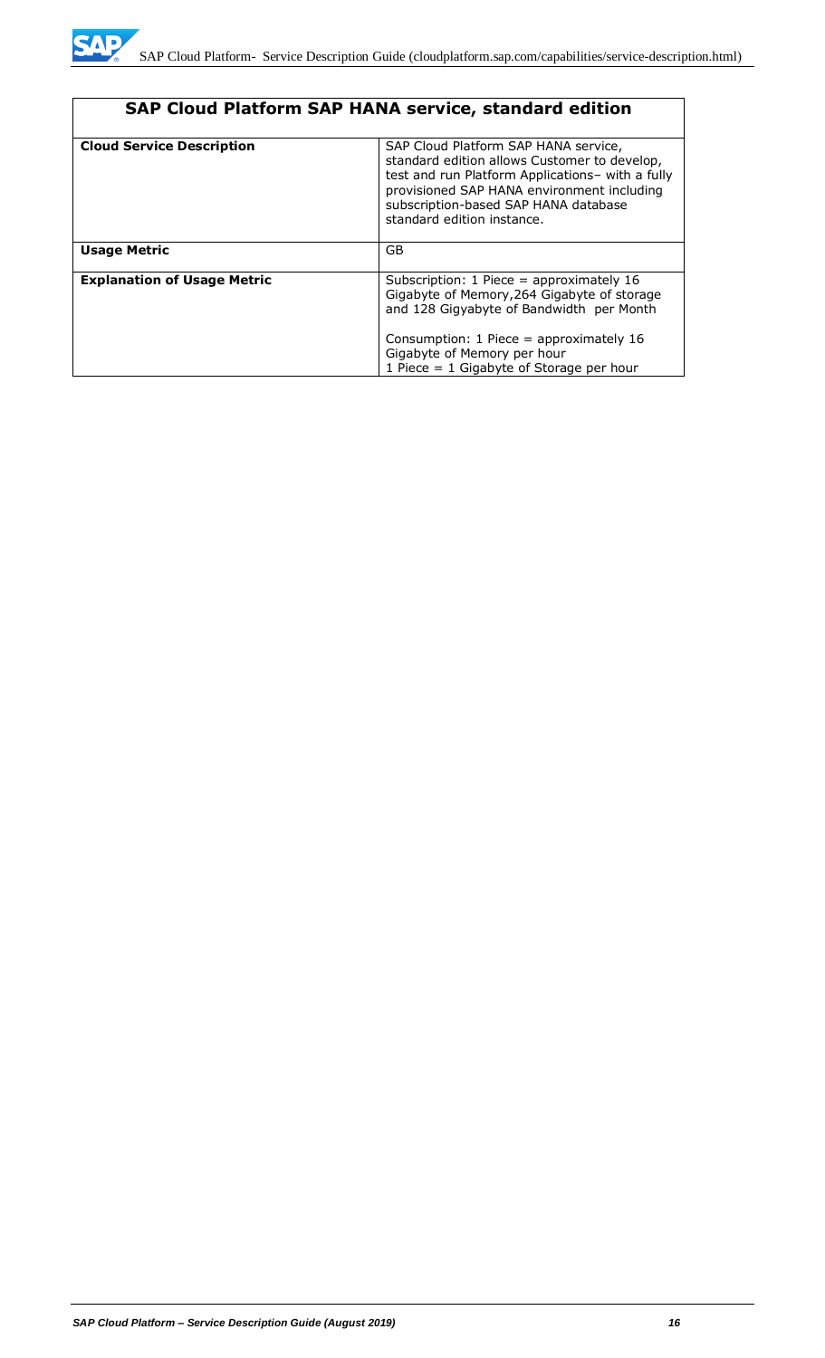| SAP Cloud Platform SAP HANA service, standard edition | |
|---|---|
| **Cloud Service Description** | SAP Cloud Platform SAP HANA service, standard edition allows Customer to develop, test and run Platform Applications– with a fully provisioned SAP HANA environment including subscription-based SAP HANA database standard edition instance. |
| **Usage Metric** | GB |
| **Explanation of Usage Metric** | Subscription: 1 Piece = approximately 16 Gigabyte of Memory,264 Gigabyte of storage and 128 Gigyabyte of Bandwidth per Month<br><br>Consumption: 1 Piece = approximately 16 Gigabyte of Memory per hour<br>1 Piece = 1 Gigabyte of Storage per hour |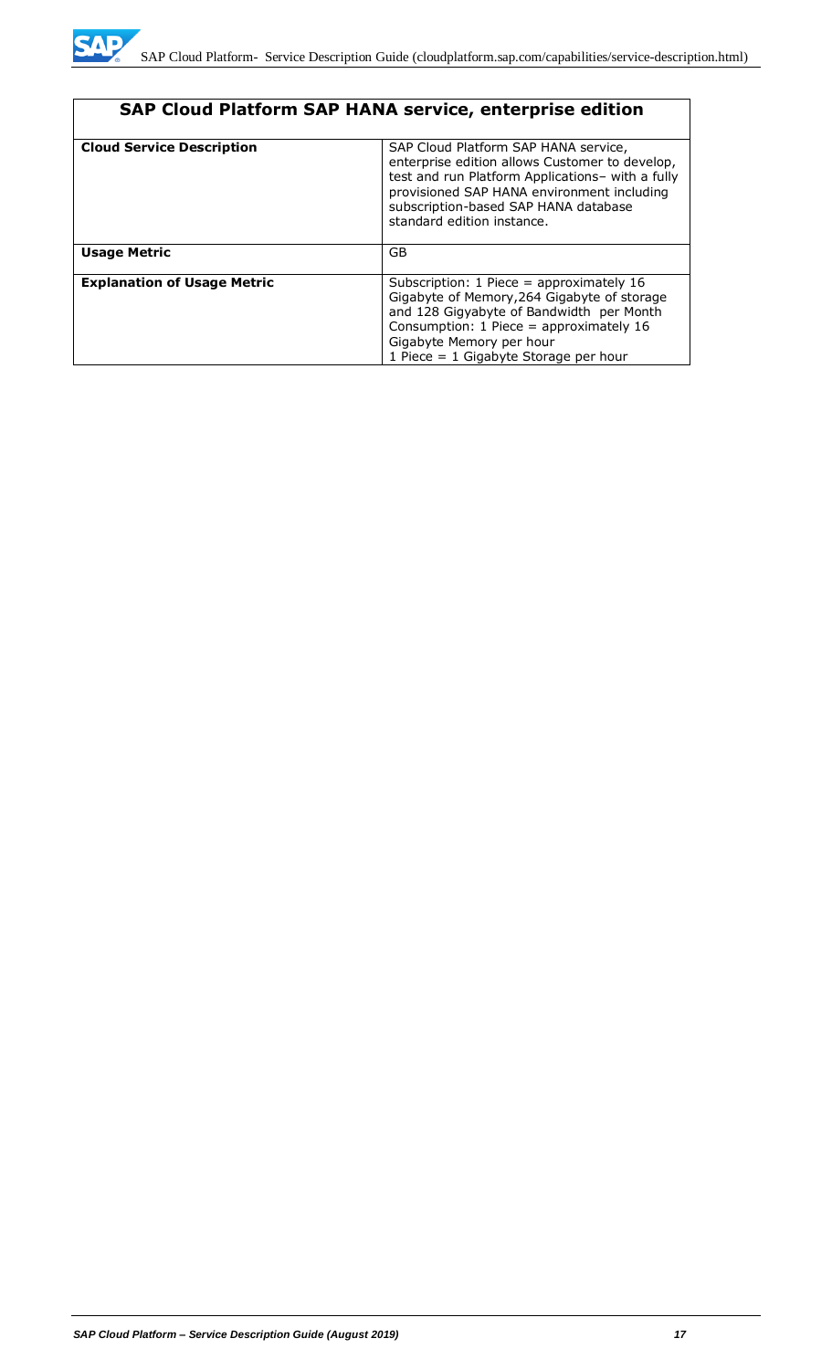| SAP Cloud Platform SAP HANA service, enterprise edition | |
|---|---|
| **Cloud Service Description** | SAP Cloud Platform SAP HANA service, enterprise edition allows Customer to develop, test and run Platform Applications– with a fully provisioned SAP HANA environment including subscription-based SAP HANA database standard edition instance. |
| **Usage Metric** | GB |
| **Explanation of Usage Metric** | Subscription: 1 Piece = approximately 16 Gigabyte of Memory,264 Gigabyte of storage and 128 Gigyabyte of Bandwidth per Month<br>Consumption: 1 Piece = approximately 16 Gigabyte Memory per hour<br>1 Piece = 1 Gigabyte Storage per hour |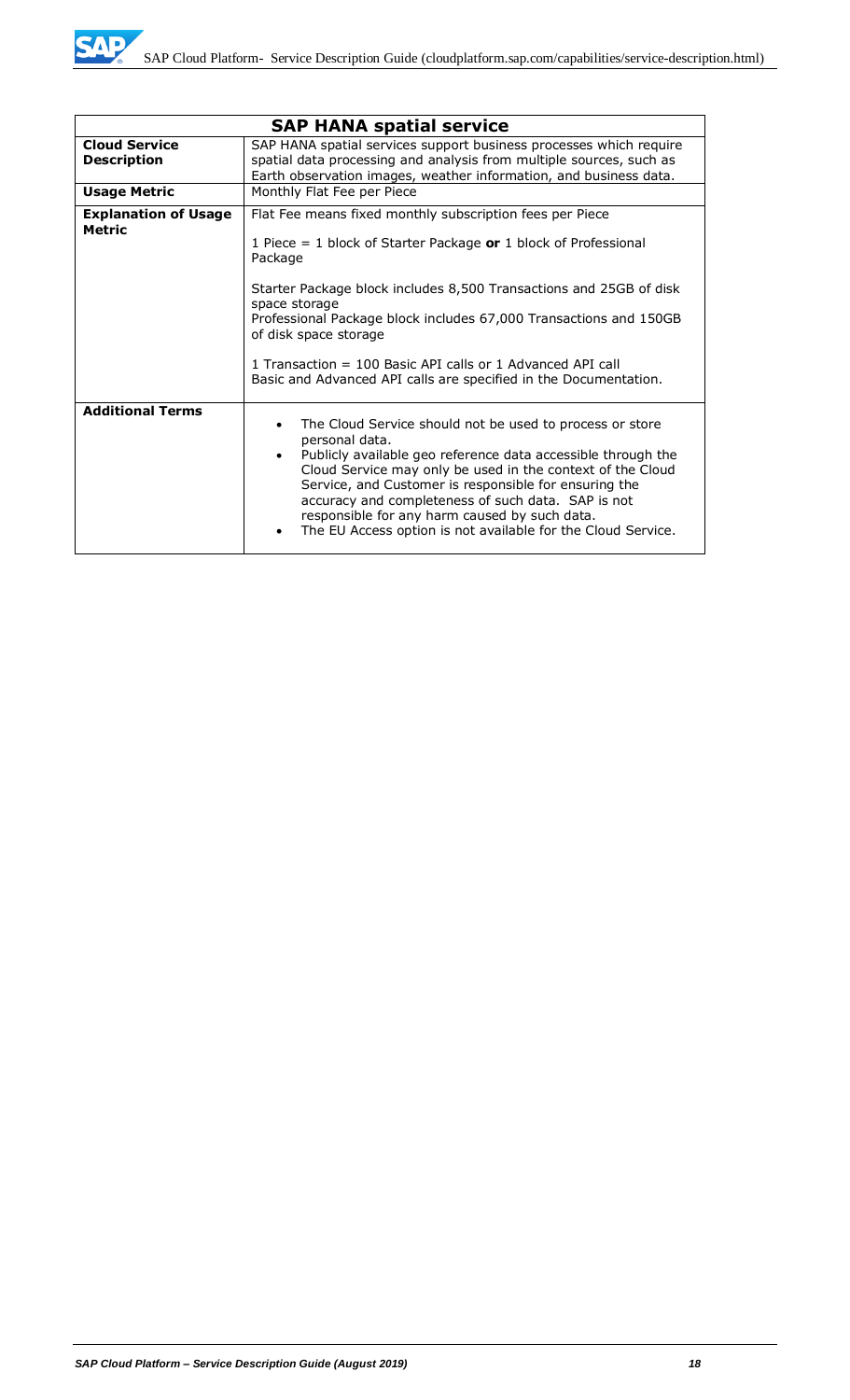| SAP HANA spatial service | |
|---|---|
| **Cloud Service Description** | SAP HANA spatial services support business processes which require spatial data processing and analysis from multiple sources, such as Earth observation images, weather information, and business data. |
| **Usage Metric** | Monthly Flat Fee per Piece |
| **Explanation of Usage Metric** | Flat Fee means fixed monthly subscription fees per Piece<br><br>1 Piece = 1 block of Starter Package **or** 1 block of Professional Package<br><br>Starter Package block includes 8,500 Transactions and 25GB of disk space storage<br>Professional Package block includes 67,000 Transactions and 150GB of disk space storage<br><br>1 Transaction = 100 Basic API calls or 1 Advanced API call<br>Basic and Advanced API calls are specified in the Documentation. |
| **Additional Terms** | • The Cloud Service should not be used to process or store personal data.<br>• Publicly available geo reference data accessible through the Cloud Service may only be used in the context of the Cloud Service, and Customer is responsible for ensuring the accuracy and completeness of such data. SAP is not responsible for any harm caused by such data.<br>• The EU Access option is not available for the Cloud Service. |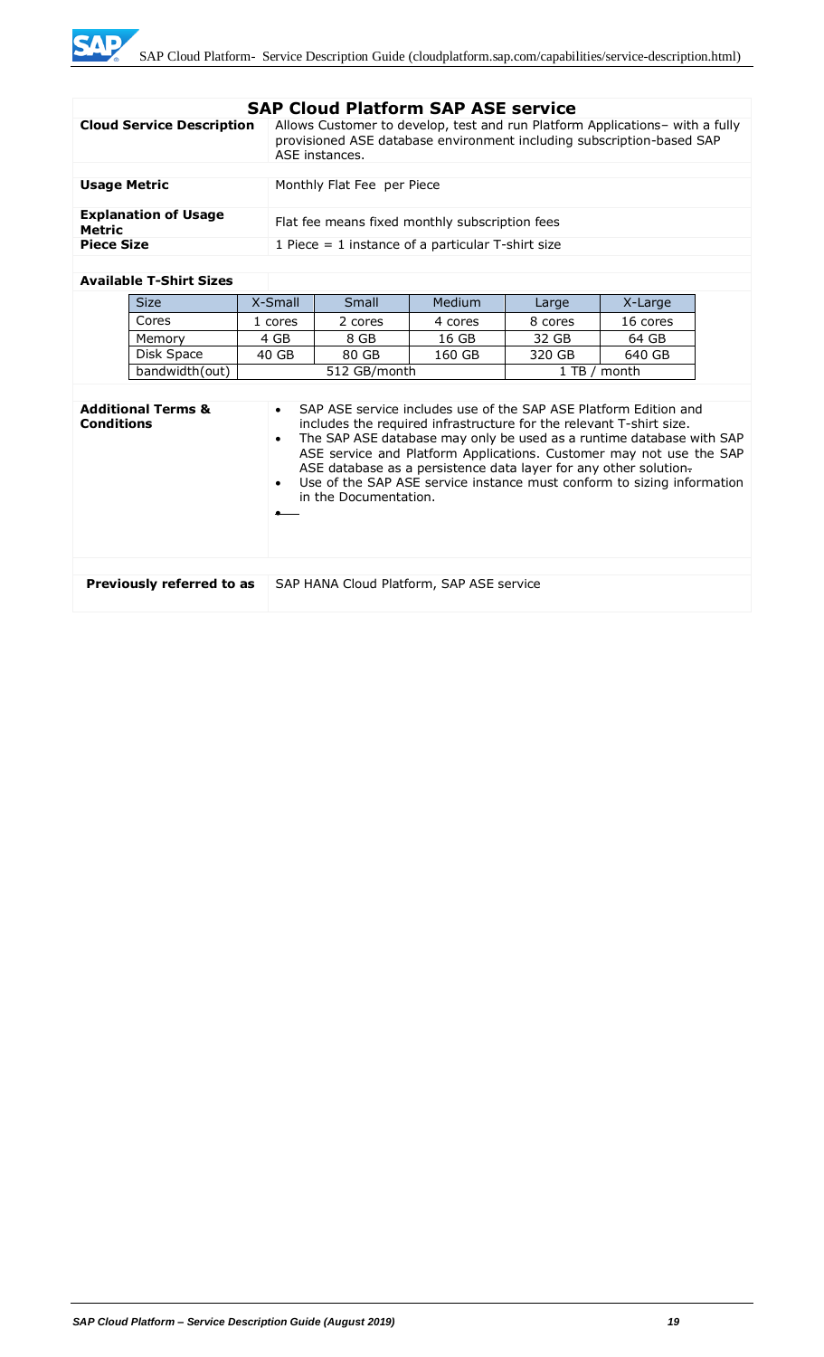## SAP Cloud Platform SAP ASE service

| | |
|---|---|
| **Cloud Service Description** | Allows Customer to develop, test and run Platform Applications– with a fully provisioned ASE database environment including subscription-based SAP ASE instances. |
| **Usage Metric** | Monthly Flat Fee per Piece |
| **Explanation of Usage Metric** | Flat fee means fixed monthly subscription fees |
| **Piece Size** | 1 Piece = 1 instance of a particular T-shirt size |

**Available T-Shirt Sizes**

| Size | X-Small | Small | Medium | Large | X-Large |
|---|---|---|---|---|---|
| Cores | 1 cores | 2 cores | 4 cores | 8 cores | 16 cores |
| Memory | 4 GB | 8 GB | 16 GB | 32 GB | 64 GB |
| Disk Space | 40 GB | 80 GB | 160 GB | 320 GB | 640 GB |
| bandwidth(out) | 512 GB/month | | | 1 TB / month | |

**Additional Terms & Conditions**

- SAP ASE service includes use of the SAP ASE Platform Edition and includes the required infrastructure for the relevant T-shirt size.
- The SAP ASE database may only be used as a runtime database with SAP ASE service and Platform Applications. Customer may not use the SAP ASE database as a persistence data layer for any other solution.
- Use of the SAP ASE service instance must conform to sizing information in the Documentation.

**Previously referred to as** SAP HANA Cloud Platform, SAP ASE service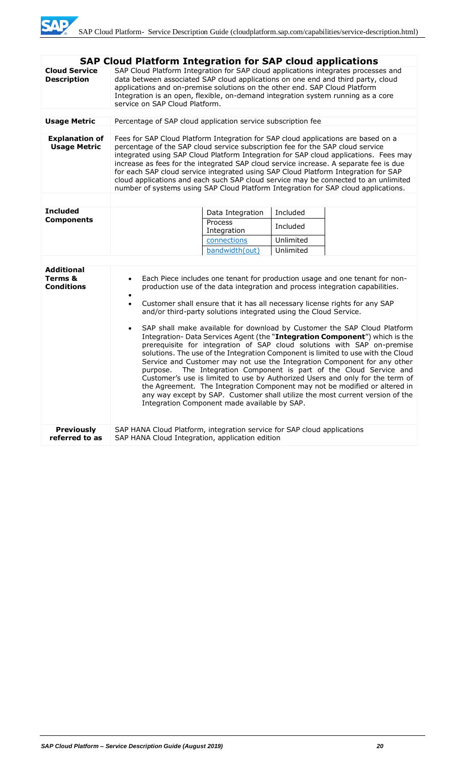## SAP Cloud Platform Integration for SAP cloud applications

**Cloud Service Description**

SAP Cloud Platform Integration for SAP cloud applications integrates processes and data between associated SAP cloud applications on one end and third party, cloud applications and on-premise solutions on the other end. SAP Cloud Platform Integration is an open, flexible, on-demand integration system running as a core service on SAP Cloud Platform.

**Usage Metric**

Percentage of SAP cloud application service subscription fee

**Explanation of Usage Metric**

Fees for SAP Cloud Platform Integration for SAP cloud applications are based on a percentage of the SAP cloud service subscription fee for the SAP cloud service integrated using SAP Cloud Platform Integration for SAP cloud applications. Fees may increase as fees for the integrated SAP cloud service increase. A separate fee is due for each SAP cloud service integrated using SAP Cloud Platform Integration for SAP cloud applications and each such SAP cloud service may be connected to an unlimited number of systems using SAP Cloud Platform Integration for SAP cloud applications.

**Included Components**

| Component | |
|---|---|
| Data Integration | Included |
| Process Integration | Included |
| connections | Unlimited |
| bandwidth(out) | Unlimited |

**Additional Terms & Conditions**

- Each Piece includes one tenant for production usage and one tenant for non-production use of the data integration and process integration capabilities.
-
- Customer shall ensure that it has all necessary license rights for any SAP and/or third-party solutions integrated using the Cloud Service.
- SAP shall make available for download by Customer the SAP Cloud Platform Integration- Data Services Agent (the "**Integration Component**") which is the prerequisite for integration of SAP cloud solutions with SAP on-premise solutions. The use of the Integration Component is limited to use with the Cloud Service and Customer may not use the Integration Component for any other purpose. The Integration Component is part of the Cloud Service and Customer's use is limited to use by Authorized Users and only for the term of the Agreement. The Integration Component may not be modified or altered in any way except by SAP. Customer shall utilize the most current version of the Integration Component made available by SAP.

**Previously referred to as**

SAP HANA Cloud Platform, integration service for SAP cloud applications
SAP HANA Cloud Integration, application edition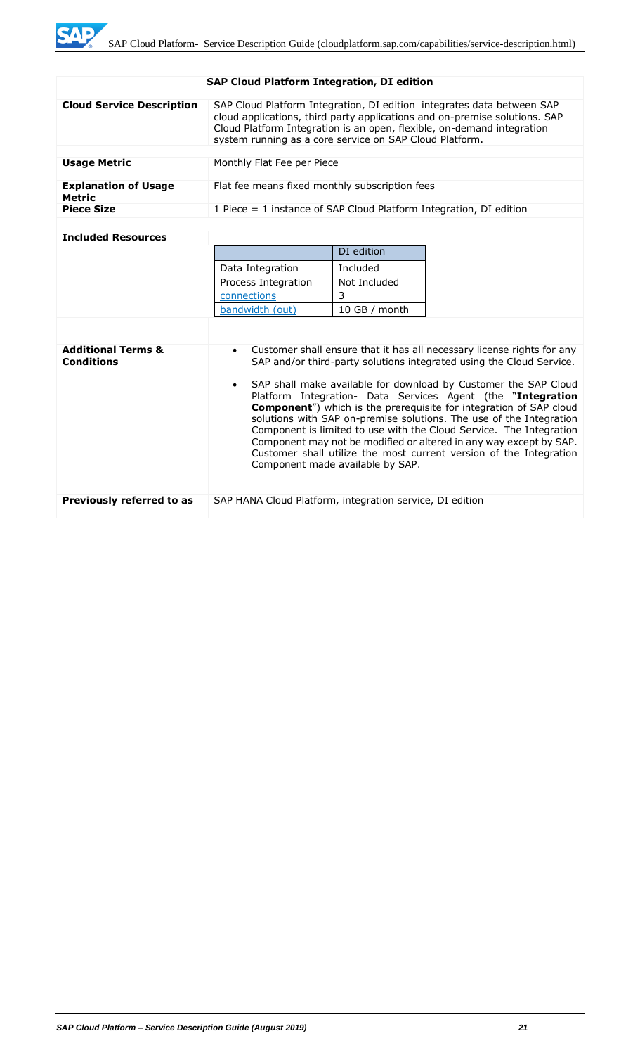## SAP Cloud Platform Integration, DI edition

| | |
|---|---|
| **Cloud Service Description** | SAP Cloud Platform Integration, DI edition integrates data between SAP cloud applications, third party applications and on-premise solutions. SAP Cloud Platform Integration is an open, flexible, on-demand integration system running as a core service on SAP Cloud Platform. |
| **Usage Metric** | Monthly Flat Fee per Piece |
| **Explanation of Usage Metric** | Flat fee means fixed monthly subscription fees |
| **Piece Size** | 1 Piece = 1 instance of SAP Cloud Platform Integration, DI edition |

**Included Resources**

| | DI edition |
|---|---|
| Data Integration | Included |
| Process Integration | Not Included |
| connections | 3 |
| bandwidth (out) | 10 GB / month |

**Additional Terms & Conditions**

- Customer shall ensure that it has all necessary license rights for any SAP and/or third-party solutions integrated using the Cloud Service.
- SAP shall make available for download by Customer the SAP Cloud Platform Integration- Data Services Agent (the "**Integration Component**") which is the prerequisite for integration of SAP cloud solutions with SAP on-premise solutions. The use of the Integration Component is limited to use with the Cloud Service. The Integration Component may not be modified or altered in any way except by SAP. Customer shall utilize the most current version of the Integration Component made available by SAP.

**Previously referred to as**: SAP HANA Cloud Platform, integration service, DI edition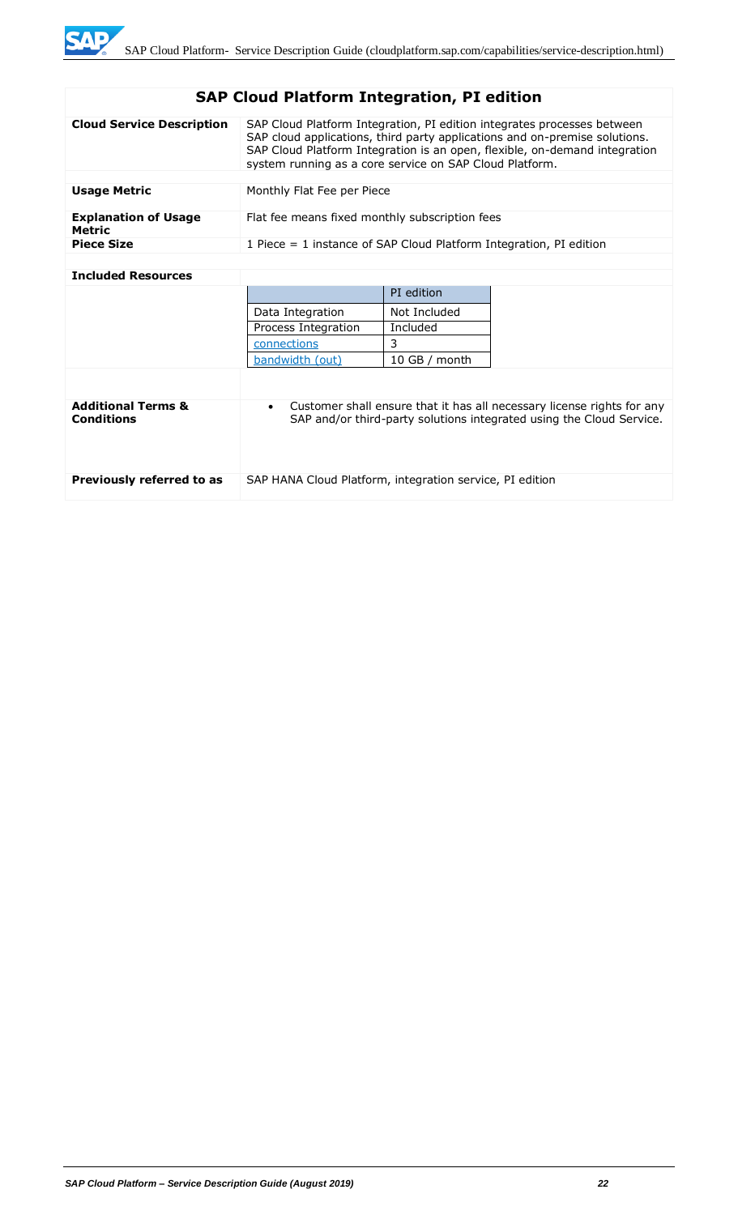## SAP Cloud Platform Integration, PI edition

| | |
|---|---|
| **Cloud Service Description** | SAP Cloud Platform Integration, PI edition integrates processes between SAP cloud applications, third party applications and on-premise solutions. SAP Cloud Platform Integration is an open, flexible, on-demand integration system running as a core service on SAP Cloud Platform. |
| **Usage Metric** | Monthly Flat Fee per Piece |
| **Explanation of Usage Metric** | Flat fee means fixed monthly subscription fees |
| **Piece Size** | 1 Piece = 1 instance of SAP Cloud Platform Integration, PI edition |
| **Included Resources** | |

| | PI edition |
|---|---|
| Data Integration | Not Included |
| Process Integration | Included |
| connections | 3 |
| bandwidth (out) | 10 GB / month |

| | |
|---|---|
| **Additional Terms & Conditions** | • Customer shall ensure that it has all necessary license rights for any SAP and/or third-party solutions integrated using the Cloud Service. |
| **Previously referred to as** | SAP HANA Cloud Platform, integration service, PI edition |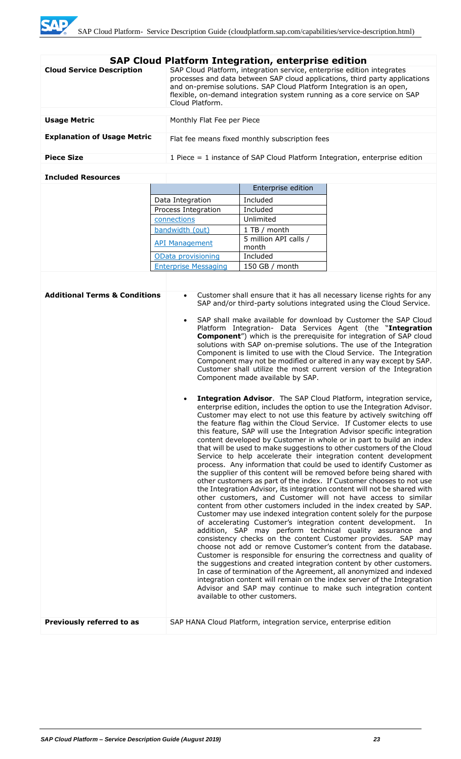## SAP Cloud Platform Integration, enterprise edition

| | |
|---|---|
| **Cloud Service Description** | SAP Cloud Platform, integration service, enterprise edition integrates processes and data between SAP cloud applications, third party applications and on-premise solutions. SAP Cloud Platform Integration is an open, flexible, on-demand integration system running as a core service on SAP Cloud Platform. |
| **Usage Metric** | Monthly Flat Fee per Piece |
| **Explanation of Usage Metric** | Flat fee means fixed monthly subscription fees |
| **Piece Size** | 1 Piece = 1 instance of SAP Cloud Platform Integration, enterprise edition |

**Included Resources**

| | Enterprise edition |
|---|---|
| Data Integration | Included |
| Process Integration | Included |
| connections | Unlimited |
| bandwidth (out) | 1 TB / month |
| API Management | 5 million API calls / month |
| OData provisioning | Included |
| Enterprise Messaging | 150 GB / month |

**Additional Terms & Conditions**

- Customer shall ensure that it has all necessary license rights for any SAP and/or third-party solutions integrated using the Cloud Service.
- SAP shall make available for download by Customer the SAP Cloud Platform Integration- Data Services Agent (the "**Integration Component**") which is the prerequisite for integration of SAP cloud solutions with SAP on-premise solutions. The use of the Integration Component is limited to use with the Cloud Service. The Integration Component may not be modified or altered in any way except by SAP. Customer shall utilize the most current version of the Integration Component made available by SAP.
- **Integration Advisor**. The SAP Cloud Platform, integration service, enterprise edition, includes the option to use the Integration Advisor. Customer may elect to not use this feature by actively switching off the feature flag within the Cloud Service. If Customer elects to use this feature, SAP will use the Integration Advisor specific integration content developed by Customer in whole or in part to build an index that will be used to make suggestions to other customers of the Cloud Service to help accelerate their integration content development process. Any information that could be used to identify Customer as the supplier of this content will be removed before being shared with other customers as part of the index. If Customer chooses to not use the Integration Advisor, its integration content will not be shared with other customers, and Customer will not have access to similar content from other customers included in the index created by SAP. Customer may use indexed integration content solely for the purpose of accelerating Customer's integration content development. In addition, SAP may perform technical quality assurance and consistency checks on the content Customer provides. SAP may choose not add or remove Customer's content from the database. Customer is responsible for ensuring the correctness and quality of the suggestions and created integration content by other customers. In case of termination of the Agreement, all anonymized and indexed integration content will remain on the index server of the Integration Advisor and SAP may continue to make such integration content available to other customers.

**Previously referred to as**: SAP HANA Cloud Platform, integration service, enterprise edition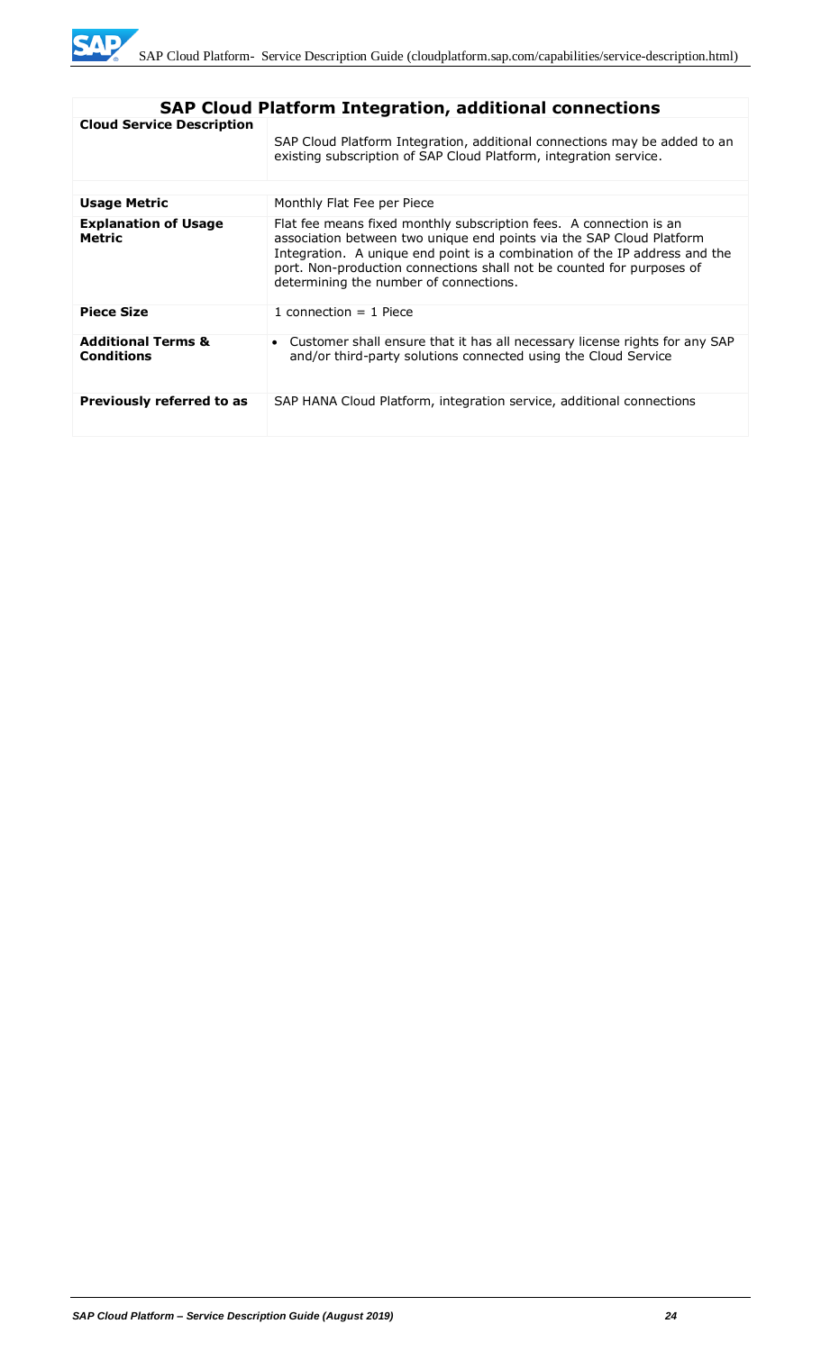| SAP Cloud Platform Integration, additional connections | |
|---|---|
| **Cloud Service Description** | SAP Cloud Platform Integration, additional connections may be added to an existing subscription of SAP Cloud Platform, integration service. |
| **Usage Metric** | Monthly Flat Fee per Piece |
| **Explanation of Usage Metric** | Flat fee means fixed monthly subscription fees. A connection is an association between two unique end points via the SAP Cloud Platform Integration. A unique end point is a combination of the IP address and the port. Non-production connections shall not be counted for purposes of determining the number of connections. |
| **Piece Size** | 1 connection = 1 Piece |
| **Additional Terms & Conditions** | • Customer shall ensure that it has all necessary license rights for any SAP and/or third-party solutions connected using the Cloud Service |
| **Previously referred to as** | SAP HANA Cloud Platform, integration service, additional connections |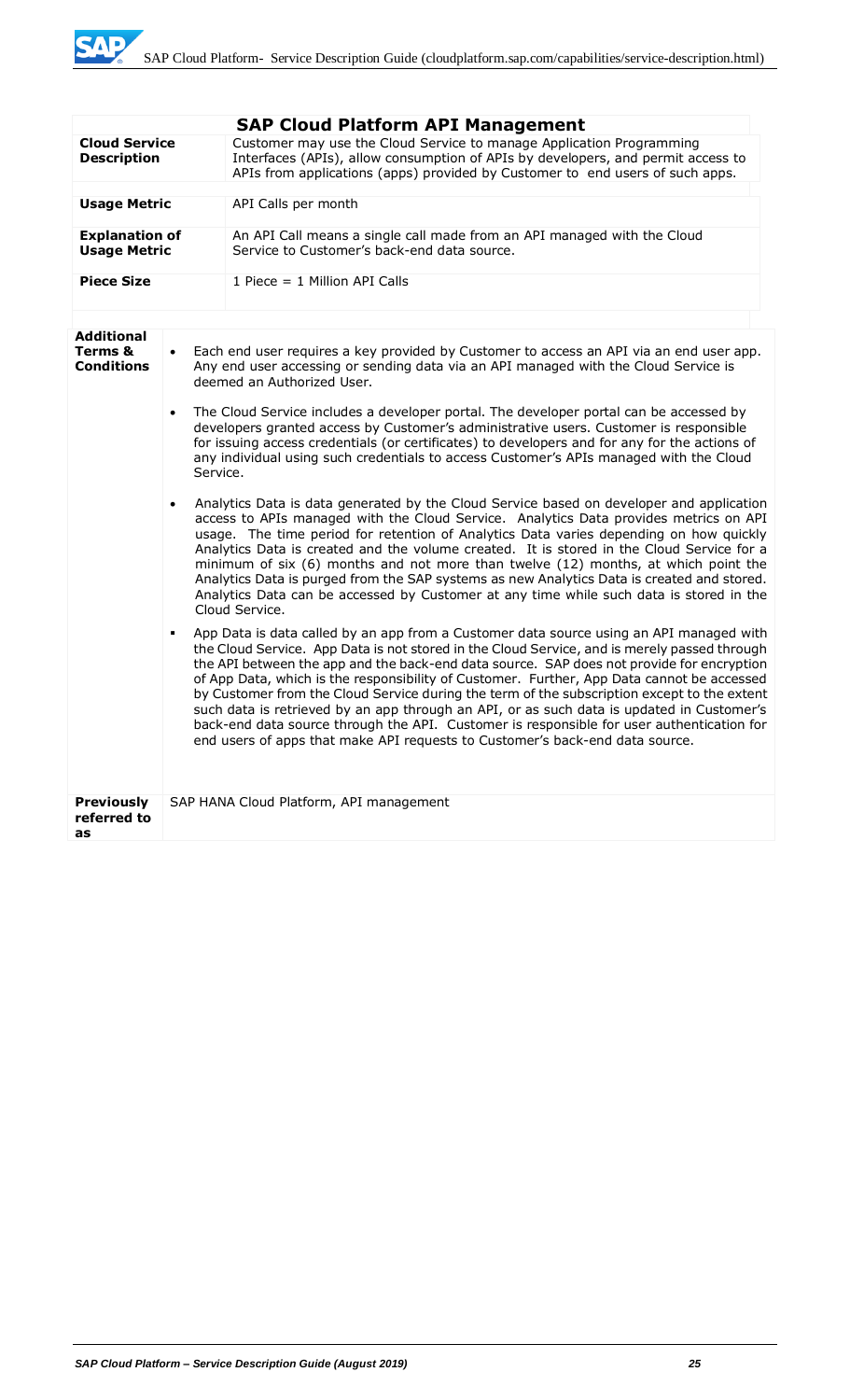## SAP Cloud Platform API Management

| | |
|---|---|
| **Cloud Service Description** | Customer may use the Cloud Service to manage Application Programming Interfaces (APIs), allow consumption of APIs by developers, and permit access to APIs from applications (apps) provided by Customer to end users of such apps. |
| **Usage Metric** | API Calls per month |
| **Explanation of Usage Metric** | An API Call means a single call made from an API managed with the Cloud Service to Customer's back-end data source. |
| **Piece Size** | 1 Piece = 1 Million API Calls |

| | |
|---|---|
| **Additional Terms & Conditions** | • Each end user requires a key provided by Customer to access an API via an end user app. Any end user accessing or sending data via an API managed with the Cloud Service is deemed an Authorized User.<br><br>• The Cloud Service includes a developer portal. The developer portal can be accessed by developers granted access by Customer's administrative users. Customer is responsible for issuing access credentials (or certificates) to developers and for any for the actions of any individual using such credentials to access Customer's APIs managed with the Cloud Service.<br><br>• Analytics Data is data generated by the Cloud Service based on developer and application access to APIs managed with the Cloud Service. Analytics Data provides metrics on API usage. The time period for retention of Analytics Data varies depending on how quickly Analytics Data is created and the volume created. It is stored in the Cloud Service for a minimum of six (6) months and not more than twelve (12) months, at which point the Analytics Data is purged from the SAP systems as new Analytics Data is created and stored. Analytics Data can be accessed by Customer at any time while such data is stored in the Cloud Service.<br><br>• App Data is data called by an app from a Customer data source using an API managed with the Cloud Service. App Data is not stored in the Cloud Service, and is merely passed through the API between the app and the back-end data source. SAP does not provide for encryption of App Data, which is the responsibility of Customer. Further, App Data cannot be accessed by Customer from the Cloud Service during the term of the subscription except to the extent such data is retrieved by an app through an API, or as such data is updated in Customer's back-end data source through the API. Customer is responsible for user authentication for end users of apps that make API requests to Customer's back-end data source. |
| **Previously referred to as** | SAP HANA Cloud Platform, API management |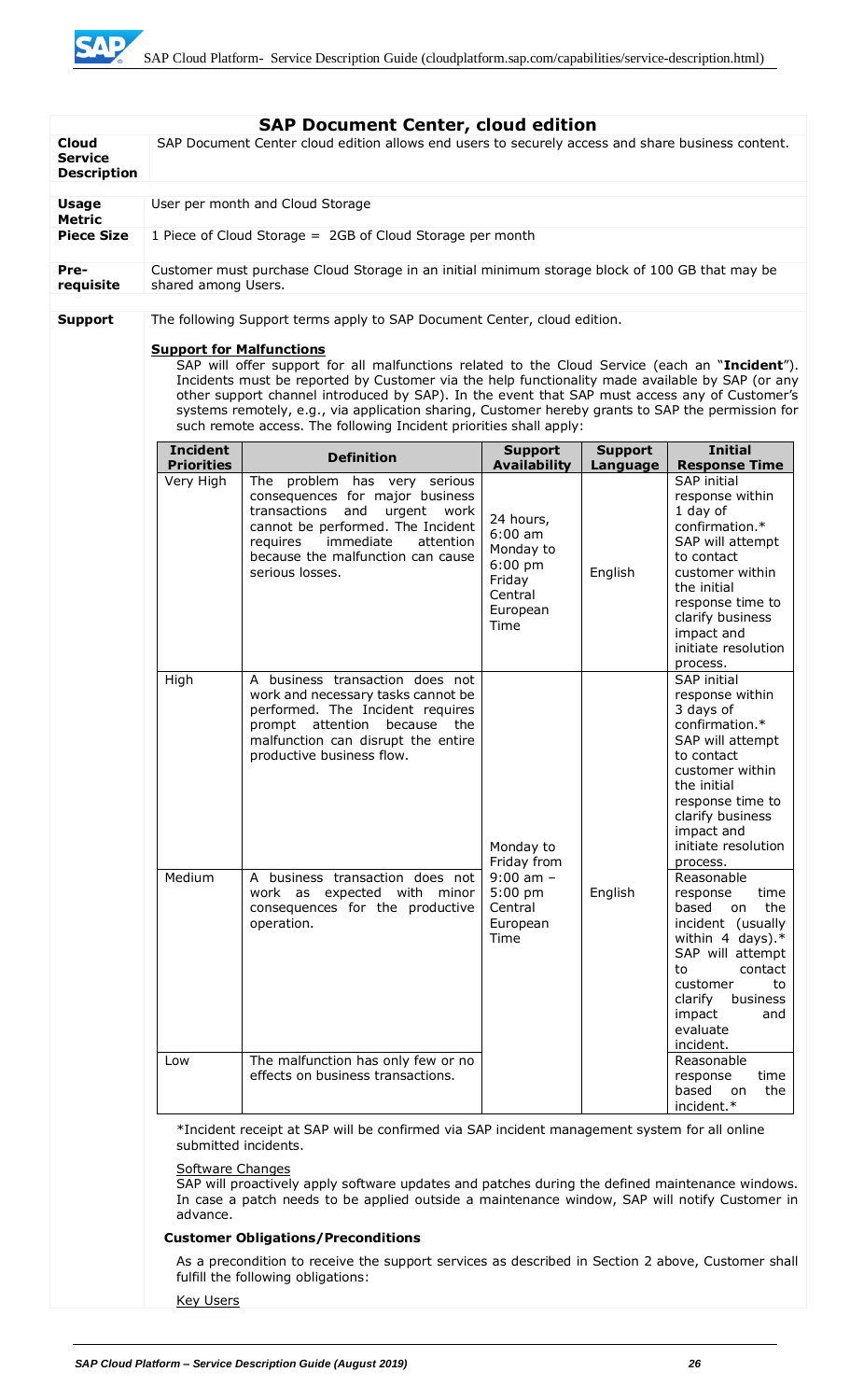## SAP Document Center, cloud edition

| | |
|---|---|
| **Cloud Service Description** | SAP Document Center cloud edition allows end users to securely access and share business content. |
| **Usage Metric** | User per month and Cloud Storage |
| **Piece Size** | 1 Piece of Cloud Storage = 2GB of Cloud Storage per month |
| **Pre-requisite** | Customer must purchase Cloud Storage in an initial minimum storage block of 100 GB that may be shared among Users. |

**Support**

The following Support terms apply to SAP Document Center, cloud edition.

**Support for Malfunctions**

SAP will offer support for all malfunctions related to the Cloud Service (each an "**Incident**"). Incidents must be reported by Customer via the help functionality made available by SAP (or any other support channel introduced by SAP). In the event that SAP must access any of Customer's systems remotely, e.g., via application sharing, Customer hereby grants to SAP the permission for such remote access. The following Incident priorities shall apply:

| Incident Priorities | Definition | Support Availability | Support Language | Initial Response Time |
|---|---|---|---|---|
| Very High | The problem has very serious consequences for major business transactions and urgent work cannot be performed. The Incident requires immediate attention because the malfunction can cause serious losses. | 24 hours, 6:00 am Monday to 6:00 pm Friday Central European Time | English | SAP initial response within 1 day of confirmation.* SAP will attempt to contact customer within the initial response time to clarify business impact and initiate resolution process. |
| High | A business transaction does not work and necessary tasks cannot be performed. The Incident requires prompt attention because the malfunction can disrupt the entire productive business flow. | Monday to Friday from 9:00 am – 5:00 pm Central European Time | English | SAP initial response within 3 days of confirmation.* SAP will attempt to contact customer within the initial response time to clarify business impact and initiate resolution process. |
| Medium | A business transaction does not work as expected with minor consequences for the productive operation. | | | Reasonable response time based on the incident (usually within 4 days).* SAP will attempt to contact customer to clarify business impact and evaluate incident. |
| Low | The malfunction has only few or no effects on business transactions. | | | Reasonable response time based on the incident.* |

*Incident receipt at SAP will be confirmed via SAP incident management system for all online submitted incidents.

Software Changes

SAP will proactively apply software updates and patches during the defined maintenance windows. In case a patch needs to be applied outside a maintenance window, SAP will notify Customer in advance.

**Customer Obligations/Preconditions**

As a precondition to receive the support services as described in Section 2 above, Customer shall fulfill the following obligations:

Key Users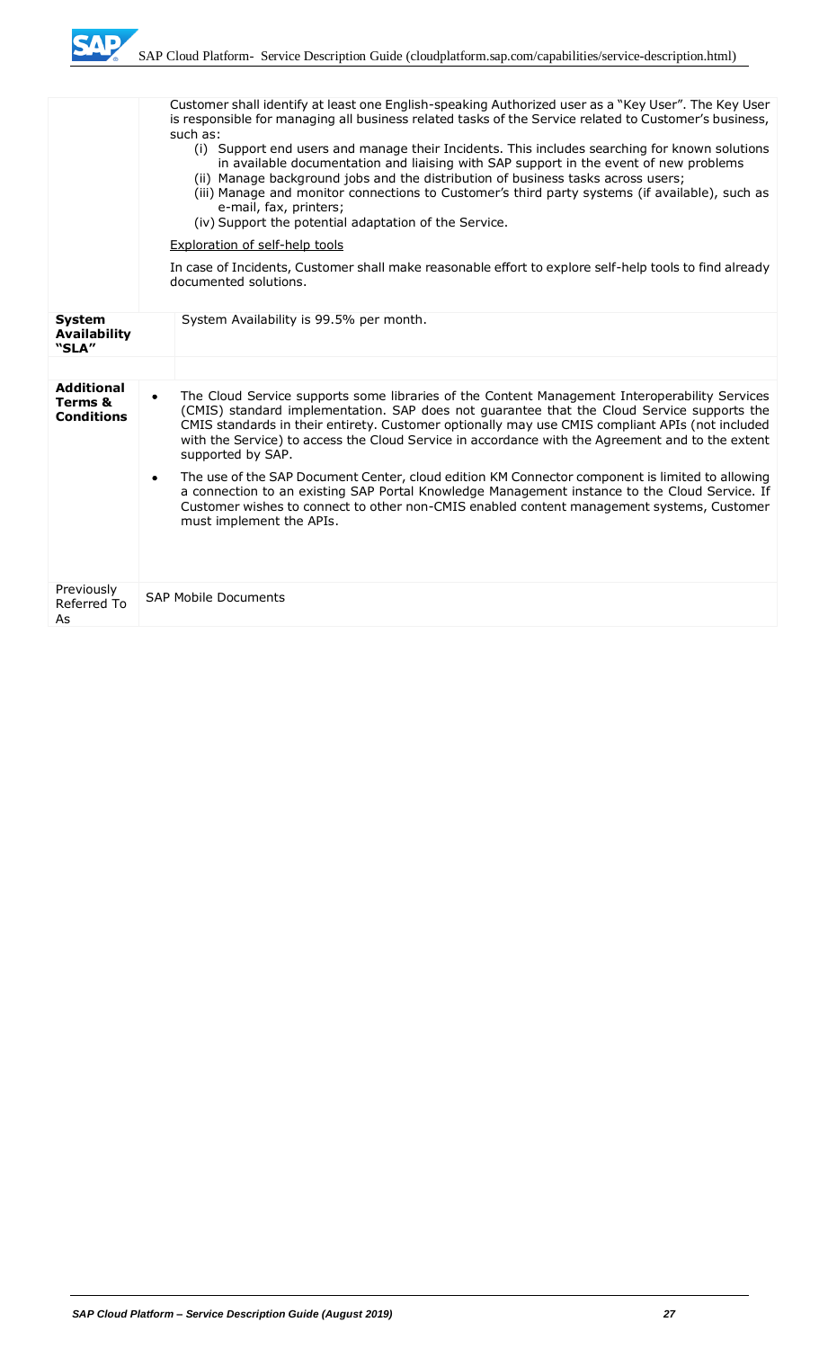| | |
|---|---|
| | Customer shall identify at least one English-speaking Authorized user as a "Key User". The Key User is responsible for managing all business related tasks of the Service related to Customer's business, such as:<br>(i) Support end users and manage their Incidents. This includes searching for known solutions in available documentation and liaising with SAP support in the event of new problems<br>(ii) Manage background jobs and the distribution of business tasks across users;<br>(iii) Manage and monitor connections to Customer's third party systems (if available), such as e-mail, fax, printers;<br>(iv) Support the potential adaptation of the Service.<br><br><u>Exploration of self-help tools</u><br><br>In case of Incidents, Customer shall make reasonable effort to explore self-help tools to find already documented solutions. |
| **System Availability "SLA"** | System Availability is 99.5% per month. |
| **Additional Terms & Conditions** | • The Cloud Service supports some libraries of the Content Management Interoperability Services (CMIS) standard implementation. SAP does not guarantee that the Cloud Service supports the CMIS standards in their entirety. Customer optionally may use CMIS compliant APIs (not included with the Service) to access the Cloud Service in accordance with the Agreement and to the extent supported by SAP.<br><br>• The use of the SAP Document Center, cloud edition KM Connector component is limited to allowing a connection to an existing SAP Portal Knowledge Management instance to the Cloud Service. If Customer wishes to connect to other non-CMIS enabled content management systems, Customer must implement the APIs. |
| Previously Referred To As | SAP Mobile Documents |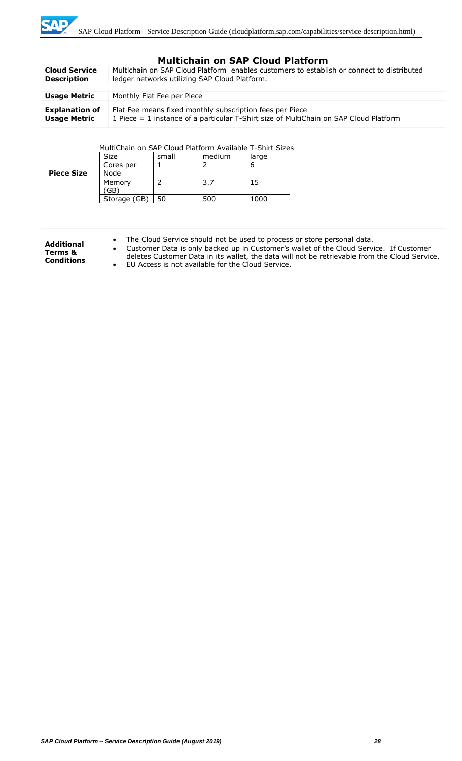# Multichain on SAP Cloud Platform

| | |
|---|---|
| **Cloud Service Description** | Multichain on SAP Cloud Platform enables customers to establish or connect to distributed ledger networks utilizing SAP Cloud Platform. |
| **Usage Metric** | Monthly Flat Fee per Piece |
| **Explanation of Usage Metric** | Flat Fee means fixed monthly subscription fees per Piece<br>1 Piece = 1 instance of a particular T-Shirt size of MultiChain on SAP Cloud Platform |
| **Piece Size** | MultiChain on SAP Cloud Platform Available T-Shirt Sizes (see table below) |
| **Additional Terms & Conditions** | • The Cloud Service should not be used to process or store personal data.<br>• Customer Data is only backed up in Customer's wallet of the Cloud Service. If Customer deletes Customer Data in its wallet, the data will not be retrievable from the Cloud Service.<br>• EU Access is not available for the Cloud Service. |

MultiChain on SAP Cloud Platform Available T-Shirt Sizes

| Size | small | medium | large |
|---|---|---|---|
| Cores per Node | 1 | 2 | 6 |
| Memory (GB) | 2 | 3.7 | 15 |
| Storage (GB) | 50 | 500 | 1000 |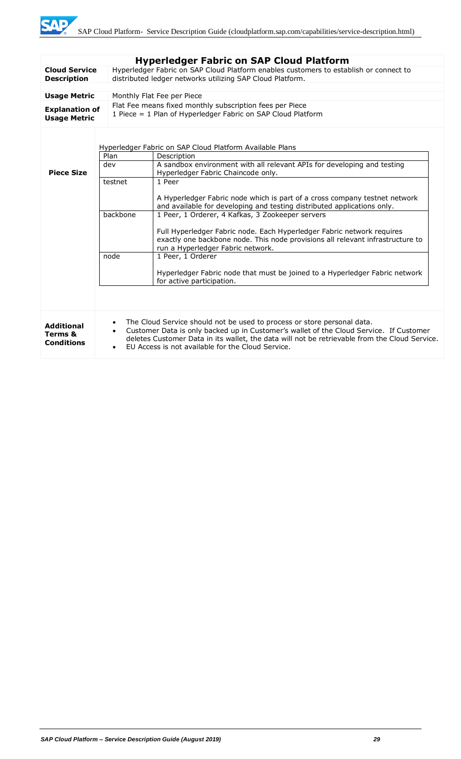## Hyperledger Fabric on SAP Cloud Platform

| | |
|---|---|
| **Cloud Service Description** | Hyperledger Fabric on SAP Cloud Platform enables customers to establish or connect to distributed ledger networks utilizing SAP Cloud Platform. |
| **Usage Metric** | Monthly Flat Fee per Piece |
| **Explanation of Usage Metric** | Flat Fee means fixed monthly subscription fees per Piece<br>1 Piece = 1 Plan of Hyperledger Fabric on SAP Cloud Platform |
| **Piece Size** | Hyperledger Fabric on SAP Cloud Platform Available Plans (see table below) |
| **Additional Terms & Conditions** | • The Cloud Service should not be used to process or store personal data.<br>• Customer Data is only backed up in Customer's wallet of the Cloud Service. If Customer deletes Customer Data in its wallet, the data will not be retrievable from the Cloud Service.<br>• EU Access is not available for the Cloud Service. |

Hyperledger Fabric on SAP Cloud Platform Available Plans

| Plan | Description |
|---|---|
| dev | A sandbox environment with all relevant APIs for developing and testing Hyperledger Fabric Chaincode only. |
| testnet | 1 Peer<br><br>A Hyperledger Fabric node which is part of a cross company testnet network and available for developing and testing distributed applications only. |
| backbone | 1 Peer, 1 Orderer, 4 Kafkas, 3 Zookeeper servers<br><br>Full Hyperledger Fabric node. Each Hyperledger Fabric network requires exactly one backbone node. This node provisions all relevant infrastructure to run a Hyperledger Fabric network. |
| node | 1 Peer, 1 Orderer<br><br>Hyperledger Fabric node that must be joined to a Hyperledger Fabric network for active participation. |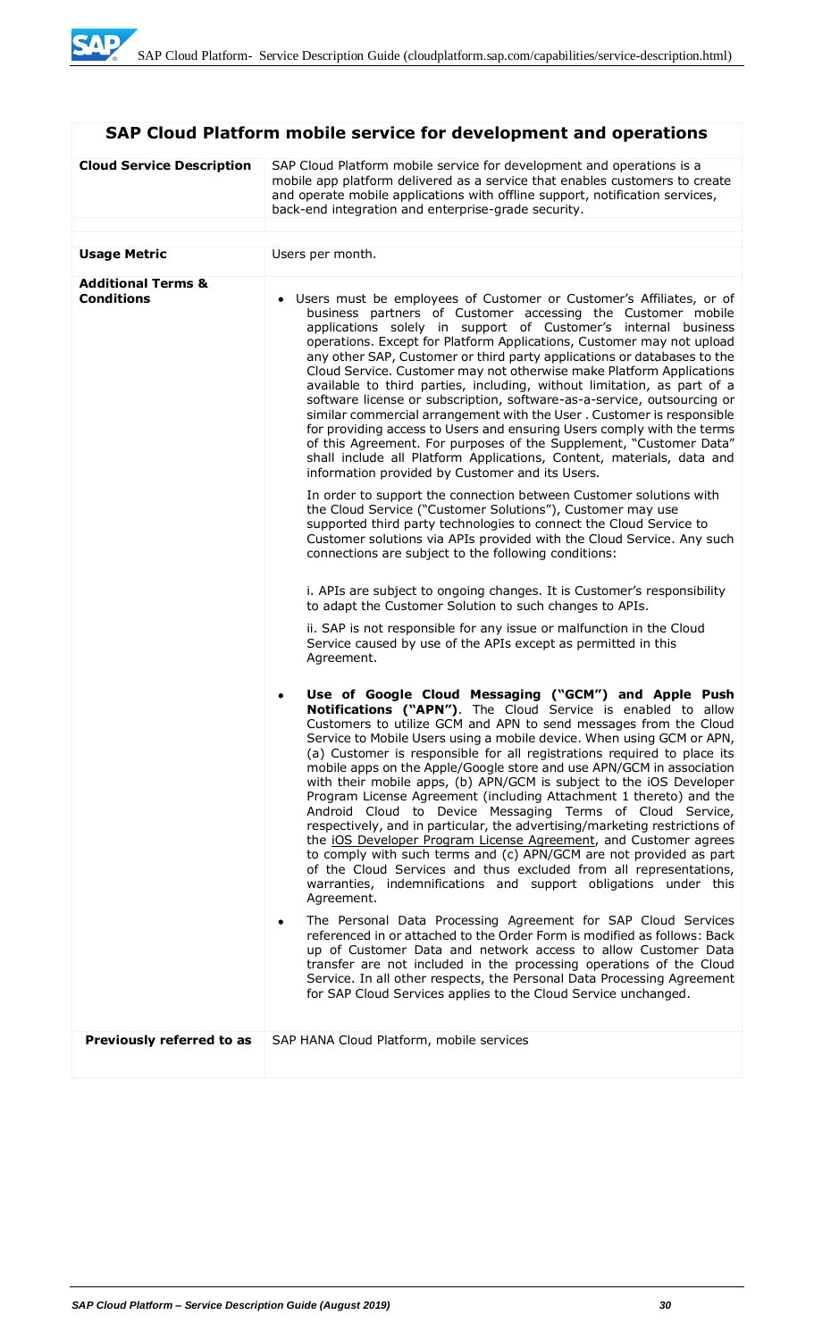## SAP Cloud Platform mobile service for development and operations

| | |
|---|---|
| **Cloud Service Description** | SAP Cloud Platform mobile service for development and operations is a mobile app platform delivered as a service that enables customers to create and operate mobile applications with offline support, notification services, back-end integration and enterprise-grade security. |
| **Usage Metric** | Users per month. |
| **Additional Terms & Conditions** | • Users must be employees of Customer or Customer's Affiliates, or of business partners of Customer accessing the Customer mobile applications solely in support of Customer's internal business operations. Except for Platform Applications, Customer may not upload any other SAP, Customer or third party applications or databases to the Cloud Service. Customer may not otherwise make Platform Applications available to third parties, including, without limitation, as part of a software license or subscription, software-as-a-service, outsourcing or similar commercial arrangement with the User . Customer is responsible for providing access to Users and ensuring Users comply with the terms of this Agreement. For purposes of the Supplement, "Customer Data" shall include all Platform Applications, Content, materials, data and information provided by Customer and its Users.<br><br>In order to support the connection between Customer solutions with the Cloud Service ("Customer Solutions"), Customer may use supported third party technologies to connect the Cloud Service to Customer solutions via APIs provided with the Cloud Service. Any such connections are subject to the following conditions:<br><br>i. APIs are subject to ongoing changes. It is Customer's responsibility to adapt the Customer Solution to such changes to APIs.<br><br>ii. SAP is not responsible for any issue or malfunction in the Cloud Service caused by use of the APIs except as permitted in this Agreement.<br><br>• **Use of Google Cloud Messaging ("GCM") and Apple Push Notifications ("APN")**. The Cloud Service is enabled to allow Customers to utilize GCM and APN to send messages from the Cloud Service to Mobile Users using a mobile device. When using GCM or APN, (a) Customer is responsible for all registrations required to place its mobile apps on the Apple/Google store and use APN/GCM in association with their mobile apps, (b) APN/GCM is subject to the iOS Developer Program License Agreement (including Attachment 1 thereto) and the Android Cloud to Device Messaging Terms of Cloud Service, respectively, and in particular, the advertising/marketing restrictions of the iOS Developer Program License Agreement, and Customer agrees to comply with such terms and (c) APN/GCM are not provided as part of the Cloud Services and thus excluded from all representations, warranties, indemnifications and support obligations under this Agreement.<br><br>• The Personal Data Processing Agreement for SAP Cloud Services referenced in or attached to the Order Form is modified as follows: Back up of Customer Data and network access to allow Customer Data transfer are not included in the processing operations of the Cloud Service. In all other respects, the Personal Data Processing Agreement for SAP Cloud Services applies to the Cloud Service unchanged. |
| **Previously referred to as** | SAP HANA Cloud Platform, mobile services |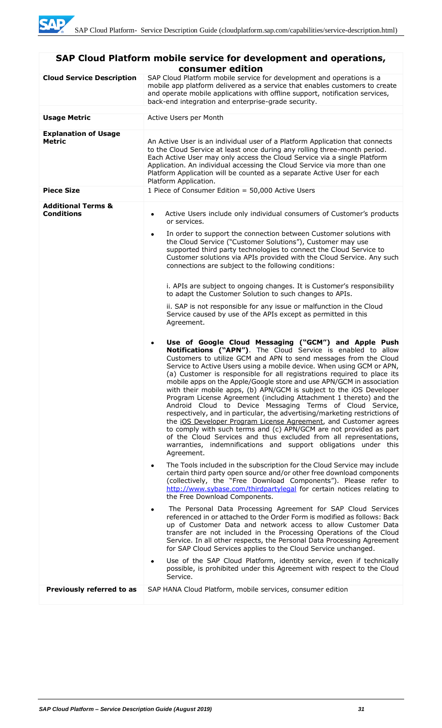## SAP Cloud Platform mobile service for development and operations, consumer edition

| | |
|---|---|
| **Cloud Service Description** | SAP Cloud Platform mobile service for development and operations is a mobile app platform delivered as a service that enables customers to create and operate mobile applications with offline support, notification services, back-end integration and enterprise-grade security. |
| **Usage Metric** | Active Users per Month |
| **Explanation of Usage Metric** | An Active User is an individual user of a Platform Application that connects to the Cloud Service at least once during any rolling three-month period. Each Active User may only access the Cloud Service via a single Platform Application. An individual accessing the Cloud Service via more than one Platform Application will be counted as a separate Active User for each Platform Application. |
| **Piece Size** | 1 Piece of Consumer Edition = 50,000 Active Users |
| **Additional Terms & Conditions** | • Active Users include only individual consumers of Customer's products or services.<br><br>• In order to support the connection between Customer solutions with the Cloud Service ("Customer Solutions"), Customer may use supported third party technologies to connect the Cloud Service to Customer solutions via APIs provided with the Cloud Service. Any such connections are subject to the following conditions:<br><br>i. APIs are subject to ongoing changes. It is Customer's responsibility to adapt the Customer Solution to such changes to APIs.<br><br>ii. SAP is not responsible for any issue or malfunction in the Cloud Service caused by use of the APIs except as permitted in this Agreement.<br><br>• **Use of Google Cloud Messaging ("GCM") and Apple Push Notifications ("APN")**. The Cloud Service is enabled to allow Customers to utilize GCM and APN to send messages from the Cloud Service to Active Users using a mobile device. When using GCM or APN, (a) Customer is responsible for all registrations required to place its mobile apps on the Apple/Google store and use APN/GCM in association with their mobile apps, (b) APN/GCM is subject to the iOS Developer Program License Agreement (including Attachment 1 thereto) and the Android Cloud to Device Messaging Terms of Cloud Service, respectively, and in particular, the advertising/marketing restrictions of the iOS Developer Program License Agreement, and Customer agrees to comply with such terms and (c) APN/GCM are not provided as part of the Cloud Services and thus excluded from all representations, warranties, indemnifications and support obligations under this Agreement.<br><br>• The Tools included in the subscription for the Cloud Service may include certain third party open source and/or other free download components (collectively, the "Free Download Components"). Please refer to http://www.sybase.com/thirdpartylegal for certain notices relating to the Free Download Components.<br><br>• The Personal Data Processing Agreement for SAP Cloud Services referenced in or attached to the Order Form is modified as follows: Back up of Customer Data and network access to allow Customer Data transfer are not included in the Processing Operations of the Cloud Service. In all other respects, the Personal Data Processing Agreement for SAP Cloud Services applies to the Cloud Service unchanged.<br><br>• Use of the SAP Cloud Platform, identity service, even if technically possible, is prohibited under this Agreement with respect to the Cloud Service. |
| **Previously referred to as** | SAP HANA Cloud Platform, mobile services, consumer edition |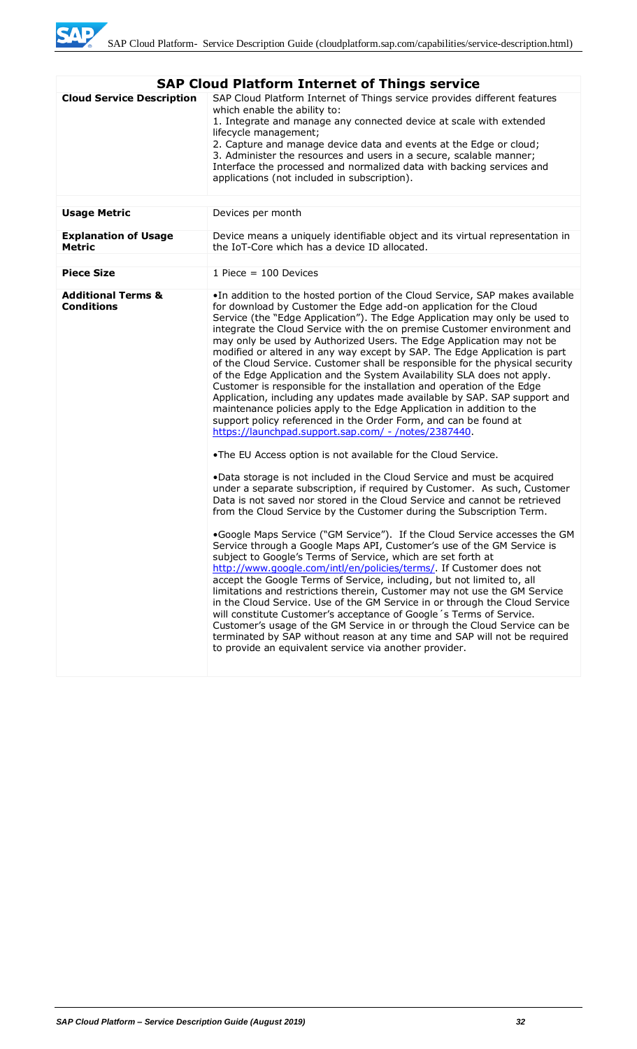| SAP Cloud Platform Internet of Things service | |
|---|---|
| **Cloud Service Description** | SAP Cloud Platform Internet of Things service provides different features which enable the ability to:<br>1. Integrate and manage any connected device at scale with extended lifecycle management;<br>2. Capture and manage device data and events at the Edge or cloud;<br>3. Administer the resources and users in a secure, scalable manner;<br>Interface the processed and normalized data with backing services and applications (not included in subscription). |
| **Usage Metric** | Devices per month |
| **Explanation of Usage Metric** | Device means a uniquely identifiable object and its virtual representation in the IoT-Core which has a device ID allocated. |
| **Piece Size** | 1 Piece = 100 Devices |
| **Additional Terms & Conditions** | •In addition to the hosted portion of the Cloud Service, SAP makes available for download by Customer the Edge add-on application for the Cloud Service (the "Edge Application"). The Edge Application may only be used to integrate the Cloud Service with the on premise Customer environment and may only be used by Authorized Users. The Edge Application may not be modified or altered in any way except by SAP. The Edge Application is part of the Cloud Service. Customer shall be responsible for the physical security of the Edge Application and the System Availability SLA does not apply. Customer is responsible for the installation and operation of the Edge Application, including any updates made available by SAP. SAP support and maintenance policies apply to the Edge Application in addition to the support policy referenced in the Order Form, and can be found at https://launchpad.support.sap.com/ - /notes/2387440.<br><br>•The EU Access option is not available for the Cloud Service.<br><br>•Data storage is not included in the Cloud Service and must be acquired under a separate subscription, if required by Customer. As such, Customer Data is not saved nor stored in the Cloud Service and cannot be retrieved from the Cloud Service by the Customer during the Subscription Term.<br><br>•Google Maps Service ("GM Service"). If the Cloud Service accesses the GM Service through a Google Maps API, Customer's use of the GM Service is subject to Google's Terms of Service, which are set forth at http://www.google.com/intl/en/policies/terms/. If Customer does not accept the Google Terms of Service, including, but not limited to, all limitations and restrictions therein, Customer may not use the GM Service in the Cloud Service. Use of the GM Service in or through the Cloud Service will constitute Customer's acceptance of Google´s Terms of Service. Customer's usage of the GM Service in or through the Cloud Service can be terminated by SAP without reason at any time and SAP will not be required to provide an equivalent service via another provider. |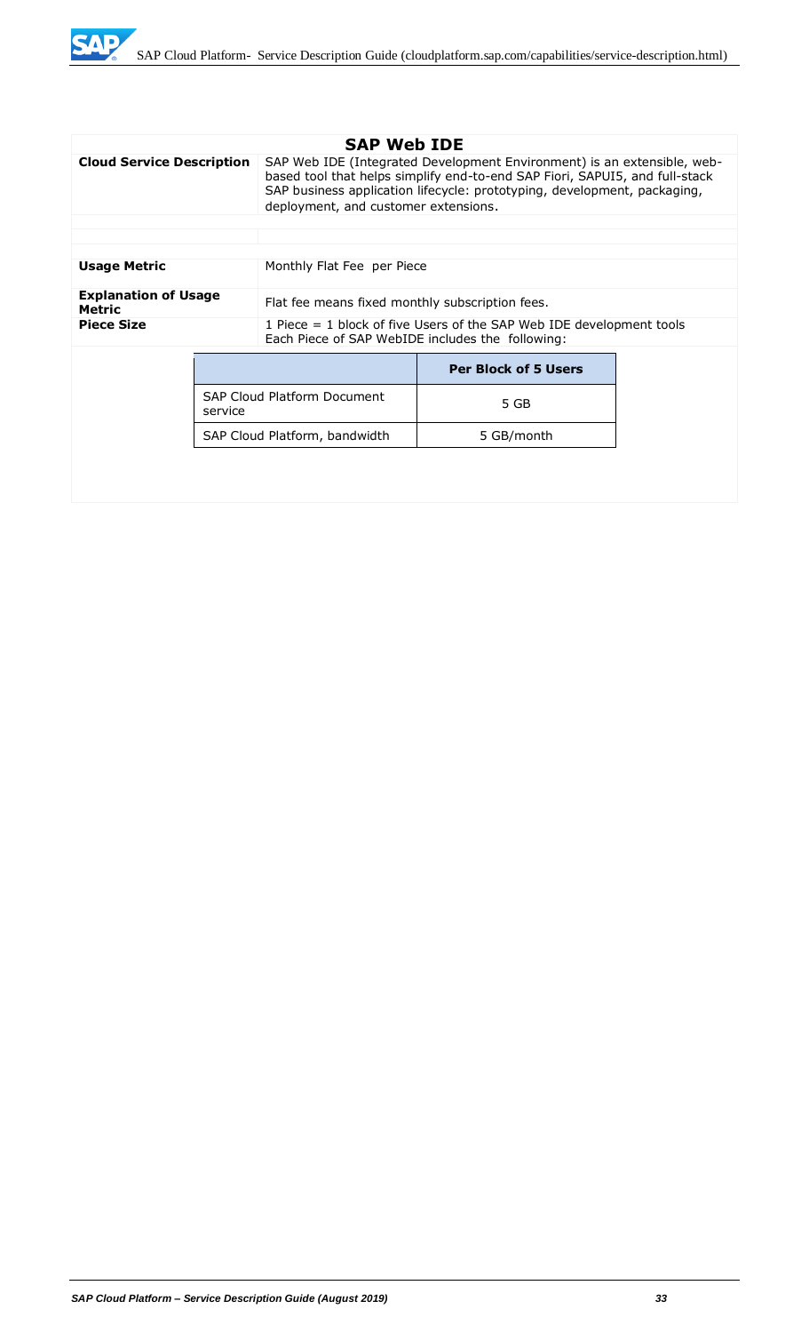## SAP Web IDE

| | |
|---|---|
| **Cloud Service Description** | SAP Web IDE (Integrated Development Environment) is an extensible, web-based tool that helps simplify end-to-end SAP Fiori, SAPUI5, and full-stack SAP business application lifecycle: prototyping, development, packaging, deployment, and customer extensions. |
| **Usage Metric** | Monthly Flat Fee per Piece |
| **Explanation of Usage Metric** | Flat fee means fixed monthly subscription fees. |
| **Piece Size** | 1 Piece = 1 block of five Users of the SAP Web IDE development tools<br>Each Piece of SAP WebIDE includes the following: |

| | **Per Block of 5 Users** |
|---|---|
| SAP Cloud Platform Document service | 5 GB |
| SAP Cloud Platform, bandwidth | 5 GB/month |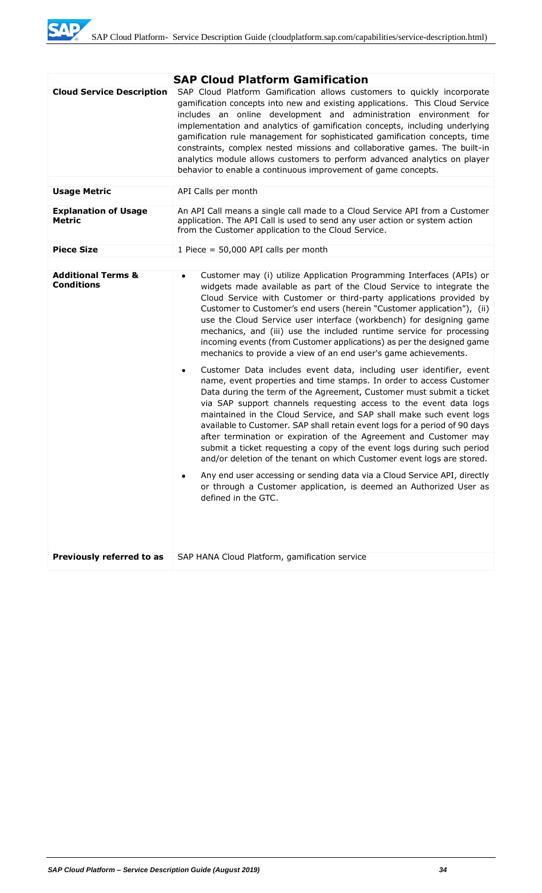| SAP Cloud Platform Gamification | |
|---|---|
| **Cloud Service Description** | SAP Cloud Platform Gamification allows customers to quickly incorporate gamification concepts into new and existing applications. This Cloud Service includes an online development and administration environment for implementation and analytics of gamification concepts, including underlying gamification rule management for sophisticated gamification concepts, time constraints, complex nested missions and collaborative games. The built-in analytics module allows customers to perform advanced analytics on player behavior to enable a continuous improvement of game concepts. |
| **Usage Metric** | API Calls per month |
| **Explanation of Usage Metric** | An API Call means a single call made to a Cloud Service API from a Customer application. The API Call is used to send any user action or system action from the Customer application to the Cloud Service. |
| **Piece Size** | 1 Piece = 50,000 API calls per month |
| **Additional Terms & Conditions** | • Customer may (i) utilize Application Programming Interfaces (APIs) or widgets made available as part of the Cloud Service to integrate the Cloud Service with Customer or third-party applications provided by Customer to Customer's end users (herein "Customer application"), (ii) use the Cloud Service user interface (workbench) for designing game mechanics, and (iii) use the included runtime service for processing incoming events (from Customer applications) as per the designed game mechanics to provide a view of an end user's game achievements.<br><br>• Customer Data includes event data, including user identifier, event name, event properties and time stamps. In order to access Customer Data during the term of the Agreement, Customer must submit a ticket via SAP support channels requesting access to the event data logs maintained in the Cloud Service, and SAP shall make such event logs available to Customer. SAP shall retain event logs for a period of 90 days after termination or expiration of the Agreement and Customer may submit a ticket requesting a copy of the event logs during such period and/or deletion of the tenant on which Customer event logs are stored.<br><br>• Any end user accessing or sending data via a Cloud Service API, directly or through a Customer application, is deemed an Authorized User as defined in the GTC. |
| **Previously referred to as** | SAP HANA Cloud Platform, gamification service |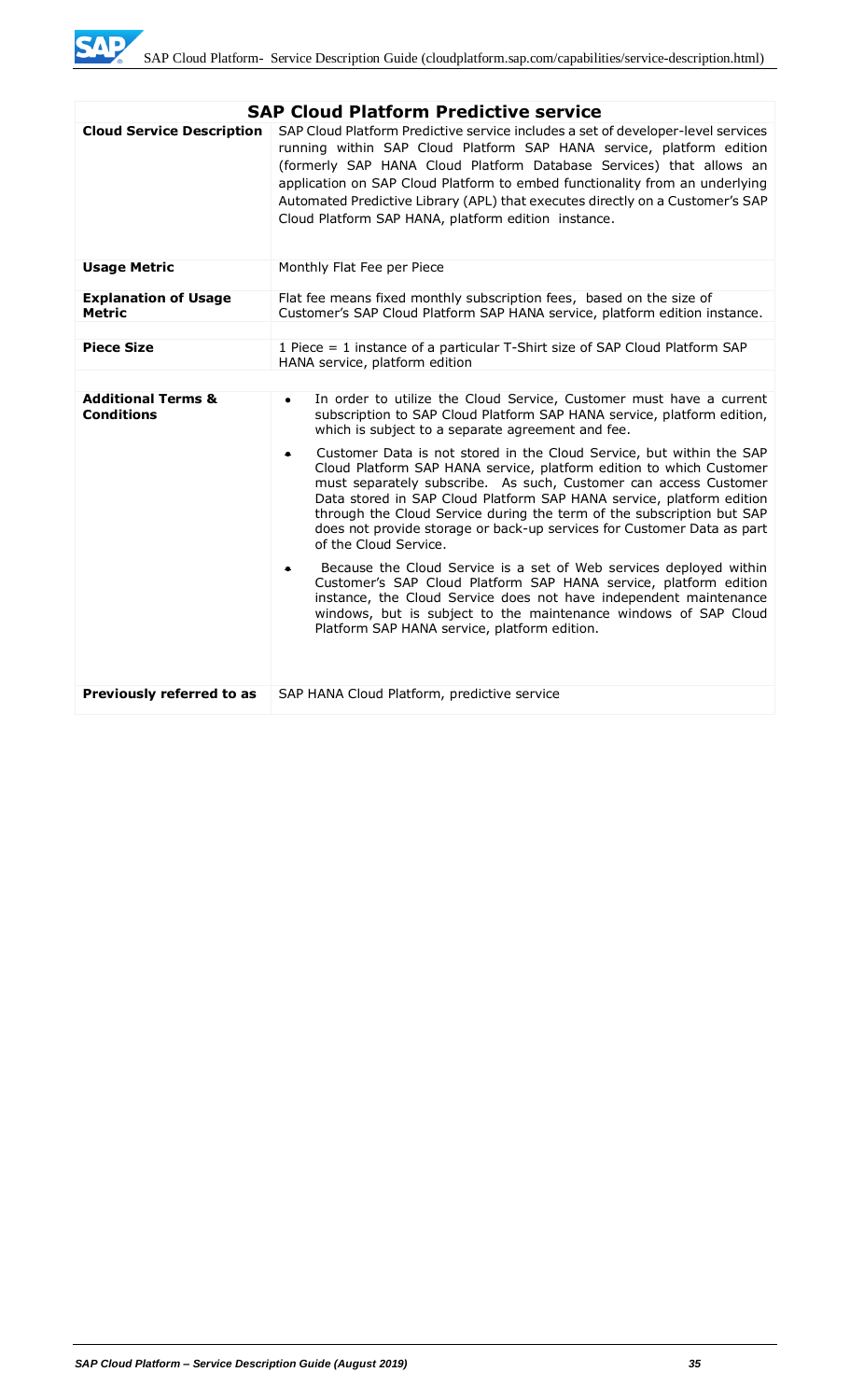## SAP Cloud Platform Predictive service

| | |
|---|---|
| **Cloud Service Description** | SAP Cloud Platform Predictive service includes a set of developer-level services running within SAP Cloud Platform SAP HANA service, platform edition (formerly SAP HANA Cloud Platform Database Services) that allows an application on SAP Cloud Platform to embed functionality from an underlying Automated Predictive Library (APL) that executes directly on a Customer's SAP Cloud Platform SAP HANA, platform edition instance. |
| **Usage Metric** | Monthly Flat Fee per Piece |
| **Explanation of Usage Metric** | Flat fee means fixed monthly subscription fees, based on the size of Customer's SAP Cloud Platform SAP HANA service, platform edition instance. |
| **Piece Size** | 1 Piece = 1 instance of a particular T-Shirt size of SAP Cloud Platform SAP HANA service, platform edition |
| **Additional Terms & Conditions** | • In order to utilize the Cloud Service, Customer must have a current subscription to SAP Cloud Platform SAP HANA service, platform edition, which is subject to a separate agreement and fee.<br>• Customer Data is not stored in the Cloud Service, but within the SAP Cloud Platform SAP HANA service, platform edition to which Customer must separately subscribe. As such, Customer can access Customer Data stored in SAP Cloud Platform SAP HANA service, platform edition through the Cloud Service during the term of the subscription but SAP does not provide storage or back-up services for Customer Data as part of the Cloud Service.<br>• Because the Cloud Service is a set of Web services deployed within Customer's SAP Cloud Platform SAP HANA service, platform edition instance, the Cloud Service does not have independent maintenance windows, but is subject to the maintenance windows of SAP Cloud Platform SAP HANA service, platform edition. |
| **Previously referred to as** | SAP HANA Cloud Platform, predictive service |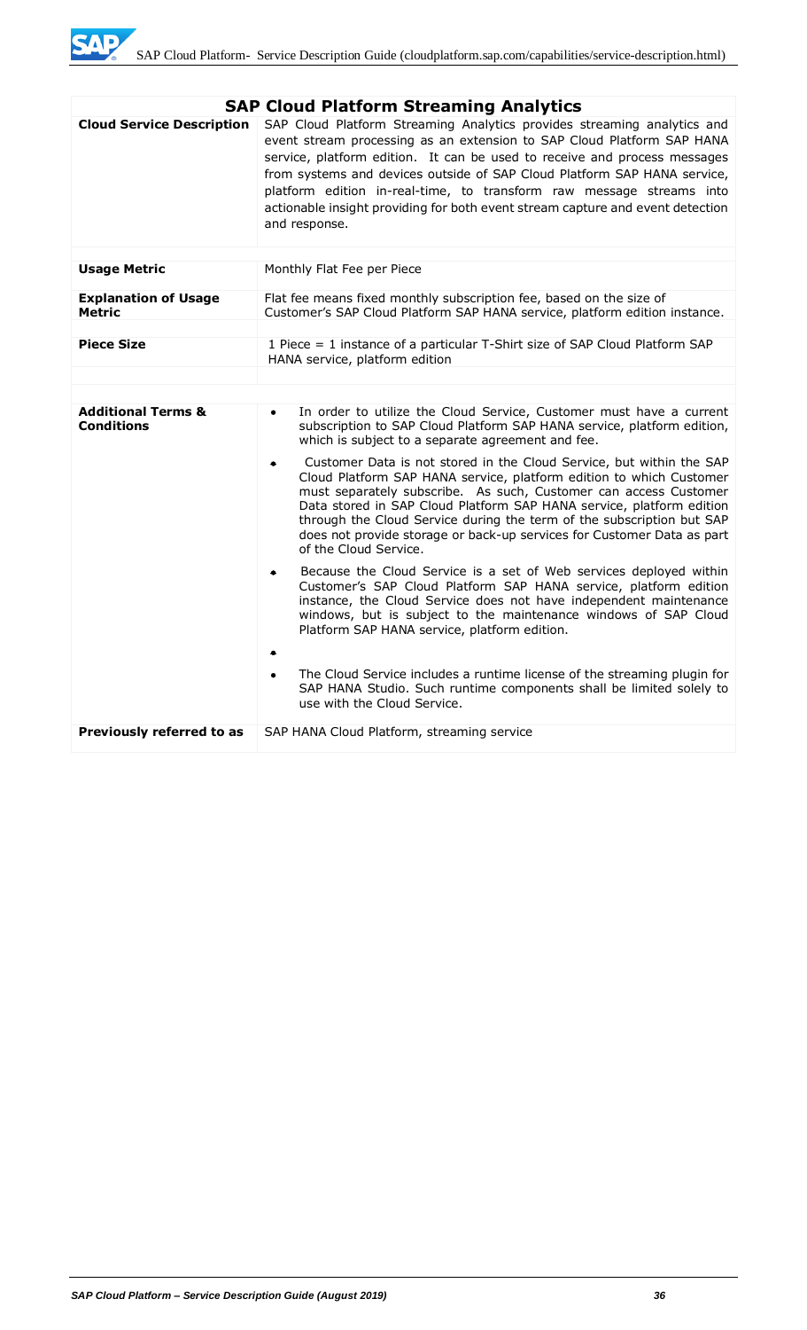| **SAP Cloud Platform Streaming Analytics** | |
|---|---|
| **Cloud Service Description** | SAP Cloud Platform Streaming Analytics provides streaming analytics and event stream processing as an extension to SAP Cloud Platform SAP HANA service, platform edition. It can be used to receive and process messages from systems and devices outside of SAP Cloud Platform SAP HANA service, platform edition in-real-time, to transform raw message streams into actionable insight providing for both event stream capture and event detection and response. |
| | |
| **Usage Metric** | Monthly Flat Fee per Piece |
| **Explanation of Usage Metric** | Flat fee means fixed monthly subscription fee, based on the size of Customer's SAP Cloud Platform SAP HANA service, platform edition instance. |
| | |
| **Piece Size** | 1 Piece = 1 instance of a particular T-Shirt size of SAP Cloud Platform SAP HANA service, platform edition |
| | |
| **Additional Terms & Conditions** | • In order to utilize the Cloud Service, Customer must have a current subscription to SAP Cloud Platform SAP HANA service, platform edition, which is subject to a separate agreement and fee.<br>• Customer Data is not stored in the Cloud Service, but within the SAP Cloud Platform SAP HANA service, platform edition to which Customer must separately subscribe. As such, Customer can access Customer Data stored in SAP Cloud Platform SAP HANA service, platform edition through the Cloud Service during the term of the subscription but SAP does not provide storage or back-up services for Customer Data as part of the Cloud Service.<br>• Because the Cloud Service is a set of Web services deployed within Customer's SAP Cloud Platform SAP HANA service, platform edition instance, the Cloud Service does not have independent maintenance windows, but is subject to the maintenance windows of SAP Cloud Platform SAP HANA service, platform edition.<br>•<br>• The Cloud Service includes a runtime license of the streaming plugin for SAP HANA Studio. Such runtime components shall be limited solely to use with the Cloud Service. |
| **Previously referred to as** | SAP HANA Cloud Platform, streaming service |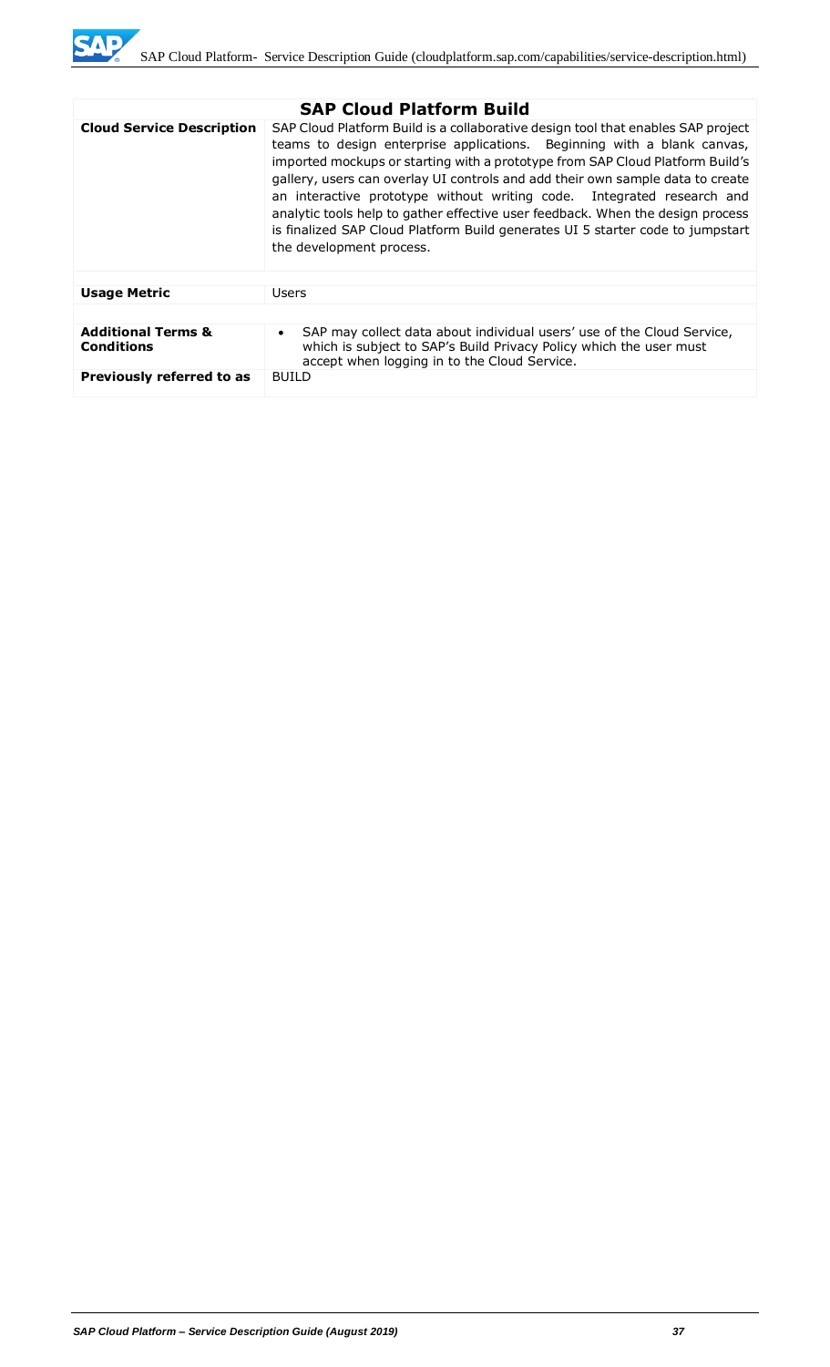| SAP Cloud Platform Build | |
|---|---|
| **Cloud Service Description** | SAP Cloud Platform Build is a collaborative design tool that enables SAP project teams to design enterprise applications. Beginning with a blank canvas, imported mockups or starting with a prototype from SAP Cloud Platform Build's gallery, users can overlay UI controls and add their own sample data to create an interactive prototype without writing code. Integrated research and analytic tools help to gather effective user feedback. When the design process is finalized SAP Cloud Platform Build generates UI 5 starter code to jumpstart the development process. |
| **Usage Metric** | Users |
| **Additional Terms & Conditions** | • SAP may collect data about individual users' use of the Cloud Service, which is subject to SAP's Build Privacy Policy which the user must accept when logging in to the Cloud Service. |
| **Previously referred to as** | BUILD |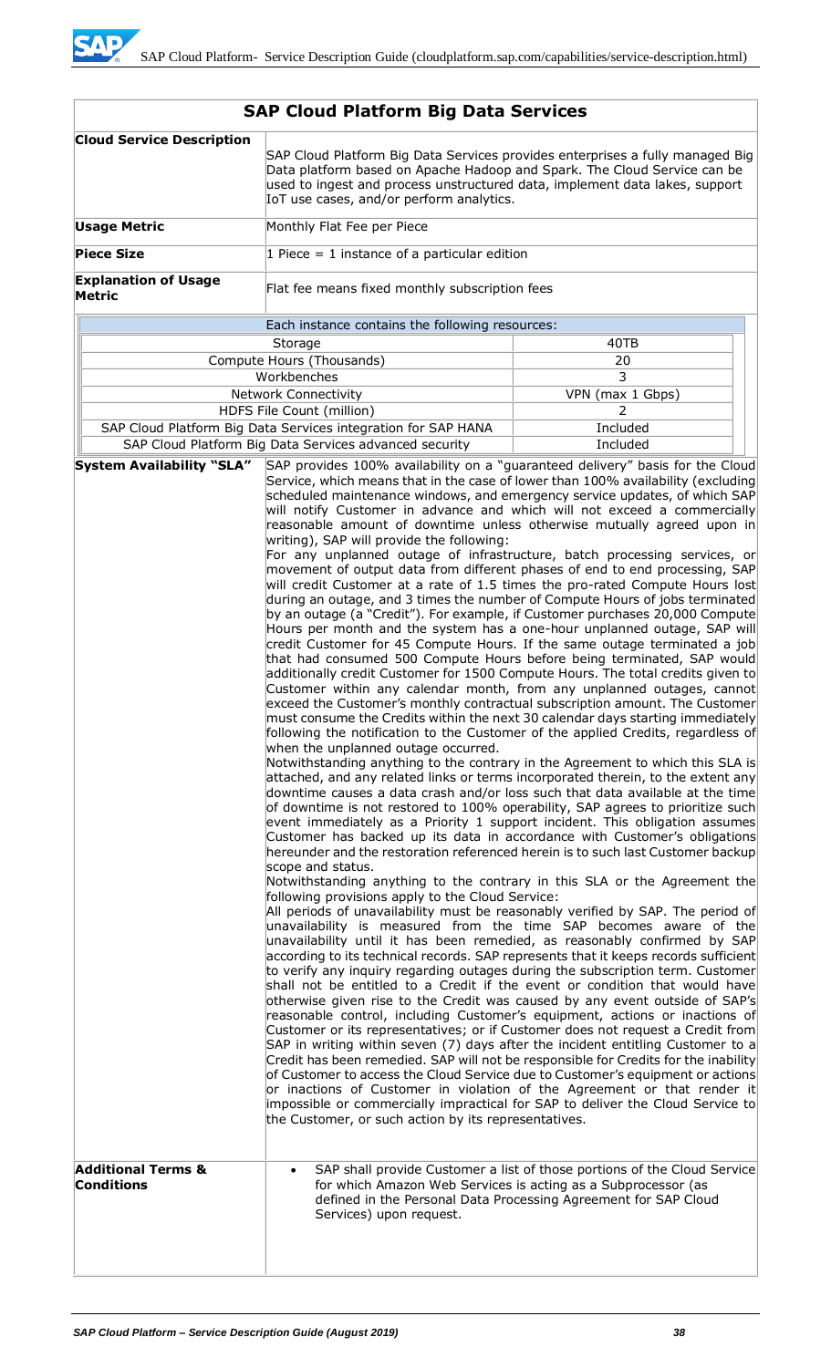## SAP Cloud Platform Big Data Services

| | |
|---|---|
| **Cloud Service Description** | SAP Cloud Platform Big Data Services provides enterprises a fully managed Big Data platform based on Apache Hadoop and Spark. The Cloud Service can be used to ingest and process unstructured data, implement data lakes, support IoT use cases, and/or perform analytics. |
| **Usage Metric** | Monthly Flat Fee per Piece |
| **Piece Size** | 1 Piece = 1 instance of a particular edition |
| **Explanation of Usage Metric** | Flat fee means fixed monthly subscription fees |

| Each instance contains the following resources: | |
|---|---|
| Storage | 40TB |
| Compute Hours (Thousands) | 20 |
| Workbenches | 3 |
| Network Connectivity | VPN (max 1 Gbps) |
| HDFS File Count (million) | 2 |
| SAP Cloud Platform Big Data Services integration for SAP HANA | Included |
| SAP Cloud Platform Big Data Services advanced security | Included |

**System Availability "SLA"**

SAP provides 100% availability on a "guaranteed delivery" basis for the Cloud Service, which means that in the case of lower than 100% availability (excluding scheduled maintenance windows, and emergency service updates, of which SAP will notify Customer in advance and which will not exceed a commercially reasonable amount of downtime unless otherwise mutually agreed upon in writing), SAP will provide the following:

For any unplanned outage of infrastructure, batch processing services, or movement of output data from different phases of end to end processing, SAP will credit Customer at a rate of 1.5 times the pro-rated Compute Hours lost during an outage, and 3 times the number of Compute Hours of jobs terminated by an outage (a "Credit"). For example, if Customer purchases 20,000 Compute Hours per month and the system has a one-hour unplanned outage, SAP will credit Customer for 45 Compute Hours. If the same outage terminated a job that had consumed 500 Compute Hours before being terminated, SAP would additionally credit Customer for 1500 Compute Hours. The total credits given to Customer within any calendar month, from any unplanned outages, cannot exceed the Customer's monthly contractual subscription amount. The Customer must consume the Credits within the next 30 calendar days starting immediately following the notification to the Customer of the applied Credits, regardless of when the unplanned outage occurred.

Notwithstanding anything to the contrary in the Agreement to which this SLA is attached, and any related links or terms incorporated therein, to the extent any downtime causes a data crash and/or loss such that data available at the time of downtime is not restored to 100% operability, SAP agrees to prioritize such event immediately as a Priority 1 support incident. This obligation assumes Customer has backed up its data in accordance with Customer's obligations hereunder and the restoration referenced herein is to such last Customer backup scope and status.

Notwithstanding anything to the contrary in this SLA or the Agreement the following provisions apply to the Cloud Service:

All periods of unavailability must be reasonably verified by SAP. The period of unavailability is measured from the time SAP becomes aware of the unavailability until it has been remedied, as reasonably confirmed by SAP according to its technical records. SAP represents that it keeps records sufficient to verify any inquiry regarding outages during the subscription term. Customer shall not be entitled to a Credit if the event or condition that would have otherwise given rise to the Credit was caused by any event outside of SAP's reasonable control, including Customer's equipment, actions or inactions of Customer or its representatives; or if Customer does not request a Credit from SAP in writing within seven (7) days after the incident entitling Customer to a Credit has been remedied. SAP will not be responsible for Credits for the inability of Customer to access the Cloud Service due to Customer's equipment or actions or inactions of Customer in violation of the Agreement or that render it impossible or commercially impractical for SAP to deliver the Cloud Service to the Customer, or such action by its representatives.

**Additional Terms & Conditions**

- SAP shall provide Customer a list of those portions of the Cloud Service for which Amazon Web Services is acting as a Subprocessor (as defined in the Personal Data Processing Agreement for SAP Cloud Services) upon request.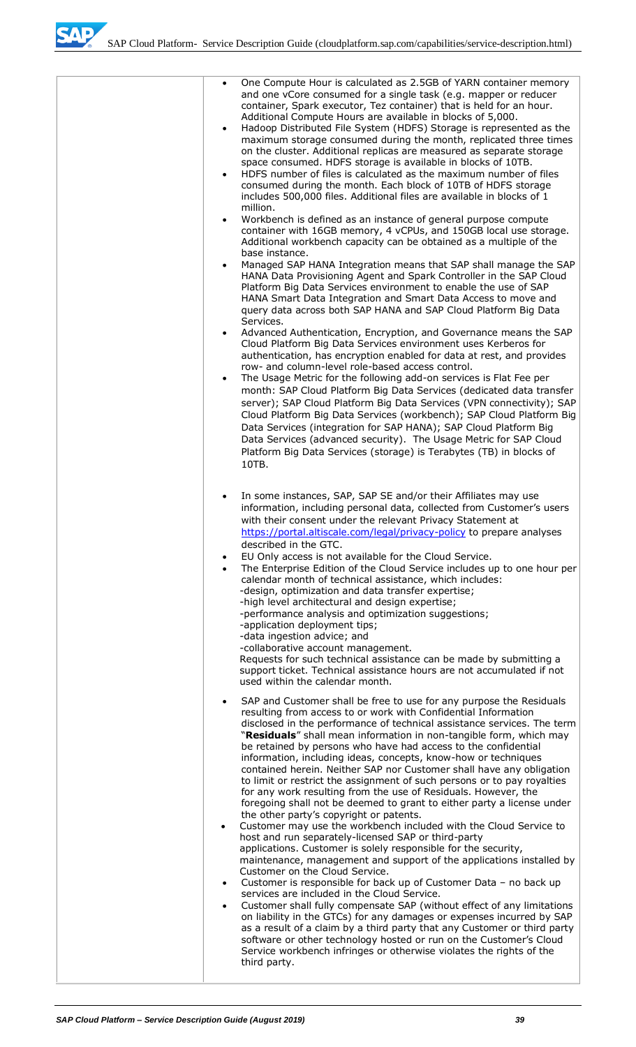|  |  |
|---|---|
|  | • One Compute Hour is calculated as 2.5GB of YARN container memory and one vCore consumed for a single task (e.g. mapper or reducer container, Spark executor, Tez container) that is held for an hour. Additional Compute Hours are available in blocks of 5,000.<br>• Hadoop Distributed File System (HDFS) Storage is represented as the maximum storage consumed during the month, replicated three times on the cluster. Additional replicas are measured as separate storage space consumed. HDFS storage is available in blocks of 10TB.<br>• HDFS number of files is calculated as the maximum number of files consumed during the month. Each block of 10TB of HDFS storage includes 500,000 files. Additional files are available in blocks of 1 million.<br>• Workbench is defined as an instance of general purpose compute container with 16GB memory, 4 vCPUs, and 150GB local use storage. Additional workbench capacity can be obtained as a multiple of the base instance.<br>• Managed SAP HANA Integration means that SAP shall manage the SAP HANA Data Provisioning Agent and Spark Controller in the SAP Cloud Platform Big Data Services environment to enable the use of SAP HANA Smart Data Integration and Smart Data Access to move and query data across both SAP HANA and SAP Cloud Platform Big Data Services.<br>• Advanced Authentication, Encryption, and Governance means the SAP Cloud Platform Big Data Services environment uses Kerberos for authentication, has encryption enabled for data at rest, and provides row- and column-level role-based access control.<br>• The Usage Metric for the following add-on services is Flat Fee per month: SAP Cloud Platform Big Data Services (dedicated data transfer server); SAP Cloud Platform Big Data Services (VPN connectivity); SAP Cloud Platform Big Data Services (workbench); SAP Cloud Platform Big Data Services (integration for SAP HANA); SAP Cloud Platform Big Data Services (advanced security). The Usage Metric for SAP Cloud Platform Big Data Services (storage) is Terabytes (TB) in blocks of 10TB.<br><br>• In some instances, SAP, SAP SE and/or their Affiliates may use information, including personal data, collected from Customer's users with their consent under the relevant Privacy Statement at https://portal.altiscale.com/legal/privacy-policy to prepare analyses described in the GTC.<br>• EU Only access is not available for the Cloud Service.<br>• The Enterprise Edition of the Cloud Service includes up to one hour per calendar month of technical assistance, which includes:<br>-design, optimization and data transfer expertise;<br>-high level architectural and design expertise;<br>-performance analysis and optimization suggestions;<br>-application deployment tips;<br>-data ingestion advice; and<br>-collaborative account management.<br>Requests for such technical assistance can be made by submitting a support ticket. Technical assistance hours are not accumulated if not used within the calendar month.<br><br>• SAP and Customer shall be free to use for any purpose the Residuals resulting from access to or work with Confidential Information disclosed in the performance of technical assistance services. The term "**Residuals**" shall mean information in non-tangible form, which may be retained by persons who have had access to the confidential information, including ideas, concepts, know-how or techniques contained herein. Neither SAP nor Customer shall have any obligation to limit or restrict the assignment of such persons or to pay royalties for any work resulting from the use of Residuals. However, the foregoing shall not be deemed to grant to either party a license under the other party's copyright or patents.<br>• Customer may use the workbench included with the Cloud Service to host and run separately-licensed SAP or third-party applications. Customer is solely responsible for the security, maintenance, management and support of the applications installed by Customer on the Cloud Service.<br>• Customer is responsible for back up of Customer Data – no back up services are included in the Cloud Service.<br>• Customer shall fully compensate SAP (without effect of any limitations on liability in the GTCs) for any damages or expenses incurred by SAP as a result of a claim by a third party that any Customer or third party software or other technology hosted or run on the Customer's Cloud Service workbench infringes or otherwise violates the rights of the third party. |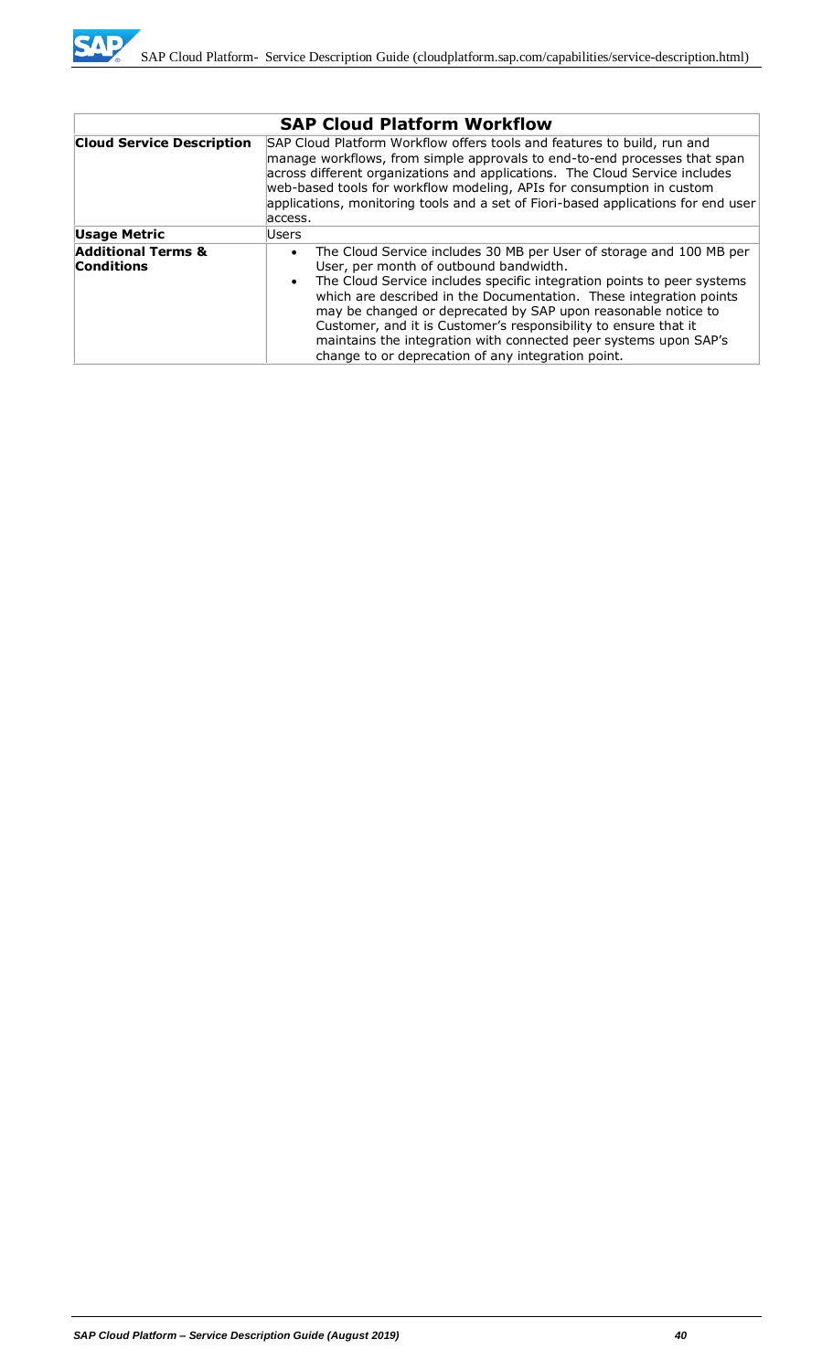| SAP Cloud Platform Workflow | |
|---|---|
| **Cloud Service Description** | SAP Cloud Platform Workflow offers tools and features to build, run and manage workflows, from simple approvals to end-to-end processes that span across different organizations and applications. The Cloud Service includes web-based tools for workflow modeling, APIs for consumption in custom applications, monitoring tools and a set of Fiori-based applications for end user access. |
| **Usage Metric** | Users |
| **Additional Terms & Conditions** | • The Cloud Service includes 30 MB per User of storage and 100 MB per User, per month of outbound bandwidth. <br>• The Cloud Service includes specific integration points to peer systems which are described in the Documentation. These integration points may be changed or deprecated by SAP upon reasonable notice to Customer, and it is Customer's responsibility to ensure that it maintains the integration with connected peer systems upon SAP's change to or deprecation of any integration point. |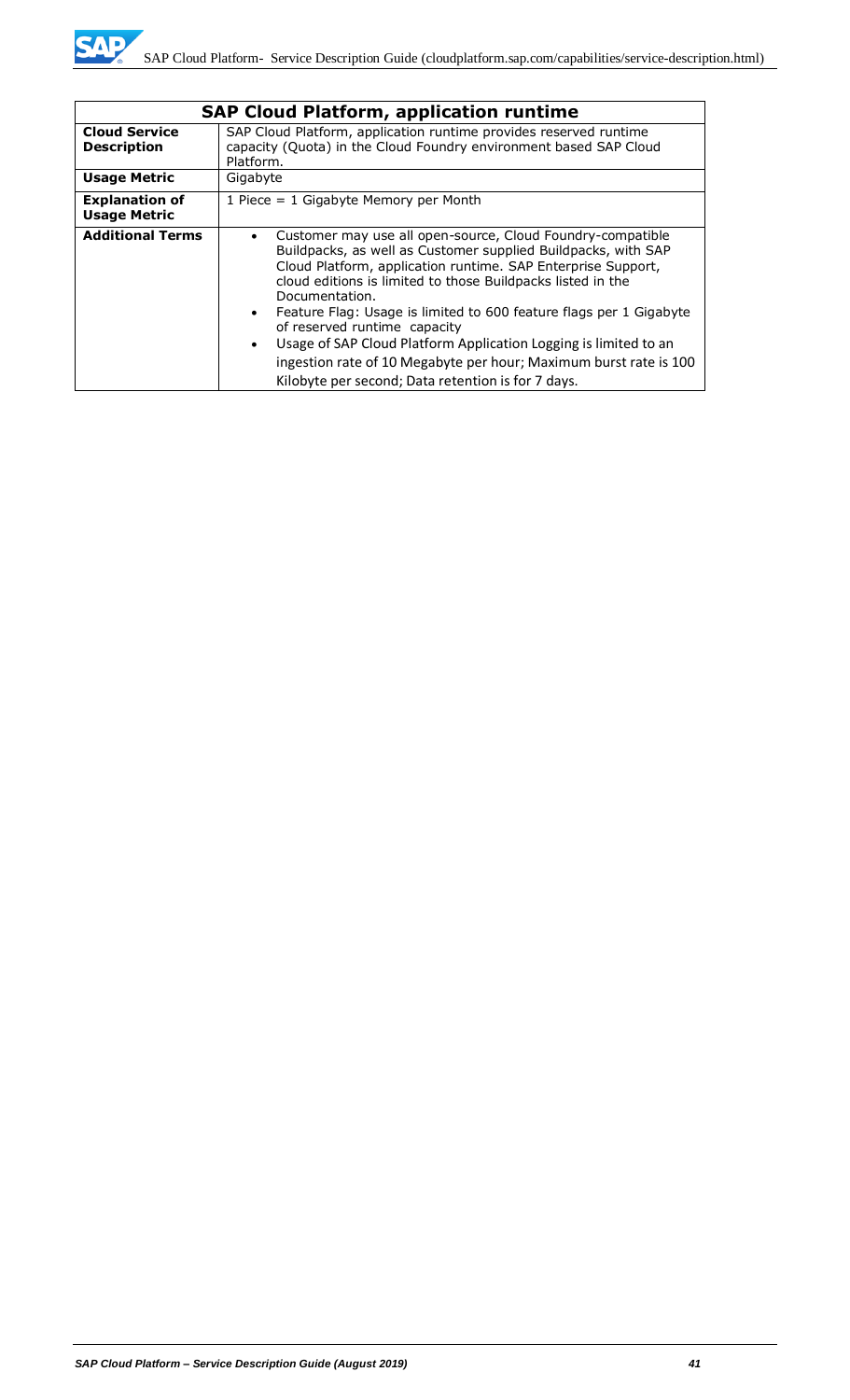| SAP Cloud Platform, application runtime | |
|---|---|
| **Cloud Service Description** | SAP Cloud Platform, application runtime provides reserved runtime capacity (Quota) in the Cloud Foundry environment based SAP Cloud Platform. |
| **Usage Metric** | Gigabyte |
| **Explanation of Usage Metric** | 1 Piece = 1 Gigabyte Memory per Month |
| **Additional Terms** | • Customer may use all open-source, Cloud Foundry-compatible Buildpacks, as well as Customer supplied Buildpacks, with SAP Cloud Platform, application runtime. SAP Enterprise Support, cloud editions is limited to those Buildpacks listed in the Documentation. <br> • Feature Flag: Usage is limited to 600 feature flags per 1 Gigabyte of reserved runtime capacity <br> • Usage of SAP Cloud Platform Application Logging is limited to an ingestion rate of 10 Megabyte per hour; Maximum burst rate is 100 Kilobyte per second; Data retention is for 7 days. |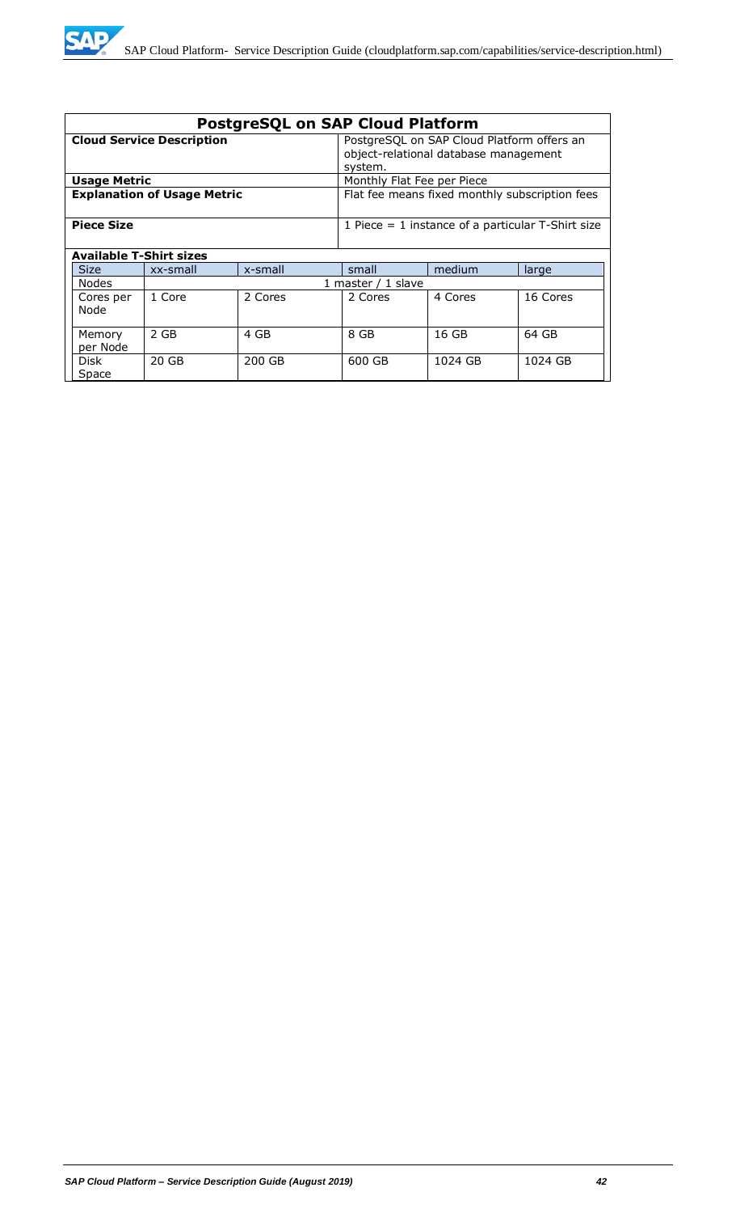## PostgreSQL on SAP Cloud Platform

| | |
|---|---|
| **Cloud Service Description** | PostgreSQL on SAP Cloud Platform offers an object-relational database management system. |
| **Usage Metric** | Monthly Flat Fee per Piece |
| **Explanation of Usage Metric** | Flat fee means fixed monthly subscription fees |
| **Piece Size** | 1 Piece = 1 instance of a particular T-Shirt size |

**Available T-Shirt sizes**

| Size | xx-small | x-small | small | medium | large |
|---|---|---|---|---|---|
| Nodes | 1 master / 1 slave | | | | |
| Cores per Node | 1 Core | 2 Cores | 2 Cores | 4 Cores | 16 Cores |
| Memory per Node | 2 GB | 4 GB | 8 GB | 16 GB | 64 GB |
| Disk Space | 20 GB | 200 GB | 600 GB | 1024 GB | 1024 GB |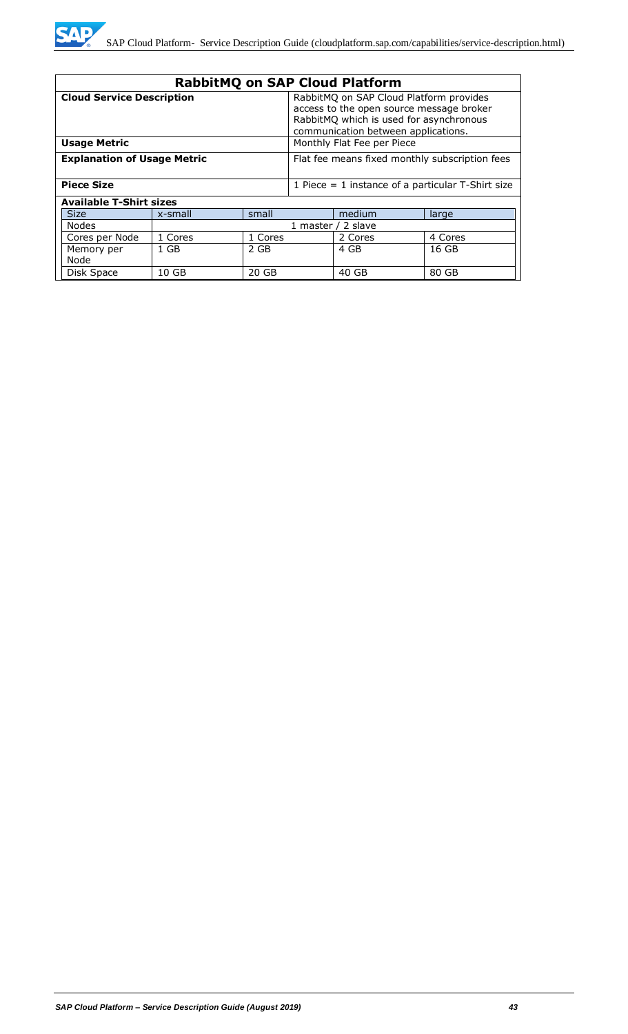## RabbitMQ on SAP Cloud Platform

| **Cloud Service Description** | RabbitMQ on SAP Cloud Platform provides access to the open source message broker RabbitMQ which is used for asynchronous communication between applications. |
|---|---|
| **Usage Metric** | Monthly Flat Fee per Piece |
| **Explanation of Usage Metric** | Flat fee means fixed monthly subscription fees |
| **Piece Size** | 1 Piece = 1 instance of a particular T-Shirt size |

**Available T-Shirt sizes**

| Size | x-small | small | medium | large |
|---|---|---|---|---|
| Nodes | 1 master / 2 slave | | | |
| Cores per Node | 1 Cores | 1 Cores | 2 Cores | 4 Cores |
| Memory per Node | 1 GB | 2 GB | 4 GB | 16 GB |
| Disk Space | 10 GB | 20 GB | 40 GB | 80 GB |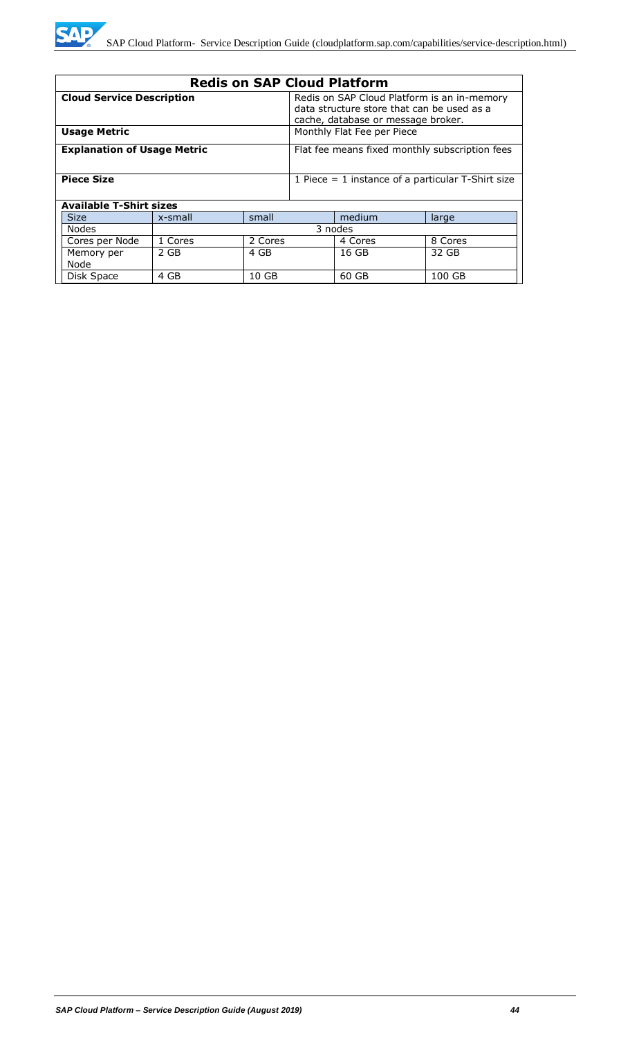## Redis on SAP Cloud Platform

| | |
|---|---|
| **Cloud Service Description** | Redis on SAP Cloud Platform is an in-memory data structure store that can be used as a cache, database or message broker. |
| **Usage Metric** | Monthly Flat Fee per Piece |
| **Explanation of Usage Metric** | Flat fee means fixed monthly subscription fees |
| **Piece Size** | 1 Piece = 1 instance of a particular T-Shirt size |

**Available T-Shirt sizes**

| Size | x-small | small | medium | large |
|---|---|---|---|---|
| Nodes | 3 nodes | | | |
| Cores per Node | 1 Cores | 2 Cores | 4 Cores | 8 Cores |
| Memory per Node | 2 GB | 4 GB | 16 GB | 32 GB |
| Disk Space | 4 GB | 10 GB | 60 GB | 100 GB |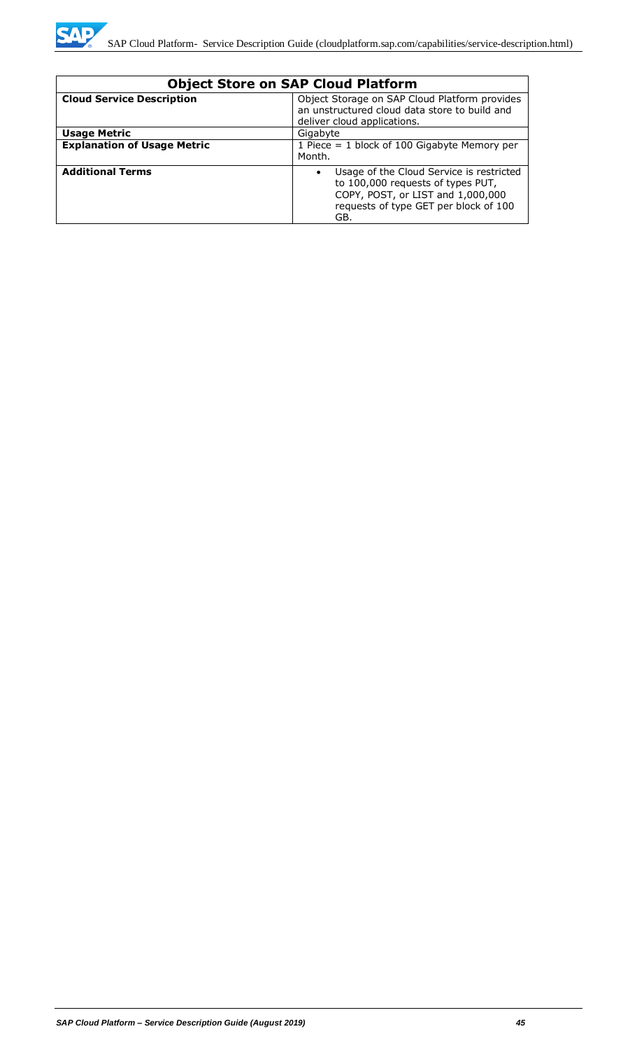| Object Store on SAP Cloud Platform | |
|---|---|
| **Cloud Service Description** | Object Storage on SAP Cloud Platform provides an unstructured cloud data store to build and deliver cloud applications. |
| **Usage Metric** | Gigabyte |
| **Explanation of Usage Metric** | 1 Piece = 1 block of 100 Gigabyte Memory per Month. |
| **Additional Terms** | • Usage of the Cloud Service is restricted to 100,000 requests of types PUT, COPY, POST, or LIST and 1,000,000 requests of type GET per block of 100 GB. |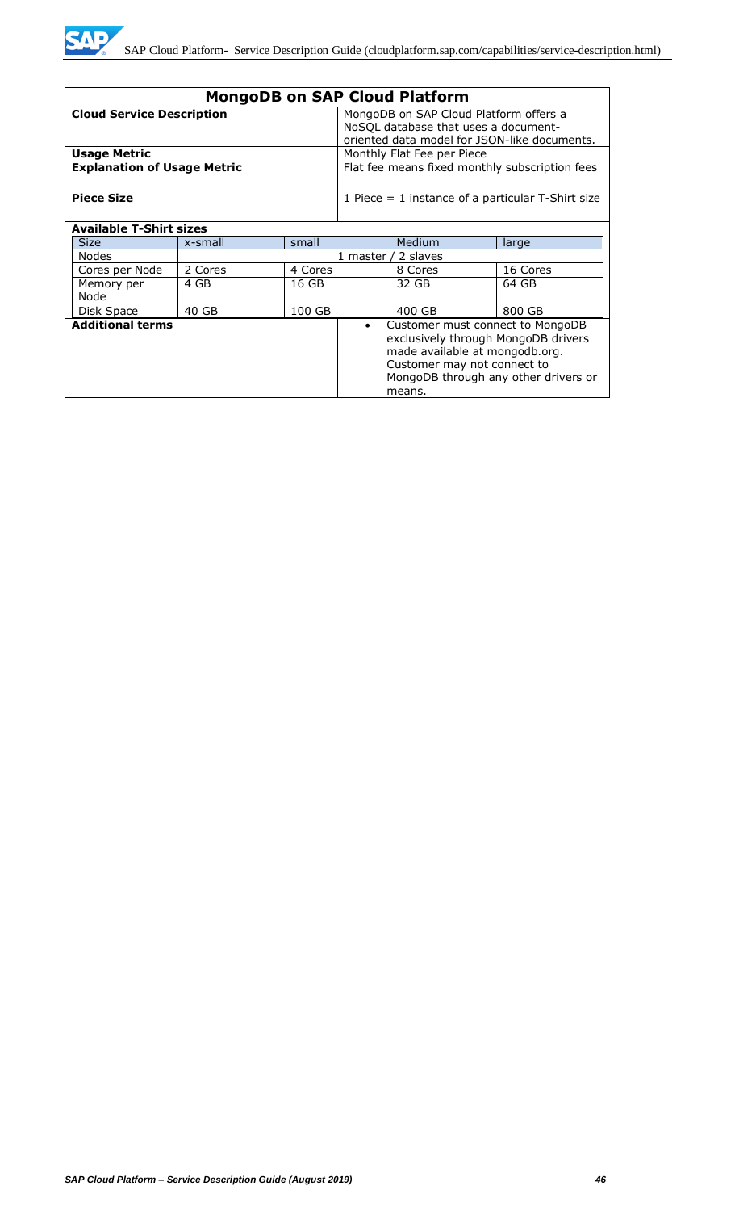## MongoDB on SAP Cloud Platform

| | |
|---|---|
| **Cloud Service Description** | MongoDB on SAP Cloud Platform offers a NoSQL database that uses a document-oriented data model for JSON-like documents. |
| **Usage Metric** | Monthly Flat Fee per Piece |
| **Explanation of Usage Metric** | Flat fee means fixed monthly subscription fees |
| **Piece Size** | 1 Piece = 1 instance of a particular T-Shirt size |

**Available T-Shirt sizes**

| Size | x-small | small | Medium | large |
|---|---|---|---|---|
| Nodes | 1 master / 2 slaves | | | |
| Cores per Node | 2 Cores | 4 Cores | 8 Cores | 16 Cores |
| Memory per Node | 4 GB | 16 GB | 32 GB | 64 GB |
| Disk Space | 40 GB | 100 GB | 400 GB | 800 GB |

| | |
|---|---|
| **Additional terms** | • Customer must connect to MongoDB exclusively through MongoDB drivers made available at mongodb.org. Customer may not connect to MongoDB through any other drivers or means. |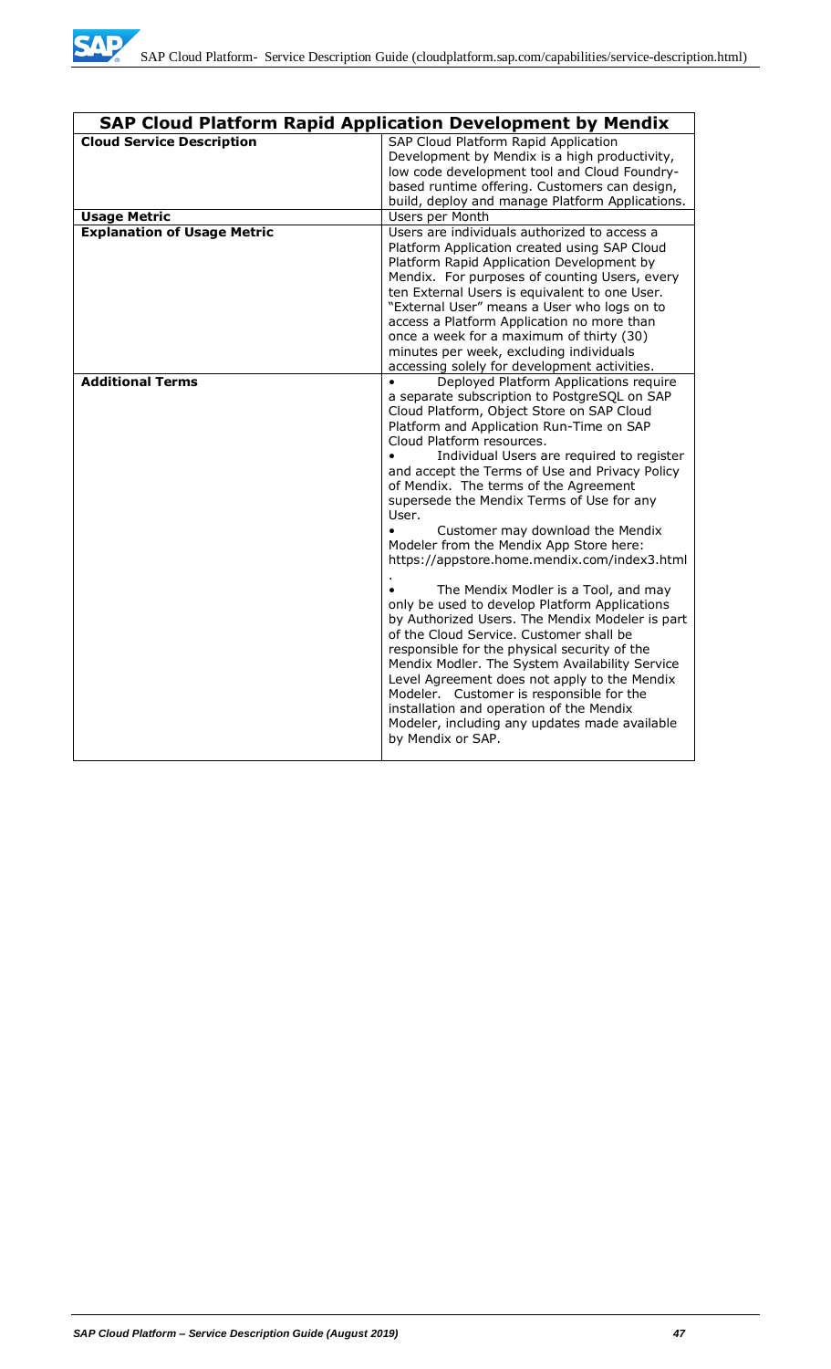| SAP Cloud Platform Rapid Application Development by Mendix | |
|---|---|
| **Cloud Service Description** | SAP Cloud Platform Rapid Application Development by Mendix is a high productivity, low code development tool and Cloud Foundry-based runtime offering. Customers can design, build, deploy and manage Platform Applications. |
| **Usage Metric** | Users per Month |
| **Explanation of Usage Metric** | Users are individuals authorized to access a Platform Application created using SAP Cloud Platform Rapid Application Development by Mendix. For purposes of counting Users, every ten External Users is equivalent to one User. "External User" means a User who logs on to access a Platform Application no more than once a week for a maximum of thirty (30) minutes per week, excluding individuals accessing solely for development activities. |
| **Additional Terms** | • Deployed Platform Applications require a separate subscription to PostgreSQL on SAP Cloud Platform, Object Store on SAP Cloud Platform and Application Run-Time on SAP Cloud Platform resources.<br>• Individual Users are required to register and accept the Terms of Use and Privacy Policy of Mendix. The terms of the Agreement supersede the Mendix Terms of Use for any User.<br>• Customer may download the Mendix Modeler from the Mendix App Store here: https://appstore.home.mendix.com/index3.html .<br>• The Mendix Modler is a Tool, and may only be used to develop Platform Applications by Authorized Users. The Mendix Modeler is part of the Cloud Service. Customer shall be responsible for the physical security of the Mendix Modler. The System Availability Service Level Agreement does not apply to the Mendix Modeler. Customer is responsible for the installation and operation of the Mendix Modeler, including any updates made available by Mendix or SAP. |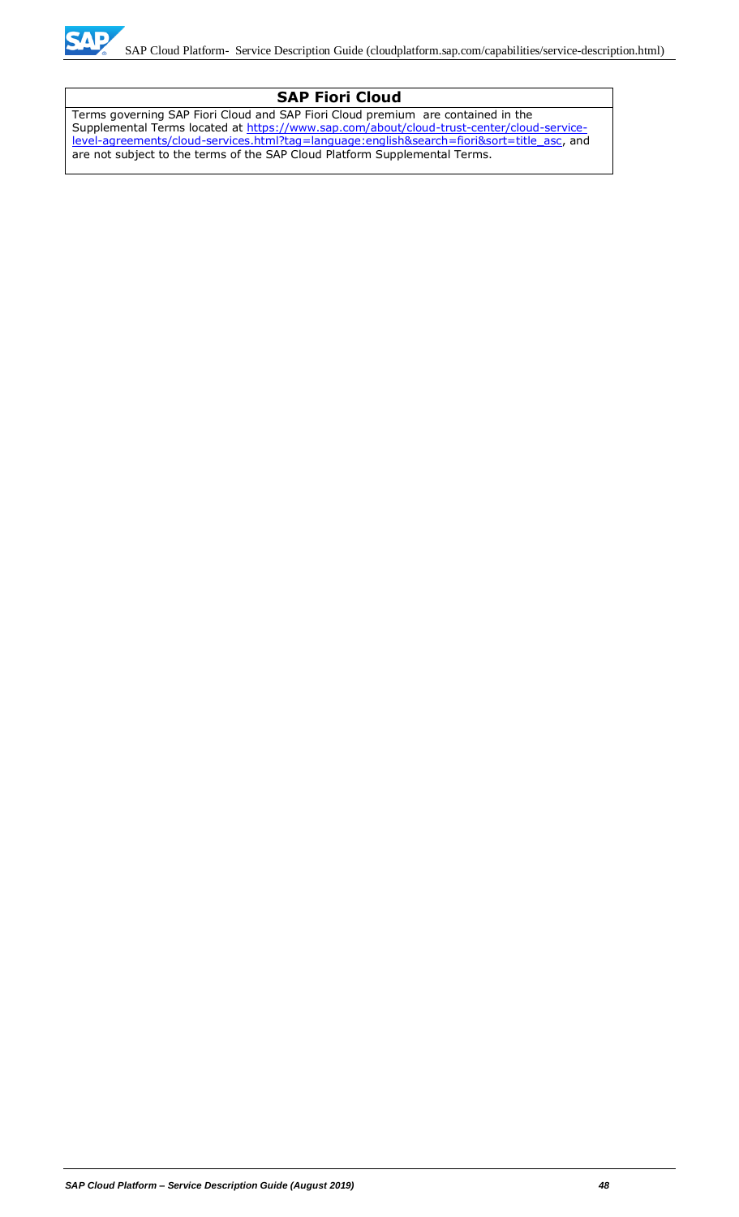## SAP Fiori Cloud

Terms governing SAP Fiori Cloud and SAP Fiori Cloud premium are contained in the Supplemental Terms located at [https://www.sap.com/about/cloud-trust-center/cloud-service-level-agreements/cloud-services.html?tag=language:english&search=fiori&sort=title_asc](https://www.sap.com/about/cloud-trust-center/cloud-service-level-agreements/cloud-services.html?tag=language:english&search=fiori&sort=title_asc), and are not subject to the terms of the SAP Cloud Platform Supplemental Terms.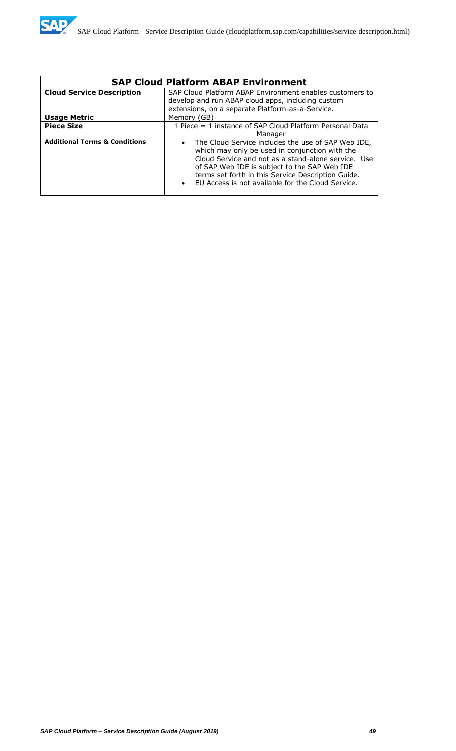| SAP Cloud Platform ABAP Environment | |
|---|---|
| **Cloud Service Description** | SAP Cloud Platform ABAP Environment enables customers to develop and run ABAP cloud apps, including custom extensions, on a separate Platform-as-a-Service. |
| **Usage Metric** | Memory (GB) |
| **Piece Size** | 1 Piece = 1 instance of SAP Cloud Platform Personal Data Manager |
| **Additional Terms & Conditions** | • The Cloud Service includes the use of SAP Web IDE, which may only be used in conjunction with the Cloud Service and not as a stand-alone service. Use of SAP Web IDE is subject to the SAP Web IDE terms set forth in this Service Description Guide.<br>• EU Access is not available for the Cloud Service. |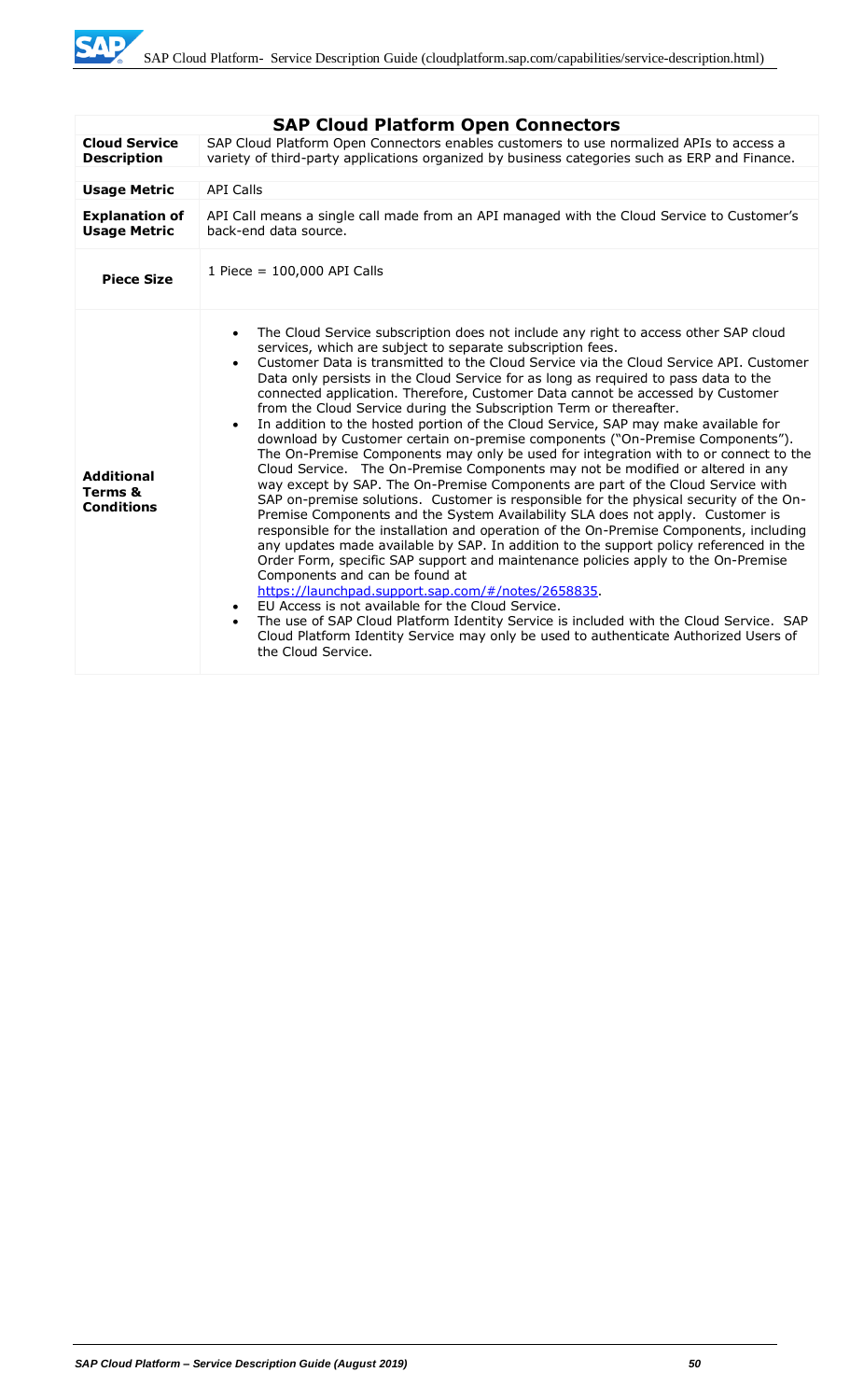| SAP Cloud Platform Open Connectors | |
|---|---|
| **Cloud Service Description** | SAP Cloud Platform Open Connectors enables customers to use normalized APIs to access a variety of third-party applications organized by business categories such as ERP and Finance. |
| **Usage Metric** | API Calls |
| **Explanation of Usage Metric** | API Call means a single call made from an API managed with the Cloud Service to Customer's back-end data source. |
| **Piece Size** | 1 Piece = 100,000 API Calls |
| **Additional Terms & Conditions** | • The Cloud Service subscription does not include any right to access other SAP cloud services, which are subject to separate subscription fees.<br>• Customer Data is transmitted to the Cloud Service via the Cloud Service API. Customer Data only persists in the Cloud Service for as long as required to pass data to the connected application. Therefore, Customer Data cannot be accessed by Customer from the Cloud Service during the Subscription Term or thereafter.<br>• In addition to the hosted portion of the Cloud Service, SAP may make available for download by Customer certain on-premise components ("On-Premise Components"). The On-Premise Components may only be used for integration with to or connect to the Cloud Service. The On-Premise Components may not be modified or altered in any way except by SAP. The On-Premise Components are part of the Cloud Service with SAP on-premise solutions. Customer is responsible for the physical security of the On-Premise Components and the System Availability SLA does not apply. Customer is responsible for the installation and operation of the On-Premise Components, including any updates made available by SAP. In addition to the support policy referenced in the Order Form, specific SAP support and maintenance policies apply to the On-Premise Components and can be found at https://launchpad.support.sap.com/#/notes/2658835.<br>• EU Access is not available for the Cloud Service.<br>• The use of SAP Cloud Platform Identity Service is included with the Cloud Service. SAP Cloud Platform Identity Service may only be used to authenticate Authorized Users of the Cloud Service. |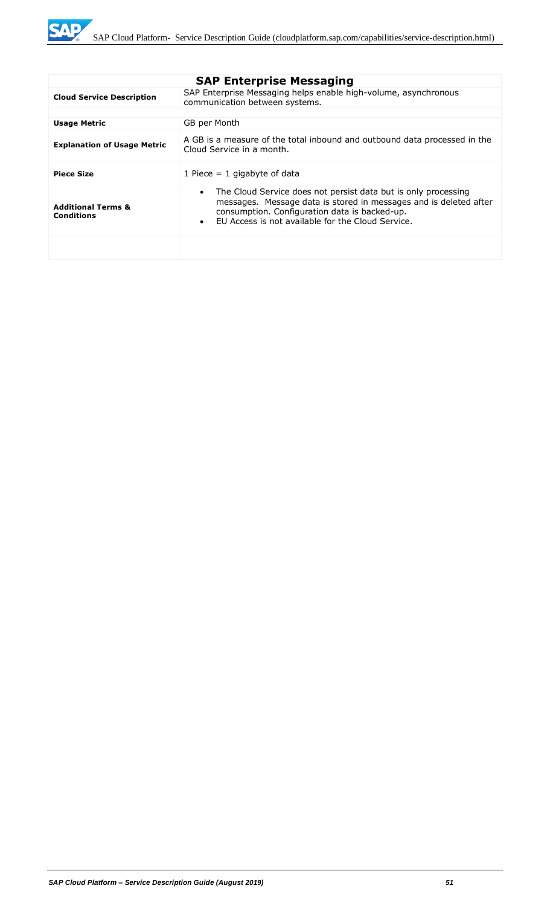| SAP Enterprise Messaging | |
|---|---|
| **Cloud Service Description** | SAP Enterprise Messaging helps enable high-volume, asynchronous communication between systems. |
| **Usage Metric** | GB per Month |
| **Explanation of Usage Metric** | A GB is a measure of the total inbound and outbound data processed in the Cloud Service in a month. |
| **Piece Size** | 1 Piece = 1 gigabyte of data |
| **Additional Terms & Conditions** | • The Cloud Service does not persist data but is only processing messages. Message data is stored in messages and is deleted after consumption. Configuration data is backed-up.<br>• EU Access is not available for the Cloud Service. |
| | |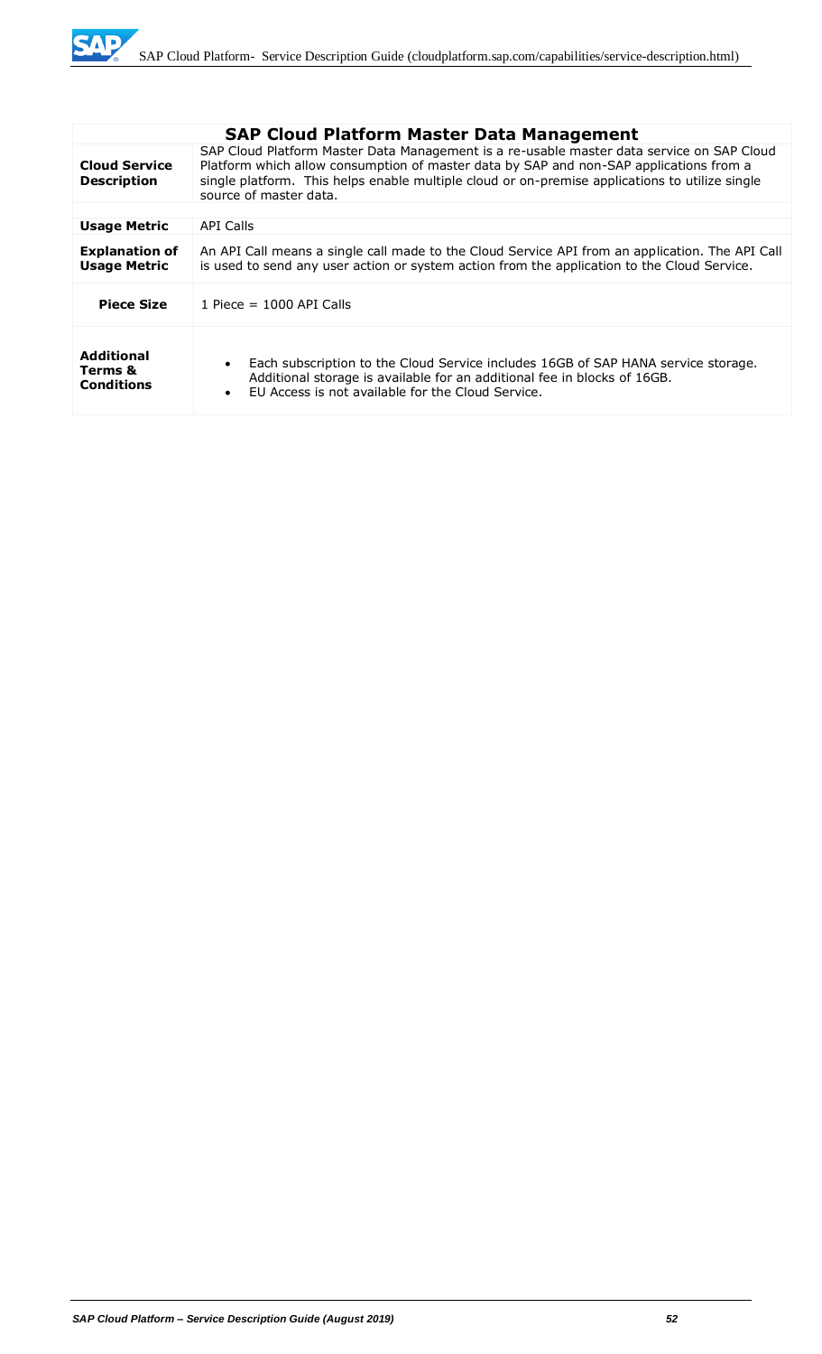| SAP Cloud Platform Master Data Management | |
|---|---|
| **Cloud Service Description** | SAP Cloud Platform Master Data Management is a re-usable master data service on SAP Cloud Platform which allow consumption of master data by SAP and non-SAP applications from a single platform. This helps enable multiple cloud or on-premise applications to utilize single source of master data. |
| **Usage Metric** | API Calls |
| **Explanation of Usage Metric** | An API Call means a single call made to the Cloud Service API from an application. The API Call is used to send any user action or system action from the application to the Cloud Service. |
| **Piece Size** | 1 Piece = 1000 API Calls |
| **Additional Terms & Conditions** | • Each subscription to the Cloud Service includes 16GB of SAP HANA service storage. Additional storage is available for an additional fee in blocks of 16GB.<br>• EU Access is not available for the Cloud Service. |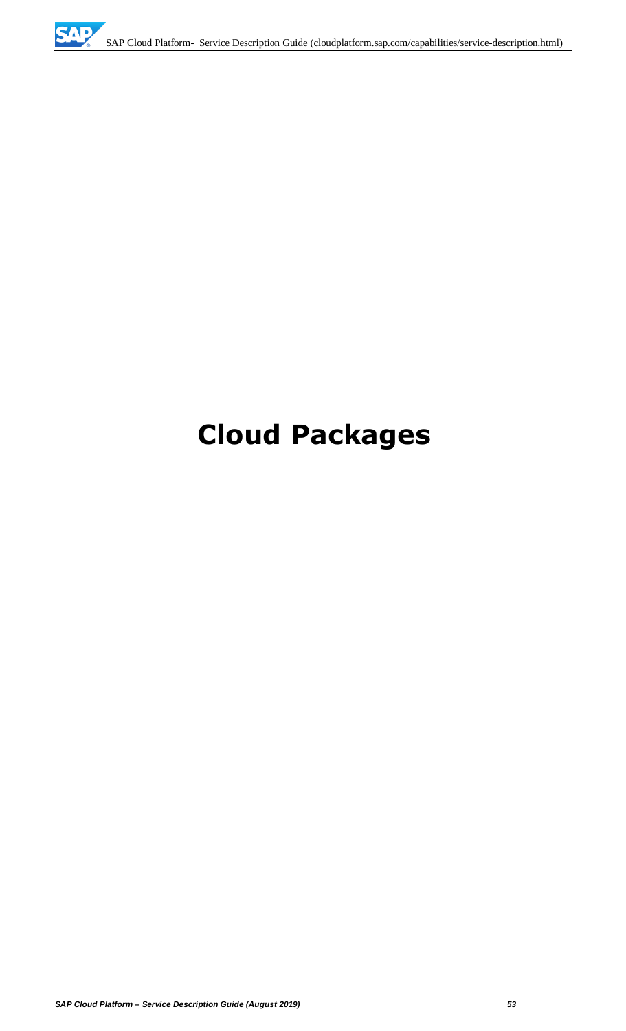# Cloud Packages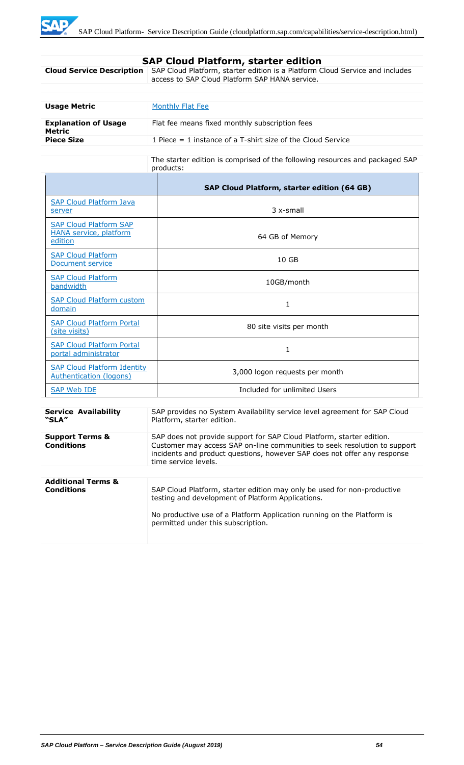## SAP Cloud Platform, starter edition

| | |
|---|---|
| **Cloud Service Description** | SAP Cloud Platform, starter edition is a Platform Cloud Service and includes access to SAP Cloud Platform SAP HANA service. |
| **Usage Metric** | Monthly Flat Fee |
| **Explanation of Usage Metric** | Flat fee means fixed monthly subscription fees |
| **Piece Size** | 1 Piece = 1 instance of a T-shirt size of the Cloud Service |
| | The starter edition is comprised of the following resources and packaged SAP products: |

| | **SAP Cloud Platform, starter edition (64 GB)** |
|---|---|
| SAP Cloud Platform Java server | 3 x-small |
| SAP Cloud Platform SAP HANA service, platform edition | 64 GB of Memory |
| SAP Cloud Platform Document service | 10 GB |
| SAP Cloud Platform bandwidth | 10GB/month |
| SAP Cloud Platform custom domain | 1 |
| SAP Cloud Platform Portal (site visits) | 80 site visits per month |
| SAP Cloud Platform Portal portal administrator | 1 |
| SAP Cloud Platform Identity Authentication (logons) | 3,000 logon requests per month |
| SAP Web IDE | Included for unlimited Users |

| | |
|---|---|
| **Service Availability "SLA"** | SAP provides no System Availability service level agreement for SAP Cloud Platform, starter edition. |
| **Support Terms & Conditions** | SAP does not provide support for SAP Cloud Platform, starter edition. Customer may access SAP on-line communities to seek resolution to support incidents and product questions, however SAP does not offer any response time service levels. |
| **Additional Terms & Conditions** | SAP Cloud Platform, starter edition may only be used for non-productive testing and development of Platform Applications.<br><br>No productive use of a Platform Application running on the Platform is permitted under this subscription. |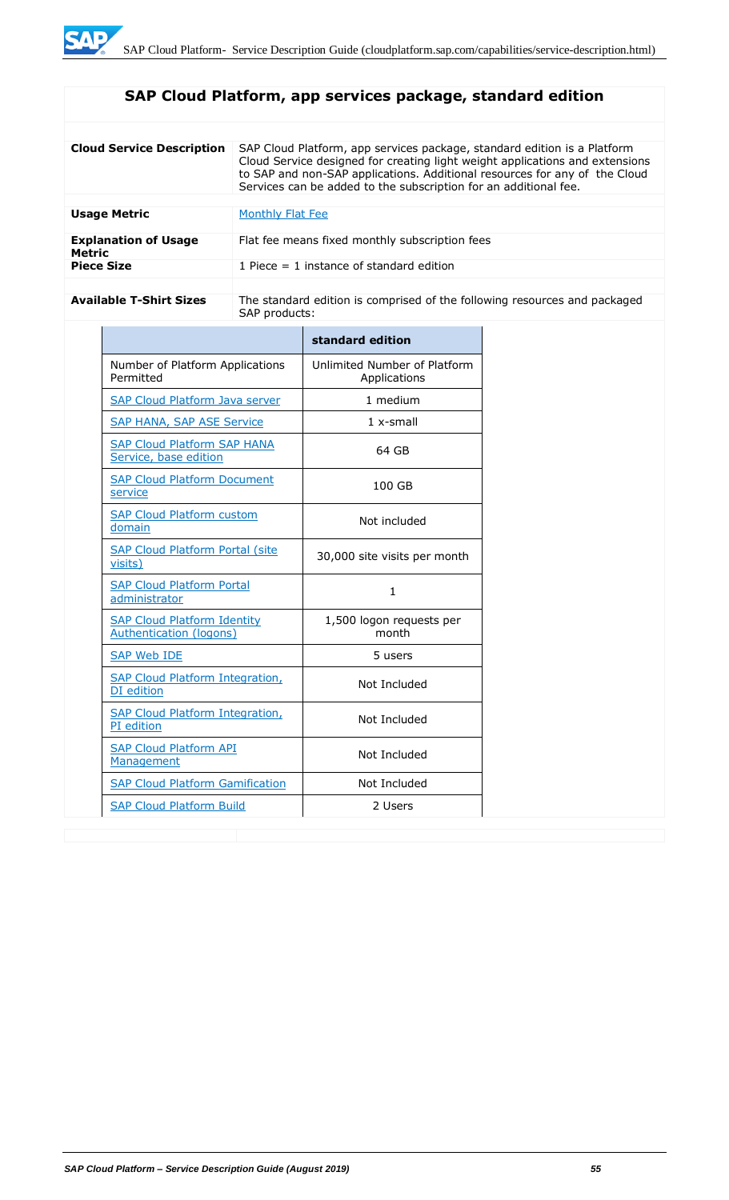## SAP Cloud Platform, app services package, standard edition

| | |
|---|---|
| **Cloud Service Description** | SAP Cloud Platform, app services package, standard edition is a Platform Cloud Service designed for creating light weight applications and extensions to SAP and non-SAP applications. Additional resources for any of the Cloud Services can be added to the subscription for an additional fee. |
| **Usage Metric** | Monthly Flat Fee |
| **Explanation of Usage Metric** | Flat fee means fixed monthly subscription fees |
| **Piece Size** | 1 Piece = 1 instance of standard edition |
| **Available T-Shirt Sizes** | The standard edition is comprised of the following resources and packaged SAP products: |

| | standard edition |
|---|---|
| Number of Platform Applications Permitted | Unlimited Number of Platform Applications |
| SAP Cloud Platform Java server | 1 medium |
| SAP HANA, SAP ASE Service | 1 x-small |
| SAP Cloud Platform SAP HANA Service, base edition | 64 GB |
| SAP Cloud Platform Document service | 100 GB |
| SAP Cloud Platform custom domain | Not included |
| SAP Cloud Platform Portal (site visits) | 30,000 site visits per month |
| SAP Cloud Platform Portal administrator | 1 |
| SAP Cloud Platform Identity Authentication (logons) | 1,500 logon requests per month |
| SAP Web IDE | 5 users |
| SAP Cloud Platform Integration, DI edition | Not Included |
| SAP Cloud Platform Integration, PI edition | Not Included |
| SAP Cloud Platform API Management | Not Included |
| SAP Cloud Platform Gamification | Not Included |
| SAP Cloud Platform Build | 2 Users |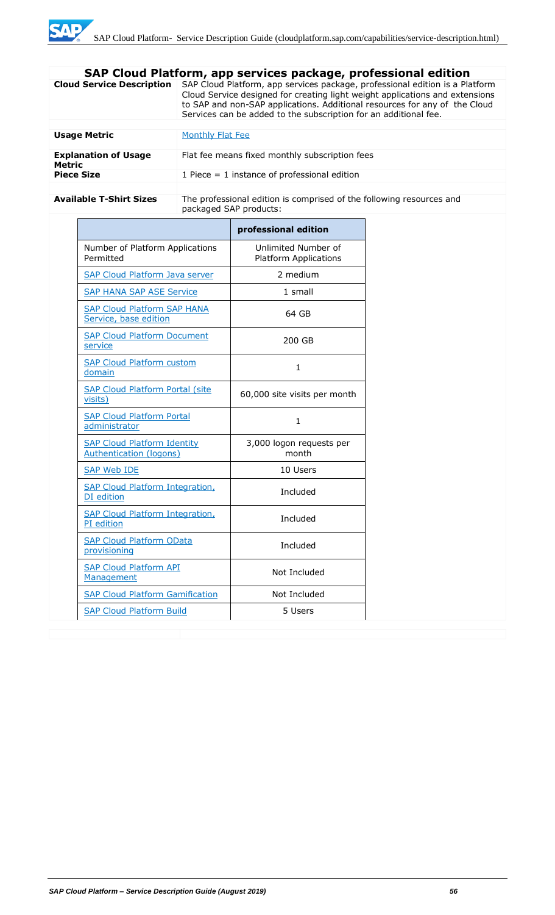## SAP Cloud Platform, app services package, professional edition

| | |
|---|---|
| **Cloud Service Description** | SAP Cloud Platform, app services package, professional edition is a Platform Cloud Service designed for creating light weight applications and extensions to SAP and non-SAP applications. Additional resources for any of the Cloud Services can be added to the subscription for an additional fee. |
| **Usage Metric** | Monthly Flat Fee |
| **Explanation of Usage Metric** | Flat fee means fixed monthly subscription fees |
| **Piece Size** | 1 Piece = 1 instance of professional edition |
| **Available T-Shirt Sizes** | The professional edition is comprised of the following resources and packaged SAP products: |

| | professional edition |
|---|---|
| Number of Platform Applications Permitted | Unlimited Number of Platform Applications |
| SAP Cloud Platform Java server | 2 medium |
| SAP HANA SAP ASE Service | 1 small |
| SAP Cloud Platform SAP HANA Service, base edition | 64 GB |
| SAP Cloud Platform Document service | 200 GB |
| SAP Cloud Platform custom domain | 1 |
| SAP Cloud Platform Portal (site visits) | 60,000 site visits per month |
| SAP Cloud Platform Portal administrator | 1 |
| SAP Cloud Platform Identity Authentication (logons) | 3,000 logon requests per month |
| SAP Web IDE | 10 Users |
| SAP Cloud Platform Integration, DI edition | Included |
| SAP Cloud Platform Integration, PI edition | Included |
| SAP Cloud Platform OData provisioning | Included |
| SAP Cloud Platform API Management | Not Included |
| SAP Cloud Platform Gamification | Not Included |
| SAP Cloud Platform Build | 5 Users |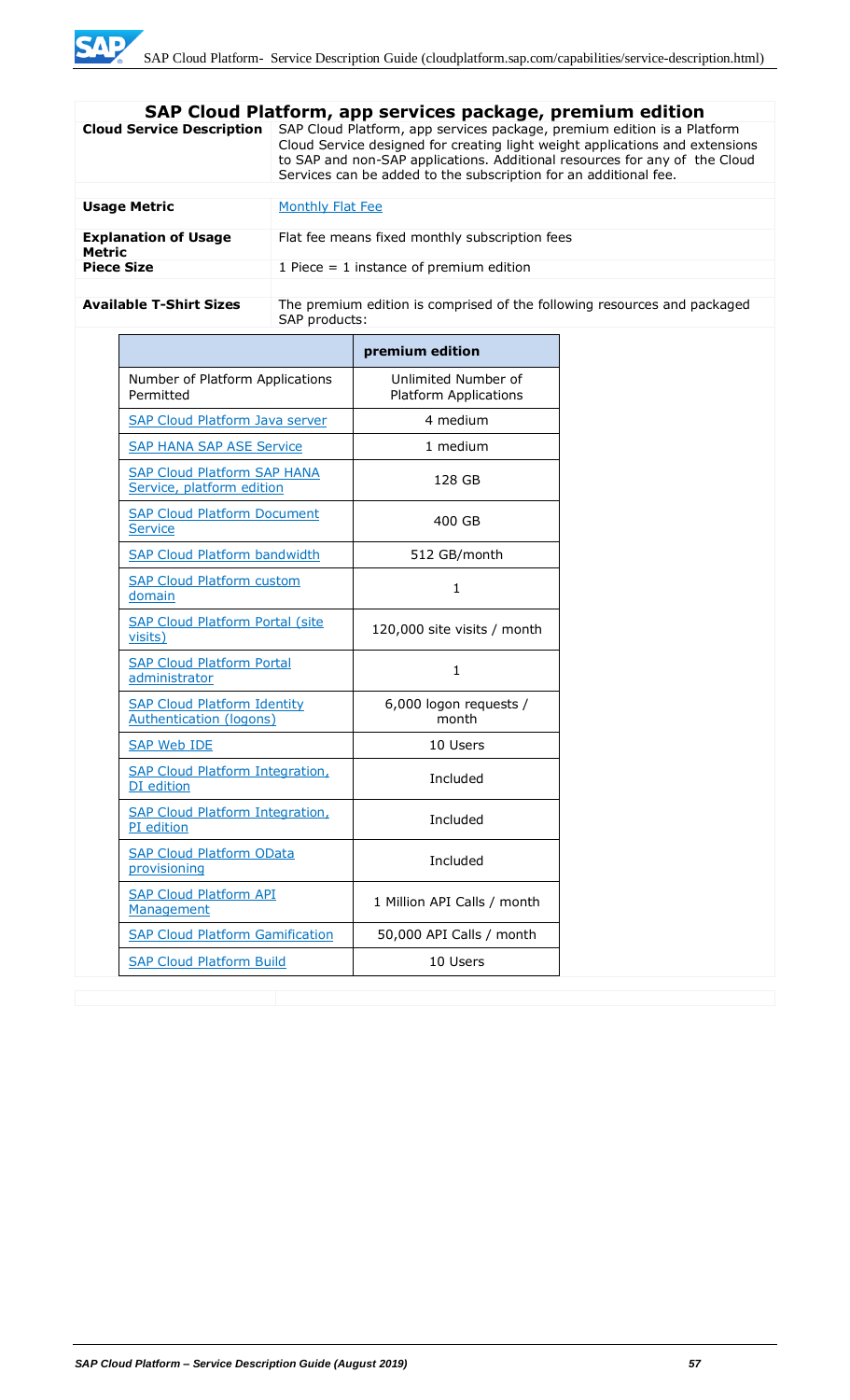## SAP Cloud Platform, app services package, premium edition

| | |
|---|---|
| **Cloud Service Description** | SAP Cloud Platform, app services package, premium edition is a Platform Cloud Service designed for creating light weight applications and extensions to SAP and non-SAP applications. Additional resources for any of the Cloud Services can be added to the subscription for an additional fee. |
| **Usage Metric** | Monthly Flat Fee |
| **Explanation of Usage Metric** | Flat fee means fixed monthly subscription fees |
| **Piece Size** | 1 Piece = 1 instance of premium edition |
| **Available T-Shirt Sizes** | The premium edition is comprised of the following resources and packaged SAP products: |

| | premium edition |
|---|---|
| Number of Platform Applications Permitted | Unlimited Number of Platform Applications |
| SAP Cloud Platform Java server | 4 medium |
| SAP HANA SAP ASE Service | 1 medium |
| SAP Cloud Platform SAP HANA Service, platform edition | 128 GB |
| SAP Cloud Platform Document Service | 400 GB |
| SAP Cloud Platform bandwidth | 512 GB/month |
| SAP Cloud Platform custom domain | 1 |
| SAP Cloud Platform Portal (site visits) | 120,000 site visits / month |
| SAP Cloud Platform Portal administrator | 1 |
| SAP Cloud Platform Identity Authentication (logons) | 6,000 logon requests / month |
| SAP Web IDE | 10 Users |
| SAP Cloud Platform Integration, DI edition | Included |
| SAP Cloud Platform Integration, PI edition | Included |
| SAP Cloud Platform OData provisioning | Included |
| SAP Cloud Platform API Management | 1 Million API Calls / month |
| SAP Cloud Platform Gamification | 50,000 API Calls / month |
| SAP Cloud Platform Build | 10 Users |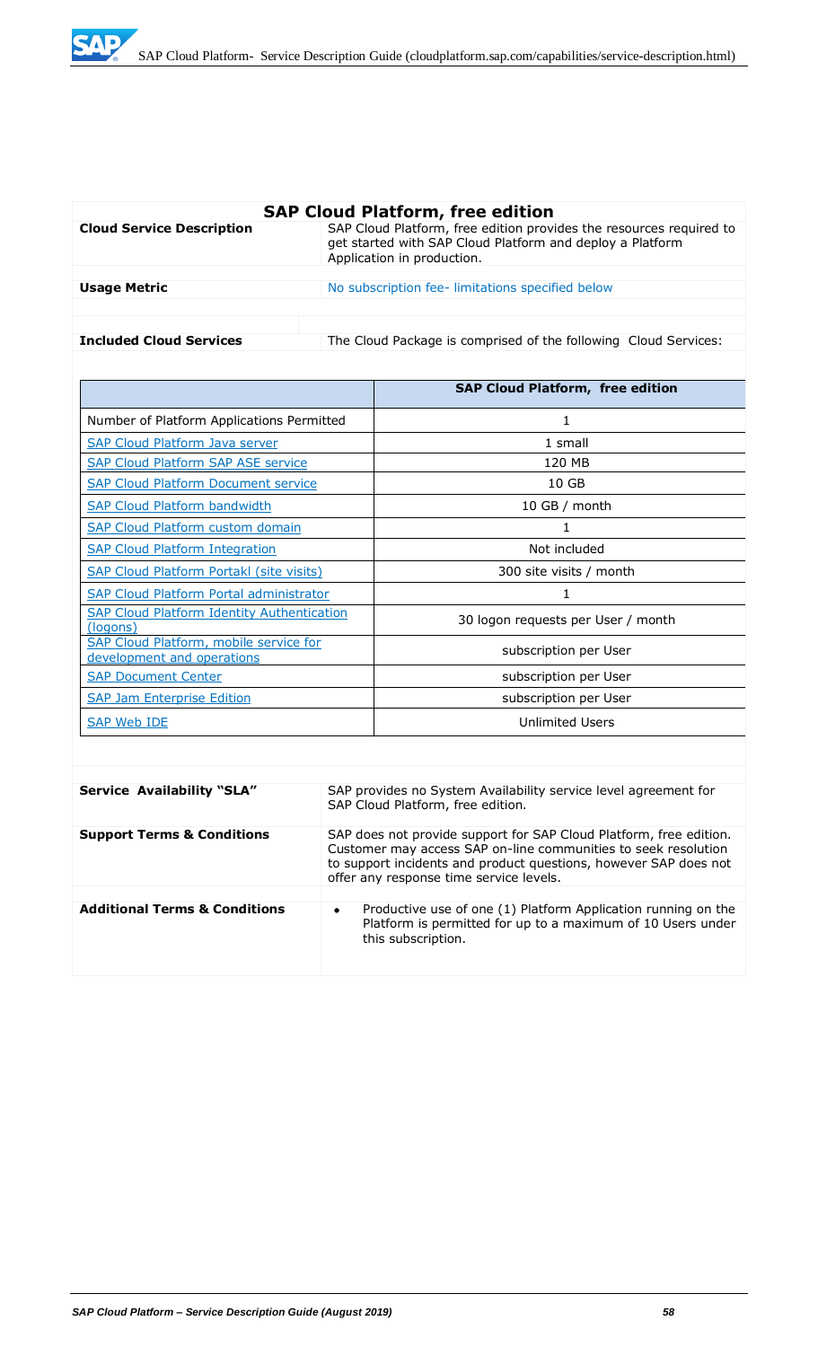## SAP Cloud Platform, free edition

| | |
|---|---|
| **Cloud Service Description** | SAP Cloud Platform, free edition provides the resources required to get started with SAP Cloud Platform and deploy a Platform Application in production. |
| **Usage Metric** | No subscription fee- limitations specified below |
| **Included Cloud Services** | The Cloud Package is comprised of the following Cloud Services: |

| | SAP Cloud Platform, free edition |
|---|---|
| Number of Platform Applications Permitted | 1 |
| SAP Cloud Platform Java server | 1 small |
| SAP Cloud Platform SAP ASE service | 120 MB |
| SAP Cloud Platform Document service | 10 GB |
| SAP Cloud Platform bandwidth | 10 GB / month |
| SAP Cloud Platform custom domain | 1 |
| SAP Cloud Platform Integration | Not included |
| SAP Cloud Platform Portakl (site visits) | 300 site visits / month |
| SAP Cloud Platform Portal administrator | 1 |
| SAP Cloud Platform Identity Authentication (logons) | 30 logon requests per User / month |
| SAP Cloud Platform, mobile service for development and operations | subscription per User |
| SAP Document Center | subscription per User |
| SAP Jam Enterprise Edition | subscription per User |
| SAP Web IDE | Unlimited Users |

| | |
|---|---|
| **Service Availability "SLA"** | SAP provides no System Availability service level agreement for SAP Cloud Platform, free edition. |
| **Support Terms & Conditions** | SAP does not provide support for SAP Cloud Platform, free edition. Customer may access SAP on-line communities to seek resolution to support incidents and product questions, however SAP does not offer any response time service levels. |
| **Additional Terms & Conditions** | • Productive use of one (1) Platform Application running on the Platform is permitted for up to a maximum of 10 Users under this subscription. |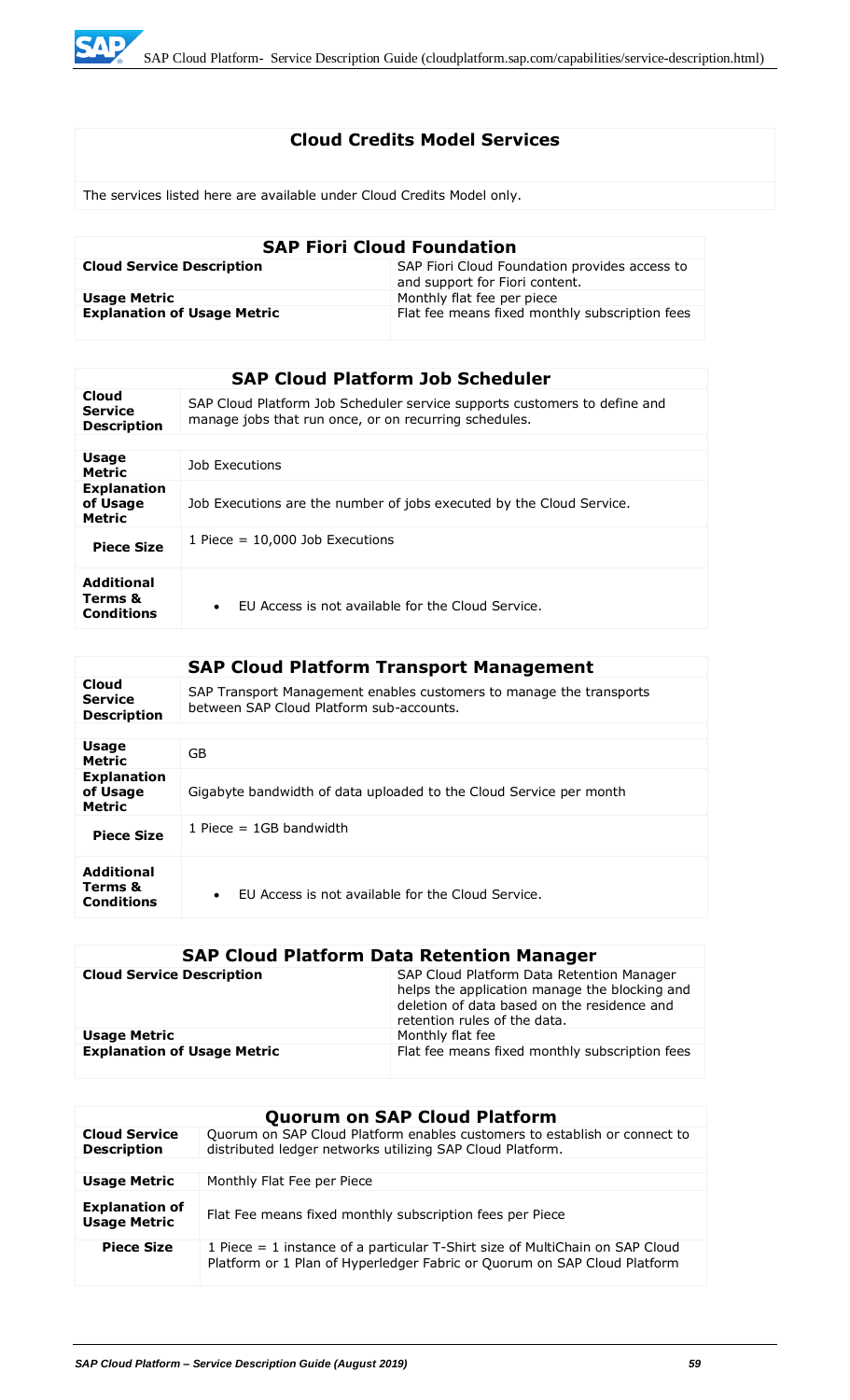## Cloud Credits Model Services

The services listed here are available under Cloud Credits Model only.

| SAP Fiori Cloud Foundation | |
|---|---|
| **Cloud Service Description** | SAP Fiori Cloud Foundation provides access to and support for Fiori content. |
| **Usage Metric** | Monthly flat fee per piece |
| **Explanation of Usage Metric** | Flat fee means fixed monthly subscription fees |

| SAP Cloud Platform Job Scheduler | |
|---|---|
| **Cloud Service Description** | SAP Cloud Platform Job Scheduler service supports customers to define and manage jobs that run once, or on recurring schedules. |
| **Usage Metric** | Job Executions |
| **Explanation of Usage Metric** | Job Executions are the number of jobs executed by the Cloud Service. |
| **Piece Size** | 1 Piece = 10,000 Job Executions |
| **Additional Terms & Conditions** | • EU Access is not available for the Cloud Service. |

| SAP Cloud Platform Transport Management | |
|---|---|
| **Cloud Service Description** | SAP Transport Management enables customers to manage the transports between SAP Cloud Platform sub-accounts. |
| **Usage Metric** | GB |
| **Explanation of Usage Metric** | Gigabyte bandwidth of data uploaded to the Cloud Service per month |
| **Piece Size** | 1 Piece = 1GB bandwidth |
| **Additional Terms & Conditions** | • EU Access is not available for the Cloud Service. |

| SAP Cloud Platform Data Retention Manager | |
|---|---|
| **Cloud Service Description** | SAP Cloud Platform Data Retention Manager helps the application manage the blocking and deletion of data based on the residence and retention rules of the data. |
| **Usage Metric** | Monthly flat fee |
| **Explanation of Usage Metric** | Flat fee means fixed monthly subscription fees |

| Quorum on SAP Cloud Platform | |
|---|---|
| **Cloud Service Description** | Quorum on SAP Cloud Platform enables customers to establish or connect to distributed ledger networks utilizing SAP Cloud Platform. |
| **Usage Metric** | Monthly Flat Fee per Piece |
| **Explanation of Usage Metric** | Flat Fee means fixed monthly subscription fees per Piece |
| **Piece Size** | 1 Piece = 1 instance of a particular T-Shirt size of MultiChain on SAP Cloud Platform or 1 Plan of Hyperledger Fabric or Quorum on SAP Cloud Platform |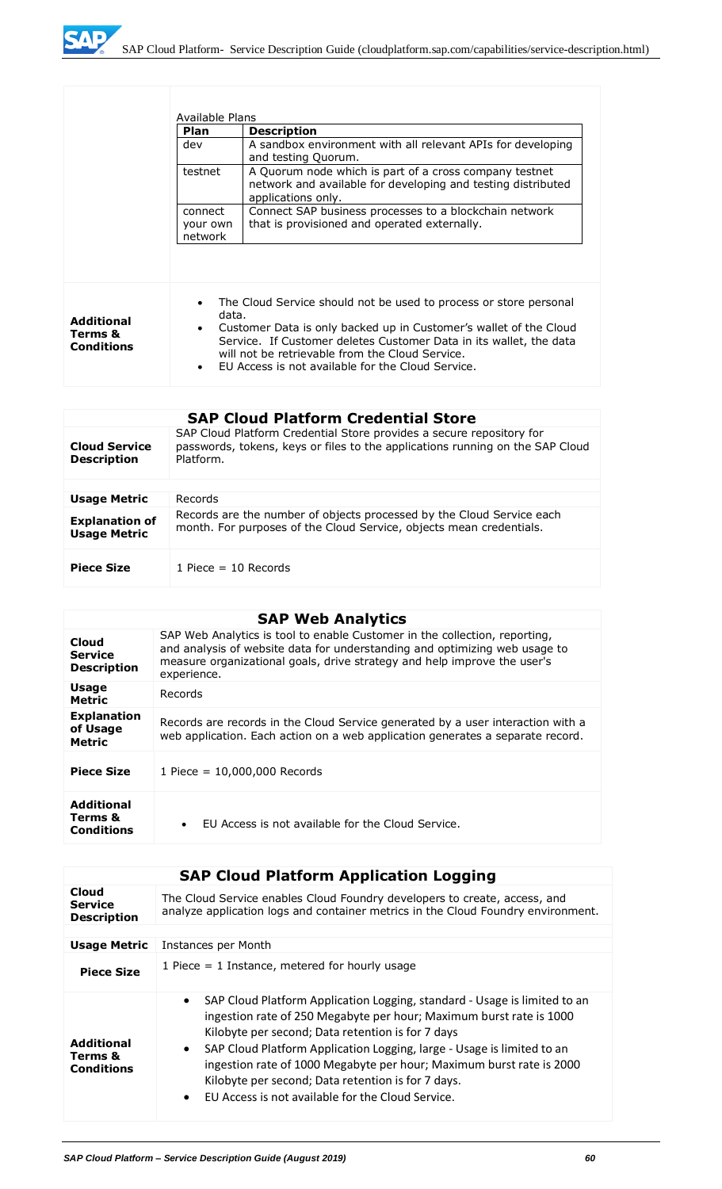| | |
|---|---|
| | Available Plans<br><br>**Plan** / **Description**<br>dev — A sandbox environment with all relevant APIs for developing and testing Quorum.<br>testnet — A Quorum node which is part of a cross company testnet network and available for developing and testing distributed applications only.<br>connect your own network — Connect SAP business processes to a blockchain network that is provisioned and operated externally. |
| **Additional Terms & Conditions** | • The Cloud Service should not be used to process or store personal data.<br>• Customer Data is only backed up in Customer's wallet of the Cloud Service. If Customer deletes Customer Data in its wallet, the data will not be retrievable from the Cloud Service.<br>• EU Access is not available for the Cloud Service. |

## SAP Cloud Platform Credential Store

| | |
|---|---|
| **Cloud Service Description** | SAP Cloud Platform Credential Store provides a secure repository for passwords, tokens, keys or files to the applications running on the SAP Cloud Platform. |
| **Usage Metric** | Records |
| **Explanation of Usage Metric** | Records are the number of objects processed by the Cloud Service each month. For purposes of the Cloud Service, objects mean credentials. |
| **Piece Size** | 1 Piece = 10 Records |

## SAP Web Analytics

| | |
|---|---|
| **Cloud Service Description** | SAP Web Analytics is tool to enable Customer in the collection, reporting, and analysis of website data for understanding and optimizing web usage to measure organizational goals, drive strategy and help improve the user's experience. |
| **Usage Metric** | Records |
| **Explanation of Usage Metric** | Records are records in the Cloud Service generated by a user interaction with a web application. Each action on a web application generates a separate record. |
| **Piece Size** | 1 Piece = 10,000,000 Records |
| **Additional Terms & Conditions** | • EU Access is not available for the Cloud Service. |

## SAP Cloud Platform Application Logging

| | |
|---|---|
| **Cloud Service Description** | The Cloud Service enables Cloud Foundry developers to create, access, and analyze application logs and container metrics in the Cloud Foundry environment. |
| **Usage Metric** | Instances per Month |
| **Piece Size** | 1 Piece = 1 Instance, metered for hourly usage |
| **Additional Terms & Conditions** | • SAP Cloud Platform Application Logging, standard - Usage is limited to an ingestion rate of 250 Megabyte per hour; Maximum burst rate is 1000 Kilobyte per second; Data retention is for 7 days<br>• SAP Cloud Platform Application Logging, large - Usage is limited to an ingestion rate of 1000 Megabyte per hour; Maximum burst rate is 2000 Kilobyte per second; Data retention is for 7 days.<br>• EU Access is not available for the Cloud Service. |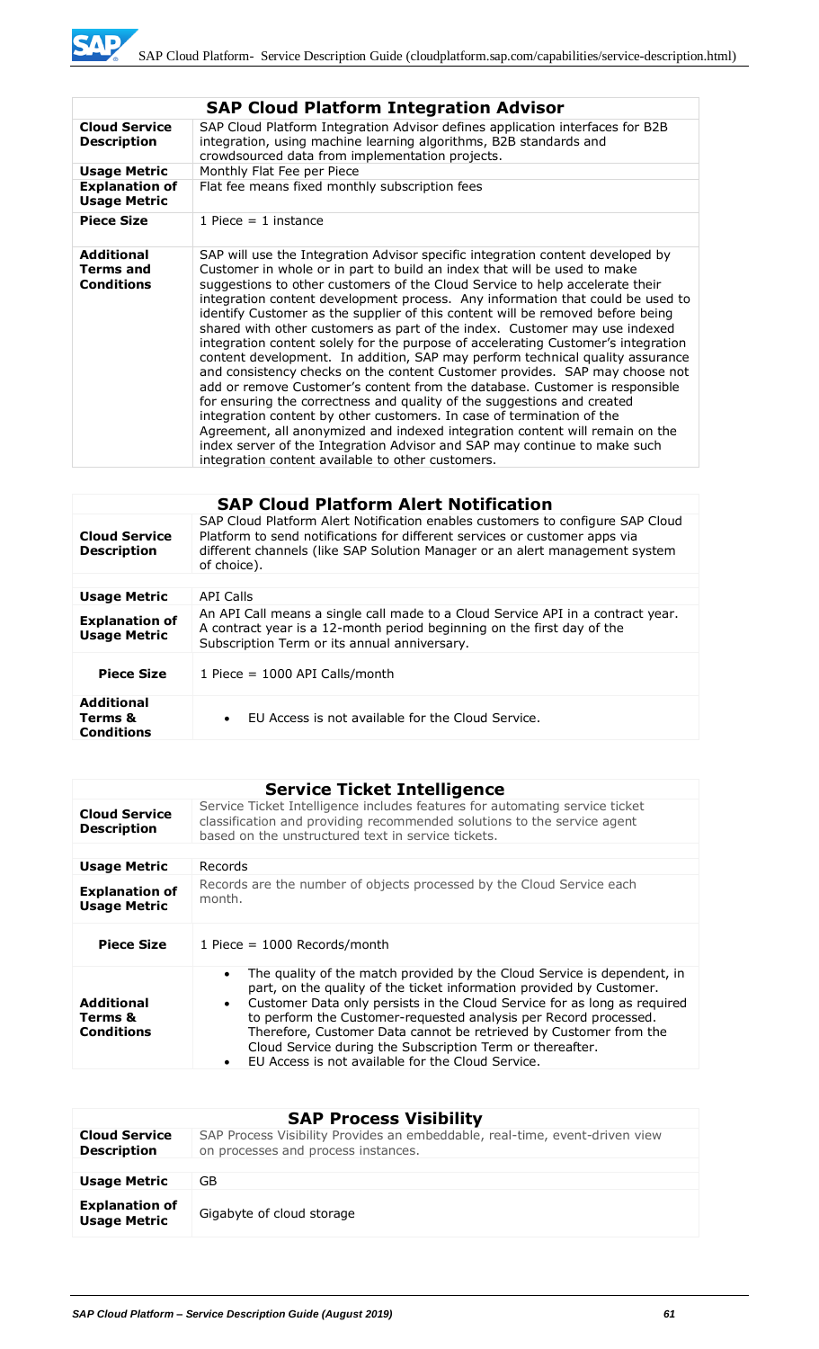| SAP Cloud Platform Integration Advisor | |
|---|---|
| **Cloud Service Description** | SAP Cloud Platform Integration Advisor defines application interfaces for B2B integration, using machine learning algorithms, B2B standards and crowdsourced data from implementation projects. |
| **Usage Metric** | Monthly Flat Fee per Piece |
| **Explanation of Usage Metric** | Flat fee means fixed monthly subscription fees |
| **Piece Size** | 1 Piece = 1 instance |
| **Additional Terms and Conditions** | SAP will use the Integration Advisor specific integration content developed by Customer in whole or in part to build an index that will be used to make suggestions to other customers of the Cloud Service to help accelerate their integration content development process. Any information that could be used to identify Customer as the supplier of this content will be removed before being shared with other customers as part of the index. Customer may use indexed integration content solely for the purpose of accelerating Customer's integration content development. In addition, SAP may perform technical quality assurance and consistency checks on the content Customer provides. SAP may choose not add or remove Customer's content from the database. Customer is responsible for ensuring the correctness and quality of the suggestions and created integration content by other customers. In case of termination of the Agreement, all anonymized and indexed integration content will remain on the index server of the Integration Advisor and SAP may continue to make such integration content available to other customers. |

| SAP Cloud Platform Alert Notification | |
|---|---|
| **Cloud Service Description** | SAP Cloud Platform Alert Notification enables customers to configure SAP Cloud Platform to send notifications for different services or customer apps via different channels (like SAP Solution Manager or an alert management system of choice). |
| **Usage Metric** | API Calls |
| **Explanation of Usage Metric** | An API Call means a single call made to a Cloud Service API in a contract year. A contract year is a 12-month period beginning on the first day of the Subscription Term or its annual anniversary. |
| **Piece Size** | 1 Piece = 1000 API Calls/month |
| **Additional Terms & Conditions** | • EU Access is not available for the Cloud Service. |

| Service Ticket Intelligence | |
|---|---|
| **Cloud Service Description** | Service Ticket Intelligence includes features for automating service ticket classification and providing recommended solutions to the service agent based on the unstructured text in service tickets. |
| **Usage Metric** | Records |
| **Explanation of Usage Metric** | Records are the number of objects processed by the Cloud Service each month. |
| **Piece Size** | 1 Piece = 1000 Records/month |
| **Additional Terms & Conditions** | • The quality of the match provided by the Cloud Service is dependent, in part, on the quality of the ticket information provided by Customer.<br>• Customer Data only persists in the Cloud Service for as long as required to perform the Customer-requested analysis per Record processed. Therefore, Customer Data cannot be retrieved by Customer from the Cloud Service during the Subscription Term or thereafter.<br>• EU Access is not available for the Cloud Service. |

| SAP Process Visibility | |
|---|---|
| **Cloud Service Description** | SAP Process Visibility Provides an embeddable, real-time, event-driven view on processes and process instances. |
| **Usage Metric** | GB |
| **Explanation of Usage Metric** | Gigabyte of cloud storage |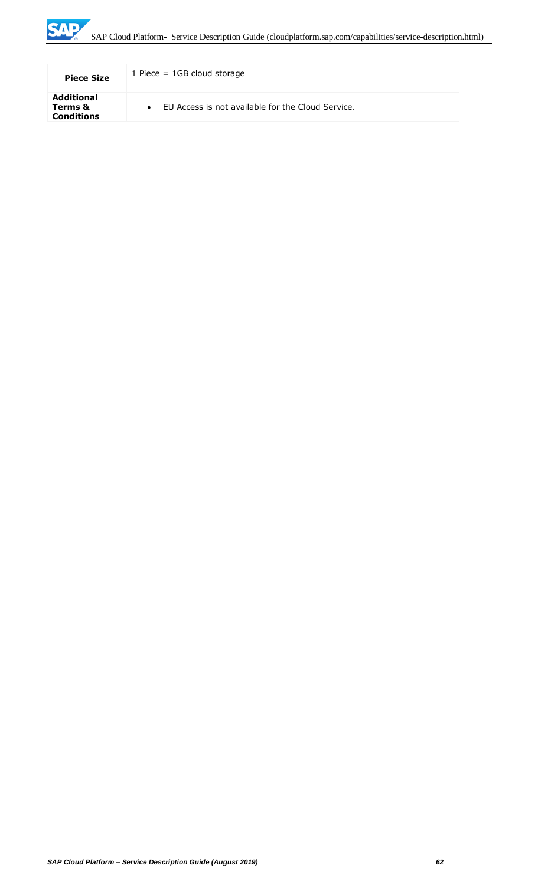| | |
|---|---|
| **Piece Size** | 1 Piece = 1GB cloud storage |
| **Additional Terms & Conditions** | • EU Access is not available for the Cloud Service. |